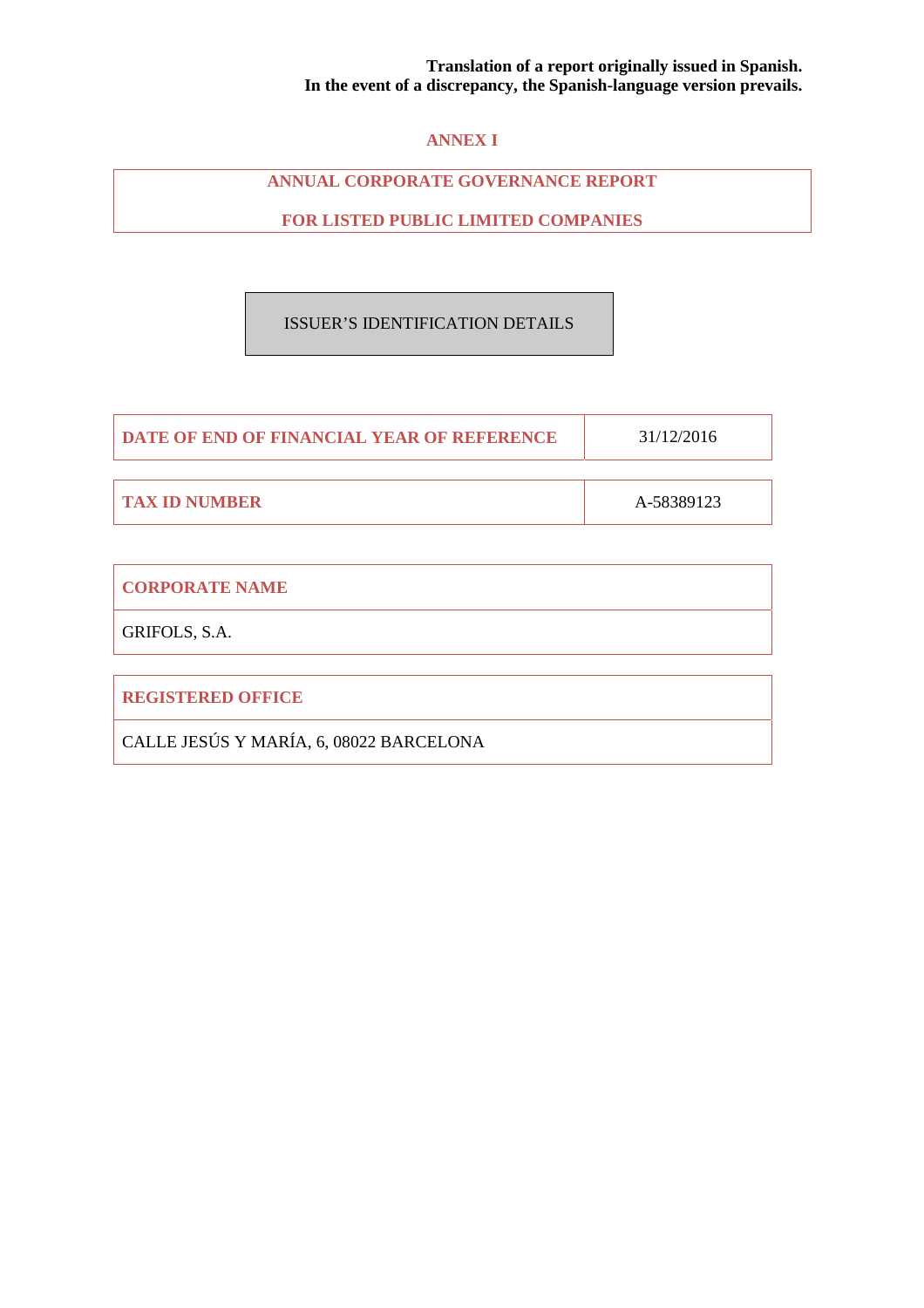**Translation of a report originally issued in Spanish.**
**In the event of a discrepancy, the Spanish-language version prevails.**

# ANNEX I

## ANNUAL CORPORATE GOVERNANCE REPORT

## FOR LISTED PUBLIC LIMITED COMPANIES

### ISSUER'S IDENTIFICATION DETAILS

| DATE OF END OF FINANCIAL YEAR OF REFERENCE | 31/12/2016 |
|---|---|

| TAX ID NUMBER | A-58389123 |
|---|---|

| CORPORATE NAME |
|---|
| GRIFOLS, S.A. |

| REGISTERED OFFICE |
|---|
| CALLE JESÚS Y MARÍA, 6, 08022 BARCELONA |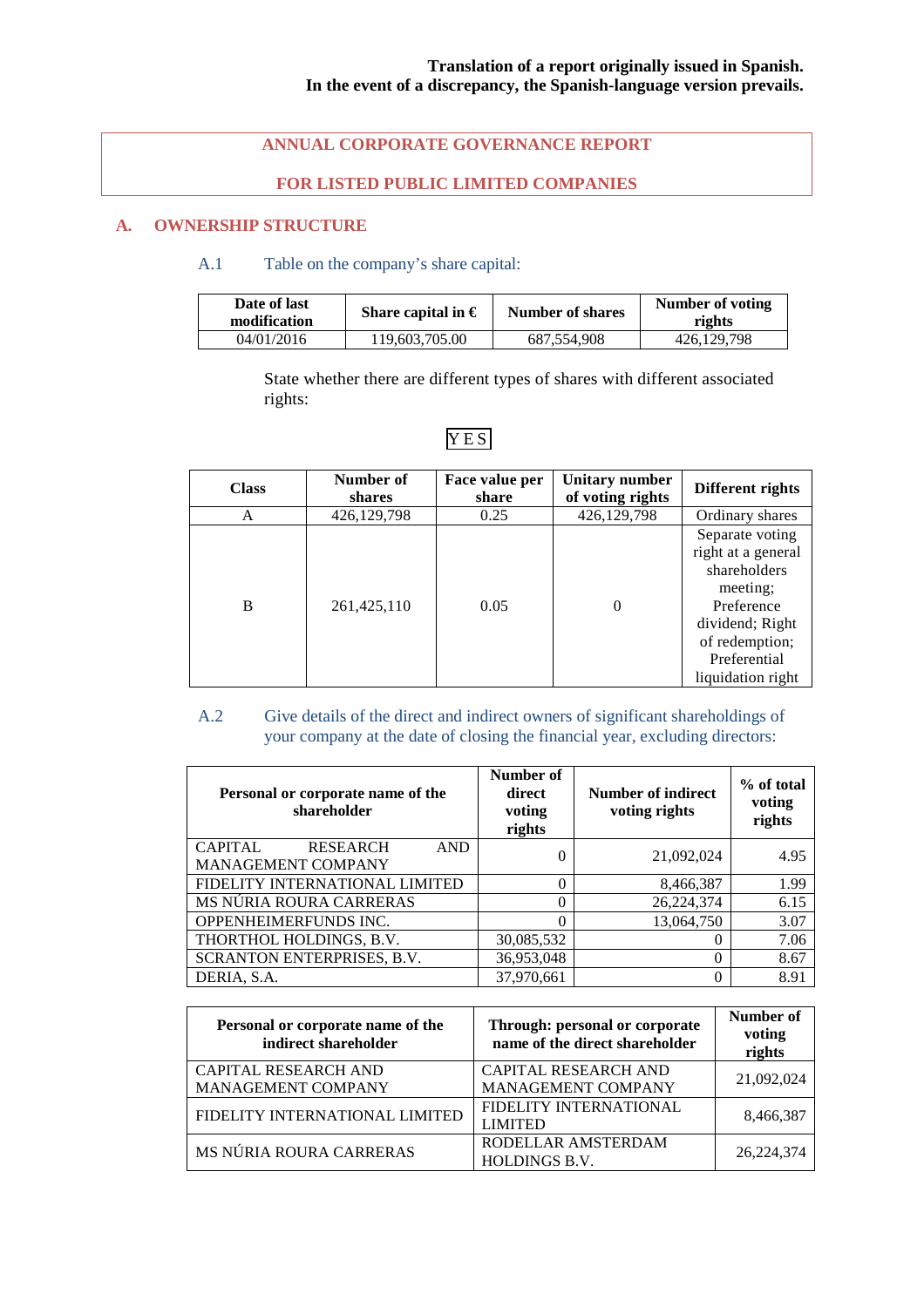**Translation of a report originally issued in Spanish.**
**In the event of a discrepancy, the Spanish-language version prevails.**

# ANNUAL CORPORATE GOVERNANCE REPORT

# FOR LISTED PUBLIC LIMITED COMPANIES

## A. OWNERSHIP STRUCTURE

### A.1 Table on the company's share capital:

| Date of last modification | Share capital in € | Number of shares | Number of voting rights |
|---|---|---|---|
| 04/01/2016 | 119,603,705.00 | 687,554,908 | 426,129,798 |

State whether there are different types of shares with different associated rights:

YES

| Class | Number of shares | Face value per share | Unitary number of voting rights | Different rights |
|---|---|---|---|---|
| A | 426,129,798 | 0.25 | 426,129,798 | Ordinary shares |
| B | 261,425,110 | 0.05 | 0 | Separate voting right at a general shareholders meeting; Preference dividend; Right of redemption; Preferential liquidation right |

### A.2 Give details of the direct and indirect owners of significant shareholdings of your company at the date of closing the financial year, excluding directors:

| Personal or corporate name of the shareholder | Number of direct voting rights | Number of indirect voting rights | % of total voting rights |
|---|---|---|---|
| CAPITAL RESEARCH AND MANAGEMENT COMPANY | 0 | 21,092,024 | 4.95 |
| FIDELITY INTERNATIONAL LIMITED | 0 | 8,466,387 | 1.99 |
| MS NÚRIA ROURA CARRERAS | 0 | 26,224,374 | 6.15 |
| OPPENHEIMERFUNDS INC. | 0 | 13,064,750 | 3.07 |
| THORTHOL HOLDINGS, B.V. | 30,085,532 | 0 | 7.06 |
| SCRANTON ENTERPRISES, B.V. | 36,953,048 | 0 | 8.67 |
| DERIA, S.A. | 37,970,661 | 0 | 8.91 |

| Personal or corporate name of the indirect shareholder | Through: personal or corporate name of the direct shareholder | Number of voting rights |
|---|---|---|
| CAPITAL RESEARCH AND MANAGEMENT COMPANY | CAPITAL RESEARCH AND MANAGEMENT COMPANY | 21,092,024 |
| FIDELITY INTERNATIONAL LIMITED | FIDELITY INTERNATIONAL LIMITED | 8,466,387 |
| MS NÚRIA ROURA CARRERAS | RODELLAR AMSTERDAM HOLDINGS B.V. | 26,224,374 |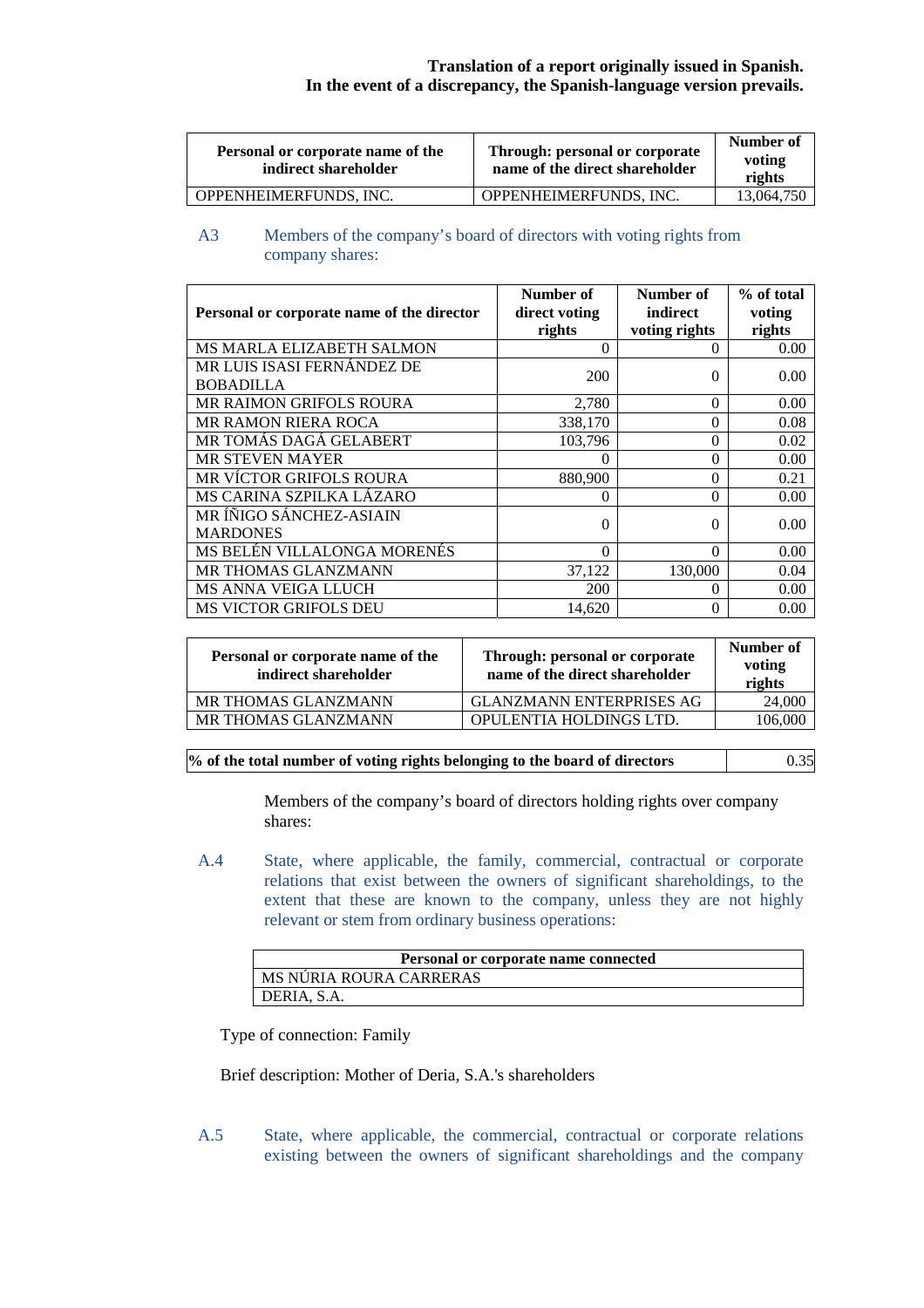**Translation of a report originally issued in Spanish.**
**In the event of a discrepancy, the Spanish-language version prevails.**

| Personal or corporate name of the indirect shareholder | Through: personal or corporate name of the direct shareholder | Number of voting rights |
|---|---|---|
| OPPENHEIMERFUNDS, INC. | OPPENHEIMERFUNDS, INC. | 13,064,750 |

A3 Members of the company's board of directors with voting rights from company shares:

| Personal or corporate name of the director | Number of direct voting rights | Number of indirect voting rights | % of total voting rights |
|---|---|---|---|
| MS MARLA ELIZABETH SALMON | 0 | 0 | 0.00 |
| MR LUIS ISASI FERNÁNDEZ DE BOBADILLA | 200 | 0 | 0.00 |
| MR RAIMON GRIFOLS ROURA | 2,780 | 0 | 0.00 |
| MR RAMON RIERA ROCA | 338,170 | 0 | 0.08 |
| MR TOMÁS DAGÁ GELABERT | 103,796 | 0 | 0.02 |
| MR STEVEN MAYER | 0 | 0 | 0.00 |
| MR VÍCTOR GRIFOLS ROURA | 880,900 | 0 | 0.21 |
| MS CARINA SZPILKA LÁZARO | 0 | 0 | 0.00 |
| MR ÍÑIGO SÁNCHEZ-ASIAIN MARDONES | 0 | 0 | 0.00 |
| MS BELÉN VILLALONGA MORENÉS | 0 | 0 | 0.00 |
| MR THOMAS GLANZMANN | 37,122 | 130,000 | 0.04 |
| MS ANNA VEIGA LLUCH | 200 | 0 | 0.00 |
| MS VICTOR GRIFOLS DEU | 14,620 | 0 | 0.00 |

| Personal or corporate name of the indirect shareholder | Through: personal or corporate name of the direct shareholder | Number of voting rights |
|---|---|---|
| MR THOMAS GLANZMANN | GLANZMANN ENTERPRISES AG | 24,000 |
| MR THOMAS GLANZMANN | OPULENTIA HOLDINGS LTD. | 106,000 |

| % of the total number of voting rights belonging to the board of directors | 0.35 |
|---|---|

Members of the company's board of directors holding rights over company shares:

A.4 State, where applicable, the family, commercial, contractual or corporate relations that exist between the owners of significant shareholdings, to the extent that these are known to the company, unless they are not highly relevant or stem from ordinary business operations:

| Personal or corporate name connected |
|---|
| MS NÚRIA ROURA CARRERAS |
| DERIA, S.A. |

Type of connection: Family

Brief description: Mother of Deria, S.A.'s shareholders

A.5 State, where applicable, the commercial, contractual or corporate relations existing between the owners of significant shareholdings and the company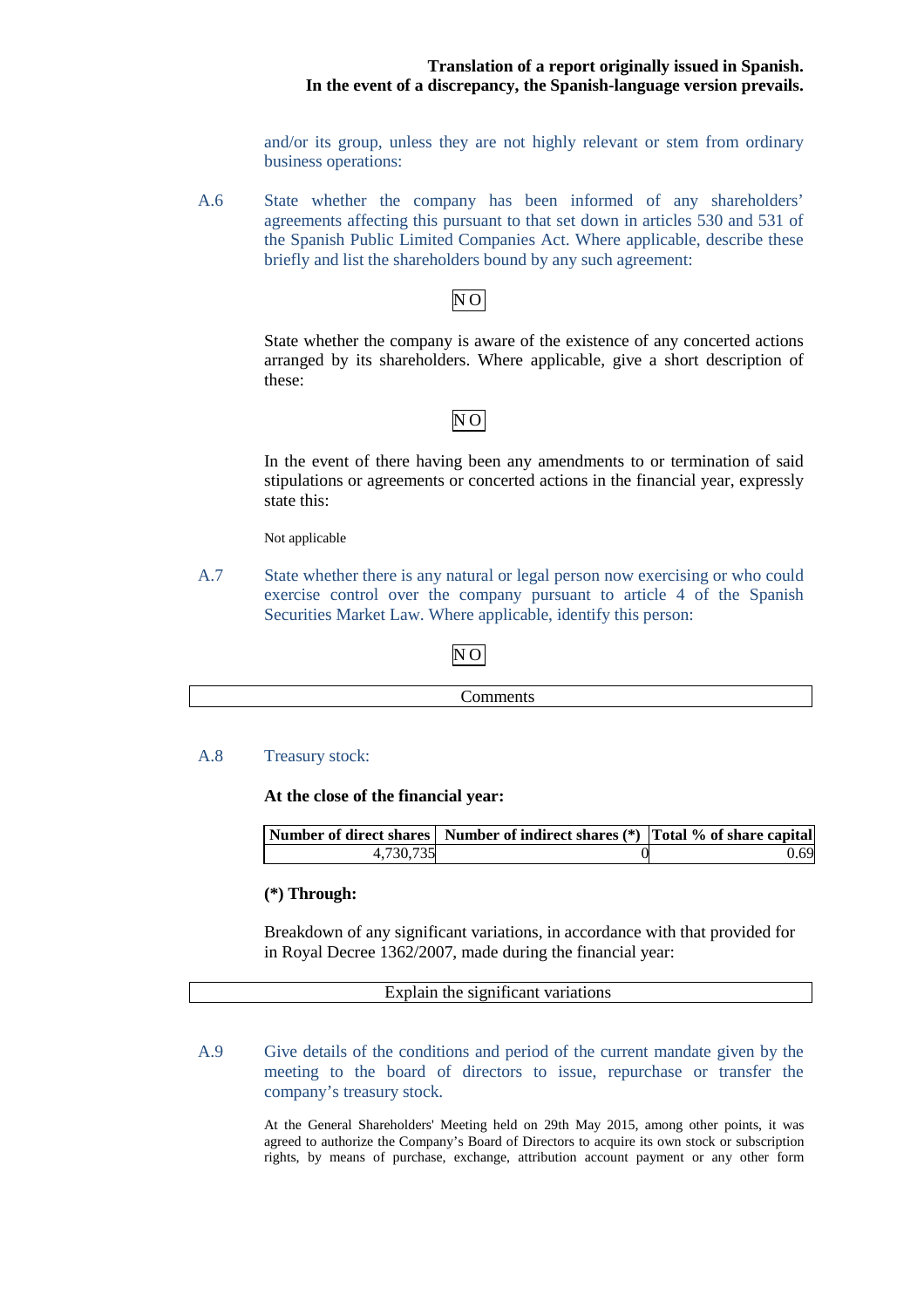and/or its group, unless they are not highly relevant or stem from ordinary business operations:

A.6 State whether the company has been informed of any shareholders' agreements affecting this pursuant to that set down in articles 530 and 531 of the Spanish Public Limited Companies Act. Where applicable, describe these briefly and list the shareholders bound by any such agreement:

NO

State whether the company is aware of the existence of any concerted actions arranged by its shareholders. Where applicable, give a short description of these:

NO

In the event of there having been any amendments to or termination of said stipulations or agreements or concerted actions in the financial year, expressly state this:

Not applicable

A.7 State whether there is any natural or legal person now exercising or who could exercise control over the company pursuant to article 4 of the Spanish Securities Market Law. Where applicable, identify this person:

NO

| Comments |
|---|
| |

A.8 Treasury stock:

**At the close of the financial year:**

| Number of direct shares | Number of indirect shares (*) | Total % of share capital |
|---|---|---|
| 4,730,735 | 0 | 0.69 |

**(*) Through:**

Breakdown of any significant variations, in accordance with that provided for in Royal Decree 1362/2007, made during the financial year:

| Explain the significant variations |
|---|
| |

A.9 Give details of the conditions and period of the current mandate given by the meeting to the board of directors to issue, repurchase or transfer the company's treasury stock.

At the General Shareholders' Meeting held on 29th May 2015, among other points, it was agreed to authorize the Company's Board of Directors to acquire its own stock or subscription rights, by means of purchase, exchange, attribution account payment or any other form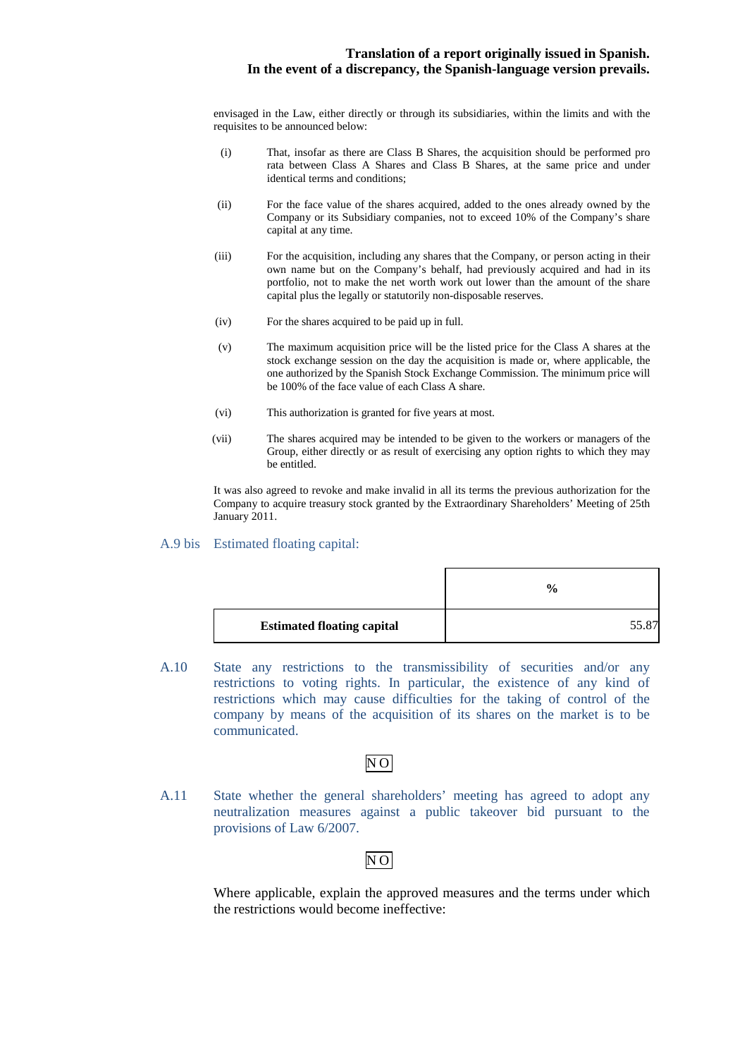envisaged in the Law, either directly or through its subsidiaries, within the limits and with the requisites to be announced below:

(i) That, insofar as there are Class B Shares, the acquisition should be performed pro rata between Class A Shares and Class B Shares, at the same price and under identical terms and conditions;

(ii) For the face value of the shares acquired, added to the ones already owned by the Company or its Subsidiary companies, not to exceed 10% of the Company's share capital at any time.

(iii) For the acquisition, including any shares that the Company, or person acting in their own name but on the Company's behalf, had previously acquired and had in its portfolio, not to make the net worth work out lower than the amount of the share capital plus the legally or statutorily non-disposable reserves.

(iv) For the shares acquired to be paid up in full.

(v) The maximum acquisition price will be the listed price for the Class A shares at the stock exchange session on the day the acquisition is made or, where applicable, the one authorized by the Spanish Stock Exchange Commission. The minimum price will be 100% of the face value of each Class A share.

(vi) This authorization is granted for five years at most.

(vii) The shares acquired may be intended to be given to the workers or managers of the Group, either directly or as result of exercising any option rights to which they may be entitled.

It was also agreed to revoke and make invalid in all its terms the previous authorization for the Company to acquire treasury stock granted by the Extraordinary Shareholders' Meeting of 25th January 2011.

## A.9 bis Estimated floating capital:

| | % |
|---|---|
| **Estimated floating capital** | 55.87 |

## A.10 State any restrictions to the transmissibility of securities and/or any restrictions to voting rights. In particular, the existence of any kind of restrictions which may cause difficulties for the taking of control of the company by means of the acquisition of its shares on the market is to be communicated.

NO

## A.11 State whether the general shareholders' meeting has agreed to adopt any neutralization measures against a public takeover bid pursuant to the provisions of Law 6/2007.

NO

Where applicable, explain the approved measures and the terms under which the restrictions would become ineffective: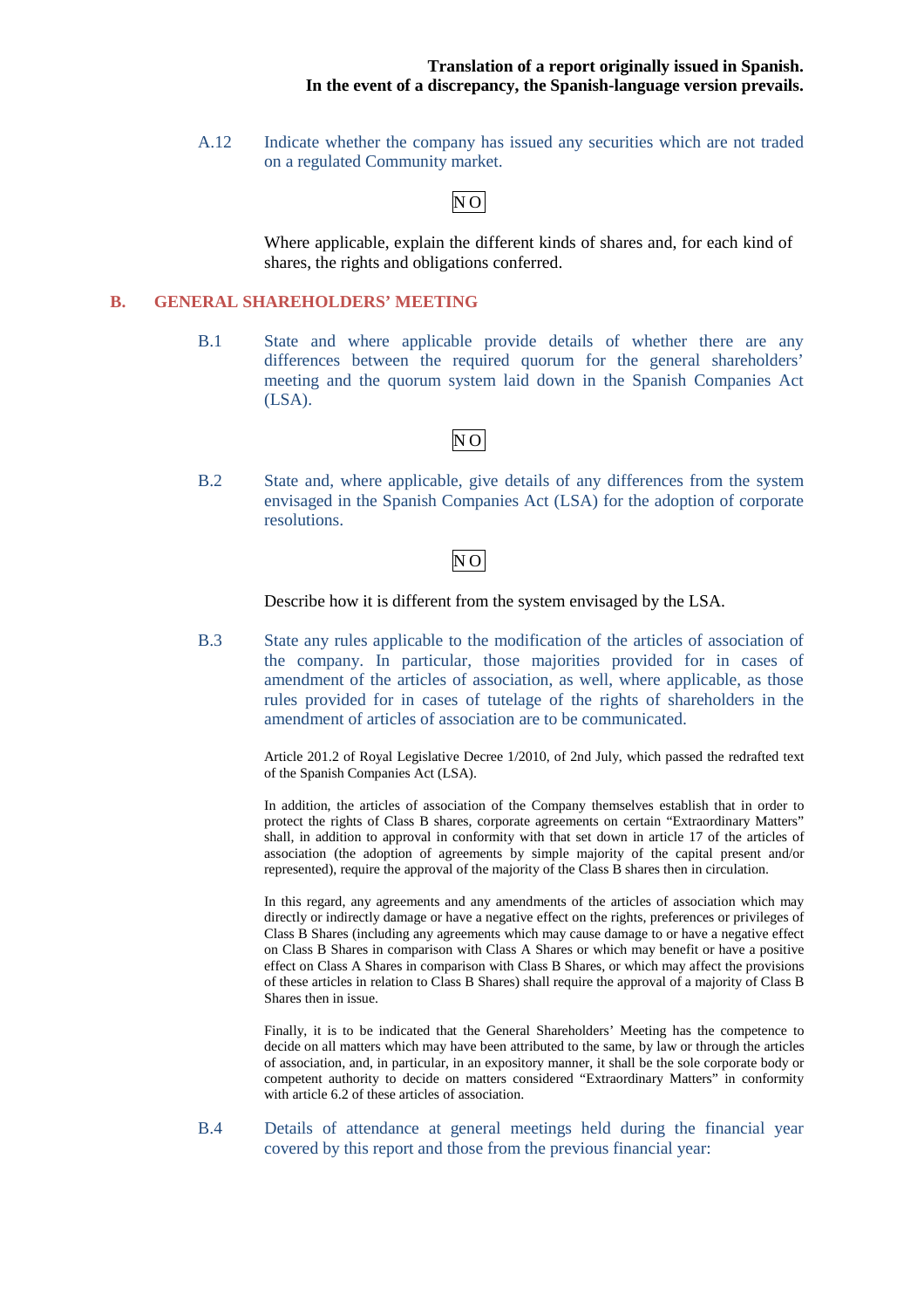**Translation of a report originally issued in Spanish.**
**In the event of a discrepancy, the Spanish-language version prevails.**

A.12 Indicate whether the company has issued any securities which are not traded on a regulated Community market.

NO

Where applicable, explain the different kinds of shares and, for each kind of shares, the rights and obligations conferred.

## B. GENERAL SHAREHOLDERS' MEETING

B.1 State and where applicable provide details of whether there are any differences between the required quorum for the general shareholders' meeting and the quorum system laid down in the Spanish Companies Act (LSA).

NO

B.2 State and, where applicable, give details of any differences from the system envisaged in the Spanish Companies Act (LSA) for the adoption of corporate resolutions.

NO

Describe how it is different from the system envisaged by the LSA.

B.3 State any rules applicable to the modification of the articles of association of the company. In particular, those majorities provided for in cases of amendment of the articles of association, as well, where applicable, as those rules provided for in cases of tutelage of the rights of shareholders in the amendment of articles of association are to be communicated.

Article 201.2 of Royal Legislative Decree 1/2010, of 2nd July, which passed the redrafted text of the Spanish Companies Act (LSA).

In addition, the articles of association of the Company themselves establish that in order to protect the rights of Class B shares, corporate agreements on certain "Extraordinary Matters" shall, in addition to approval in conformity with that set down in article 17 of the articles of association (the adoption of agreements by simple majority of the capital present and/or represented), require the approval of the majority of the Class B shares then in circulation.

In this regard, any agreements and any amendments of the articles of association which may directly or indirectly damage or have a negative effect on the rights, preferences or privileges of Class B Shares (including any agreements which may cause damage to or have a negative effect on Class B Shares in comparison with Class A Shares or which may benefit or have a positive effect on Class A Shares in comparison with Class B Shares, or which may affect the provisions of these articles in relation to Class B Shares) shall require the approval of a majority of Class B Shares then in issue.

Finally, it is to be indicated that the General Shareholders' Meeting has the competence to decide on all matters which may have been attributed to the same, by law or through the articles of association, and, in particular, in an expository manner, it shall be the sole corporate body or competent authority to decide on matters considered "Extraordinary Matters" in conformity with article 6.2 of these articles of association.

B.4 Details of attendance at general meetings held during the financial year covered by this report and those from the previous financial year: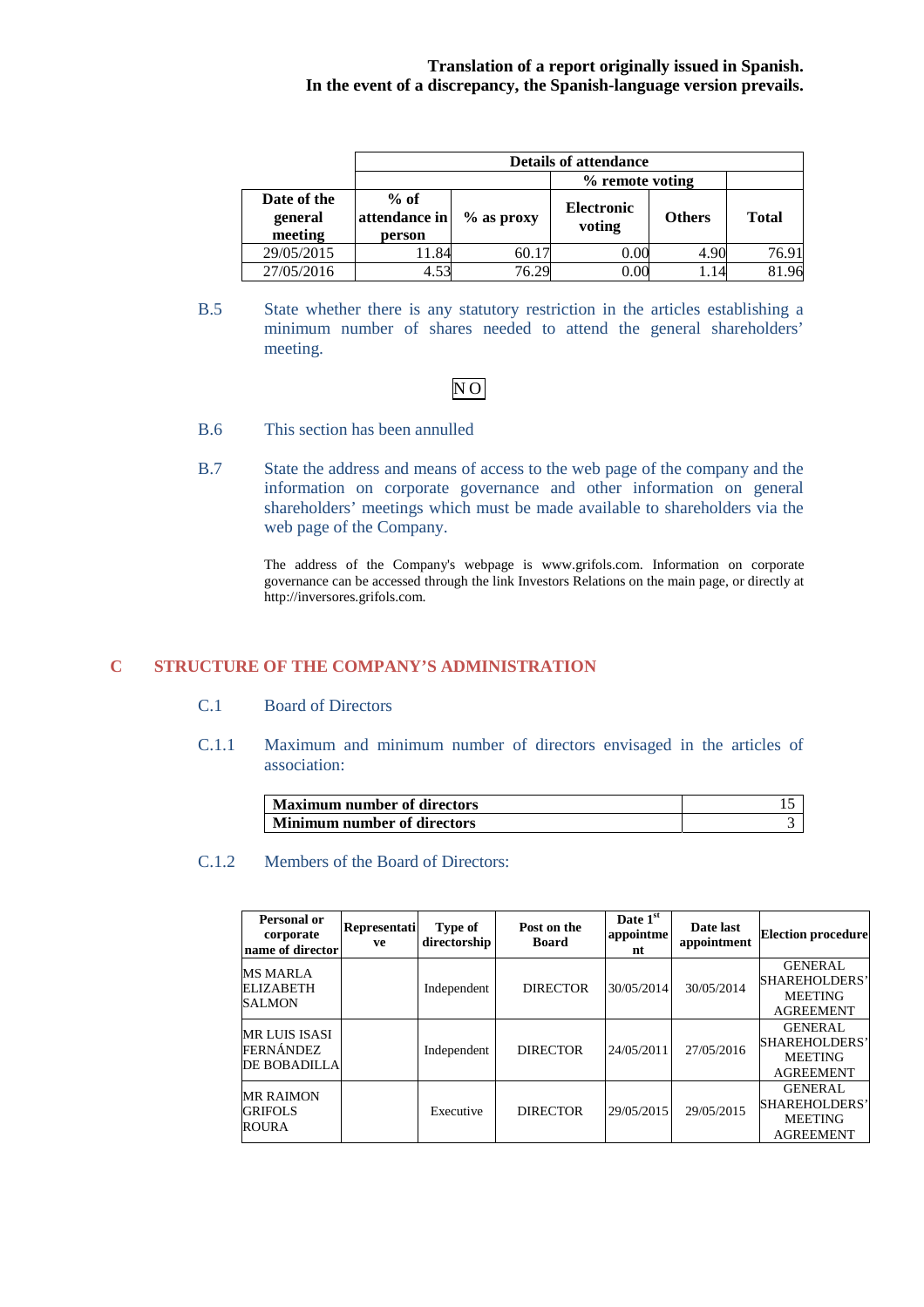**Translation of a report originally issued in Spanish.**
**In the event of a discrepancy, the Spanish-language version prevails.**

| | Details of attendance | | | | |
|---|---|---|---|---|---|
| | | | % remote voting | | |
| **Date of the general meeting** | **% of attendance in person** | **% as proxy** | **Electronic voting** | **Others** | **Total** |
| 29/05/2015 | 11.84 | 60.17 | 0.00 | 4.90 | 76.91 |
| 27/05/2016 | 4.53 | 76.29 | 0.00 | 1.14 | 81.96 |

B.5 State whether there is any statutory restriction in the articles establishing a minimum number of shares needed to attend the general shareholders' meeting.

NO

B.6 This section has been annulled

B.7 State the address and means of access to the web page of the company and the information on corporate governance and other information on general shareholders' meetings which must be made available to shareholders via the web page of the Company.

The address of the Company's webpage is www.grifols.com. Information on corporate governance can be accessed through the link Investors Relations on the main page, or directly at http://inversores.grifols.com.

## C STRUCTURE OF THE COMPANY'S ADMINISTRATION

C.1 Board of Directors

C.1.1 Maximum and minimum number of directors envisaged in the articles of association:

| **Maximum number of directors** | 15 |
|---|---|
| **Minimum number of directors** | 3 |

C.1.2 Members of the Board of Directors:

| Personal or corporate name of director | Representative | Type of directorship | Post on the Board | Date 1st appointment | Date last appointment | Election procedure |
|---|---|---|---|---|---|---|
| MS MARLA ELIZABETH SALMON | | Independent | DIRECTOR | 30/05/2014 | 30/05/2014 | GENERAL SHAREHOLDERS' MEETING AGREEMENT |
| MR LUIS ISASI FERNÁNDEZ DE BOBADILLA | | Independent | DIRECTOR | 24/05/2011 | 27/05/2016 | GENERAL SHAREHOLDERS' MEETING AGREEMENT |
| MR RAIMON GRIFOLS ROURA | | Executive | DIRECTOR | 29/05/2015 | 29/05/2015 | GENERAL SHAREHOLDERS' MEETING AGREEMENT |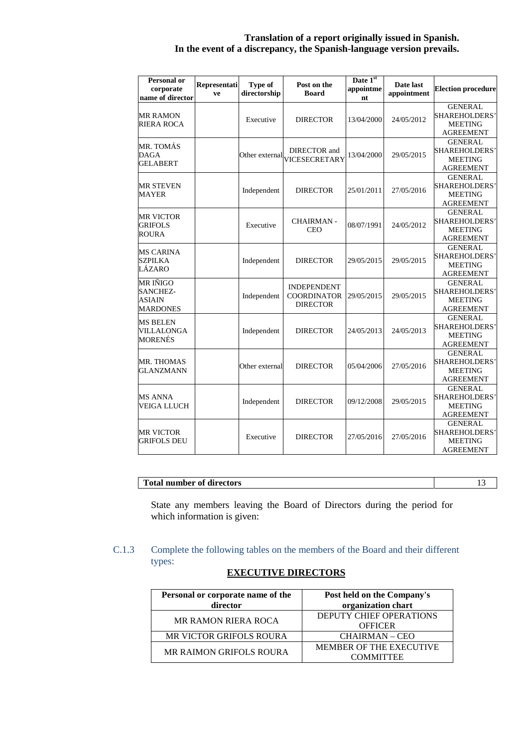**Translation of a report originally issued in Spanish.**
**In the event of a discrepancy, the Spanish-language version prevails.**

| Personal or corporate name of director | Representative | Type of directorship | Post on the Board | Date 1st appointment | Date last appointment | Election procedure |
|---|---|---|---|---|---|---|
| MR RAMON RIERA ROCA | | Executive | DIRECTOR | 13/04/2000 | 24/05/2012 | GENERAL SHAREHOLDERS' MEETING AGREEMENT |
| MR. TOMÁS DAGA GELABERT | | Other external | DIRECTOR and VICESECRETARY | 13/04/2000 | 29/05/2015 | GENERAL SHAREHOLDERS' MEETING AGREEMENT |
| MR STEVEN MAYER | | Independent | DIRECTOR | 25/01/2011 | 27/05/2016 | GENERAL SHAREHOLDERS' MEETING AGREEMENT |
| MR VICTOR GRIFOLS ROURA | | Executive | CHAIRMAN - CEO | 08/07/1991 | 24/05/2012 | GENERAL SHAREHOLDERS' MEETING AGREEMENT |
| MS CARINA SZPILKA LÁZARO | | Independent | DIRECTOR | 29/05/2015 | 29/05/2015 | GENERAL SHAREHOLDERS' MEETING AGREEMENT |
| MR IÑIGO SANCHEZ-ASIAIN MARDONES | | Independent | INDEPENDENT COORDINATOR DIRECTOR | 29/05/2015 | 29/05/2015 | GENERAL SHAREHOLDERS' MEETING AGREEMENT |
| MS BELEN VILLALONGA MORENÉS | | Independent | DIRECTOR | 24/05/2013 | 24/05/2013 | GENERAL SHAREHOLDERS' MEETING AGREEMENT |
| MR. THOMAS GLANZMANN | | Other external | DIRECTOR | 05/04/2006 | 27/05/2016 | GENERAL SHAREHOLDERS' MEETING AGREEMENT |
| MS ANNA VEIGA LLUCH | | Independent | DIRECTOR | 09/12/2008 | 29/05/2015 | GENERAL SHAREHOLDERS' MEETING AGREEMENT |
| MR VICTOR GRIFOLS DEU | | Executive | DIRECTOR | 27/05/2016 | 27/05/2016 | GENERAL SHAREHOLDERS' MEETING AGREEMENT |

| **Total number of directors** | 13 |
|---|---|

State any members leaving the Board of Directors during the period for which information is given:

C.1.3 Complete the following tables on the members of the Board and their different types:

**EXECUTIVE DIRECTORS**

| Personal or corporate name of the director | Post held on the Company's organization chart |
|---|---|
| MR RAMON RIERA ROCA | DEPUTY CHIEF OPERATIONS OFFICER |
| MR VICTOR GRIFOLS ROURA | CHAIRMAN – CEO |
| MR RAIMON GRIFOLS ROURA | MEMBER OF THE EXECUTIVE COMMITTEE |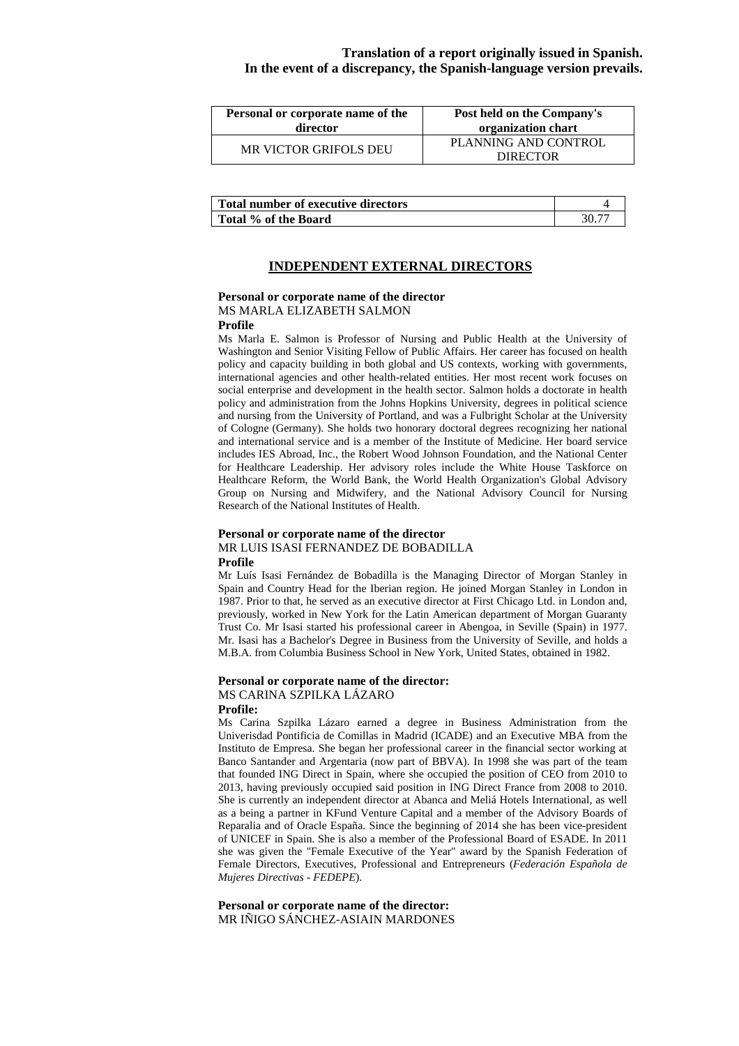**Translation of a report originally issued in Spanish.**
**In the event of a discrepancy, the Spanish-language version prevails.**

| Personal or corporate name of the director | Post held on the Company's organization chart |
| --- | --- |
| MR VICTOR GRIFOLS DEU | PLANNING AND CONTROL DIRECTOR |

| Total number of executive directors | 4 |
| --- | --- |
| Total % of the Board | 30.77 |

## INDEPENDENT EXTERNAL DIRECTORS

**Personal or corporate name of the director**

MS MARLA ELIZABETH SALMON

**Profile**

Ms Marla E. Salmon is Professor of Nursing and Public Health at the University of Washington and Senior Visiting Fellow of Public Affairs. Her career has focused on health policy and capacity building in both global and US contexts, working with governments, international agencies and other health-related entities. Her most recent work focuses on social enterprise and development in the health sector. Salmon holds a doctorate in health policy and administration from the Johns Hopkins University, degrees in political science and nursing from the University of Portland, and was a Fulbright Scholar at the University of Cologne (Germany). She holds two honorary doctoral degrees recognizing her national and international service and is a member of the Institute of Medicine. Her board service includes IES Abroad, Inc., the Robert Wood Johnson Foundation, and the National Center for Healthcare Leadership. Her advisory roles include the White House Taskforce on Healthcare Reform, the World Bank, the World Health Organization's Global Advisory Group on Nursing and Midwifery, and the National Advisory Council for Nursing Research of the National Institutes of Health.

**Personal or corporate name of the director**

MR LUIS ISASI FERNANDEZ DE BOBADILLA

**Profile**

Mr Luís Isasi Fernández de Bobadilla is the Managing Director of Morgan Stanley in Spain and Country Head for the Iberian region. He joined Morgan Stanley in London in 1987. Prior to that, he served as an executive director at First Chicago Ltd. in London and, previously, worked in New York for the Latin American department of Morgan Guaranty Trust Co. Mr Isasi started his professional career in Abengoa, in Seville (Spain) in 1977. Mr. Isasi has a Bachelor's Degree in Business from the University of Seville, and holds a M.B.A. from Columbia Business School in New York, United States, obtained in 1982.

**Personal or corporate name of the director:**

MS CARINA SZPILKA LÁZARO

**Profile:**

Ms Carina Szpilka Lázaro earned a degree in Business Administration from the Univerisdad Pontificia de Comillas in Madrid (ICADE) and an Executive MBA from the Instituto de Empresa. She began her professional career in the financial sector working at Banco Santander and Argentaria (now part of BBVA). In 1998 she was part of the team that founded ING Direct in Spain, where she occupied the position of CEO from 2010 to 2013, having previously occupied said position in ING Direct France from 2008 to 2010. She is currently an independent director at Abanca and Meliá Hotels International, as well as a being a partner in KFund Venture Capital and a member of the Advisory Boards of Reparalia and of Oracle España. Since the beginning of 2014 she has been vice-president of UNICEF in Spain. She is also a member of the Professional Board of ESADE. In 2011 she was given the "Female Executive of the Year" award by the Spanish Federation of Female Directors, Executives, Professional and Entrepreneurs (*Federación Española de Mujeres Directivas - FEDEPE*).

**Personal or corporate name of the director:**

MR IÑIGO SÁNCHEZ-ASIAIN MARDONES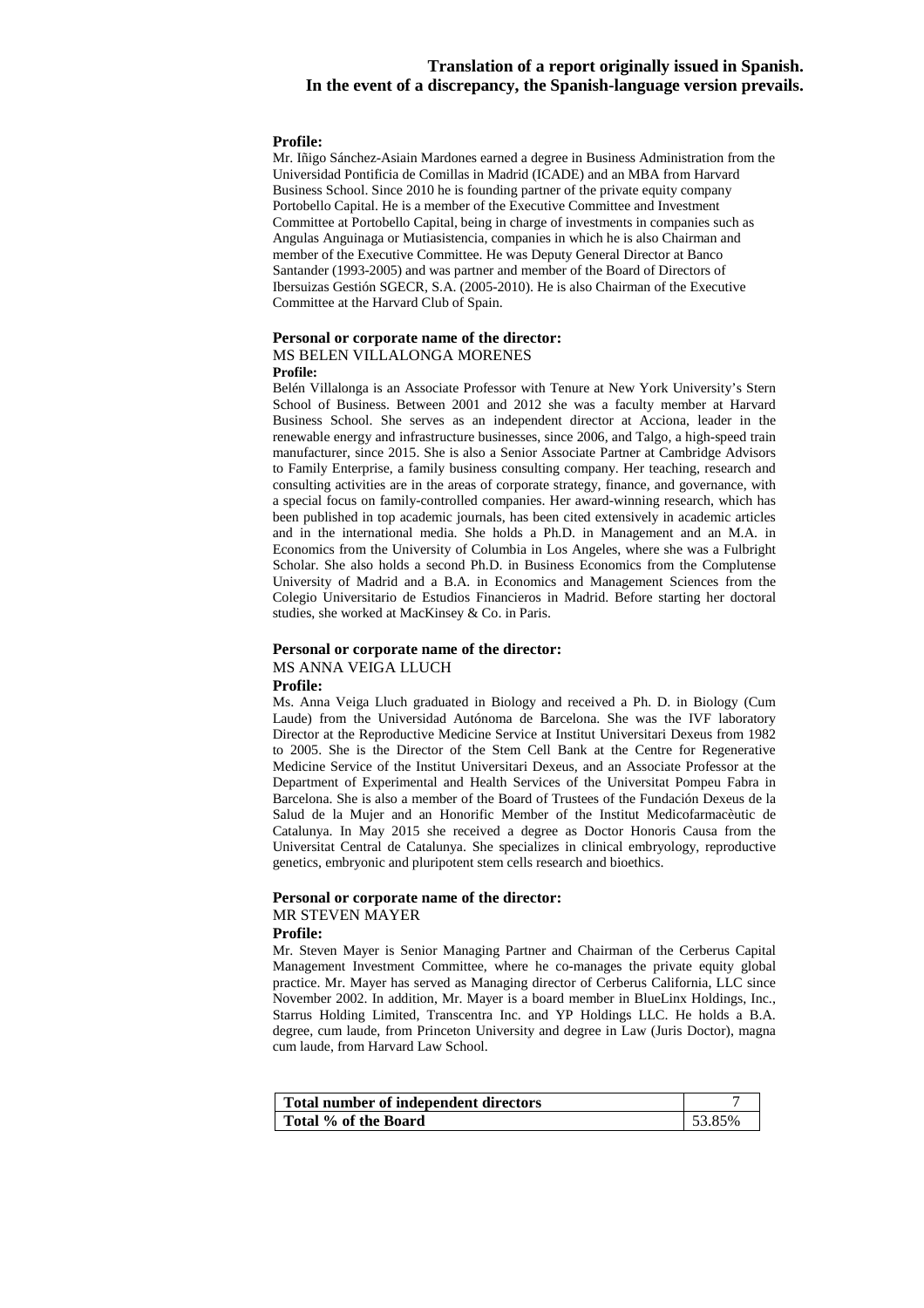**Translation of a report originally issued in Spanish.**
**In the event of a discrepancy, the Spanish-language version prevails.**

**Profile:**

Mr. Iñigo Sánchez-Asiain Mardones earned a degree in Business Administration from the Universidad Pontificia de Comillas in Madrid (ICADE) and an MBA from Harvard Business School. Since 2010 he is founding partner of the private equity company Portobello Capital. He is a member of the Executive Committee and Investment Committee at Portobello Capital, being in charge of investments in companies such as Angulas Anguinaga or Mutiasistencia, companies in which he is also Chairman and member of the Executive Committee. He was Deputy General Director at Banco Santander (1993-2005) and was partner and member of the Board of Directors of Ibersuizas Gestión SGECR, S.A. (2005-2010). He is also Chairman of the Executive Committee at the Harvard Club of Spain.

**Personal or corporate name of the director:**

MS BELEN VILLALONGA MORENES

**Profile:**

Belén Villalonga is an Associate Professor with Tenure at New York University's Stern School of Business. Between 2001 and 2012 she was a faculty member at Harvard Business School. She serves as an independent director at Acciona, leader in the renewable energy and infrastructure businesses, since 2006, and Talgo, a high-speed train manufacturer, since 2015. She is also a Senior Associate Partner at Cambridge Advisors to Family Enterprise, a family business consulting company. Her teaching, research and consulting activities are in the areas of corporate strategy, finance, and governance, with a special focus on family-controlled companies. Her award-winning research, which has been published in top academic journals, has been cited extensively in academic articles and in the international media. She holds a Ph.D. in Management and an M.A. in Economics from the University of Columbia in Los Angeles, where she was a Fulbright Scholar. She also holds a second Ph.D. in Business Economics from the Complutense University of Madrid and a B.A. in Economics and Management Sciences from the Colegio Universitario de Estudios Financieros in Madrid. Before starting her doctoral studies, she worked at MacKinsey & Co. in Paris.

**Personal or corporate name of the director:**

MS ANNA VEIGA LLUCH

**Profile:**

Ms. Anna Veiga Lluch graduated in Biology and received a Ph. D. in Biology (Cum Laude) from the Universidad Autónoma de Barcelona. She was the IVF laboratory Director at the Reproductive Medicine Service at Institut Universitari Dexeus from 1982 to 2005. She is the Director of the Stem Cell Bank at the Centre for Regenerative Medicine Service of the Institut Universitari Dexeus, and an Associate Professor at the Department of Experimental and Health Services of the Universitat Pompeu Fabra in Barcelona. She is also a member of the Board of Trustees of the Fundación Dexeus de la Salud de la Mujer and an Honorific Member of the Institut Medicofarmacèutic de Catalunya. In May 2015 she received a degree as Doctor Honoris Causa from the Universitat Central de Catalunya. She specializes in clinical embryology, reproductive genetics, embryonic and pluripotent stem cells research and bioethics.

**Personal or corporate name of the director:**

MR STEVEN MAYER

**Profile:**

Mr. Steven Mayer is Senior Managing Partner and Chairman of the Cerberus Capital Management Investment Committee, where he co-manages the private equity global practice. Mr. Mayer has served as Managing director of Cerberus California, LLC since November 2002. In addition, Mr. Mayer is a board member in BlueLinx Holdings, Inc., Starrus Holding Limited, Transcentra Inc. and YP Holdings LLC. He holds a B.A. degree, cum laude, from Princeton University and degree in Law (Juris Doctor), magna cum laude, from Harvard Law School.

| | |
|---|---|
| **Total number of independent directors** | 7 |
| **Total % of the Board** | 53.85% |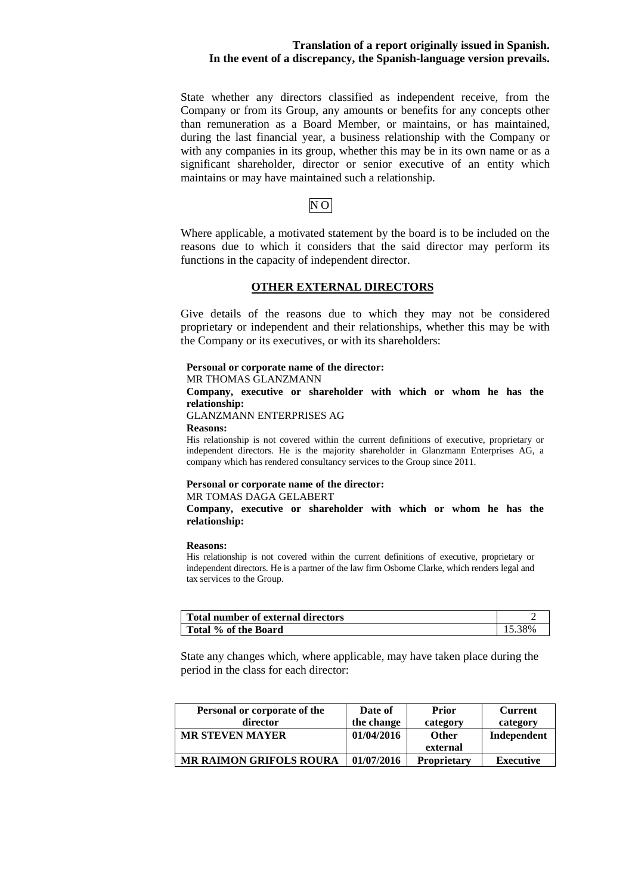**Translation of a report originally issued in Spanish. In the event of a discrepancy, the Spanish-language version prevails.**

State whether any directors classified as independent receive, from the Company or from its Group, any amounts or benefits for any concepts other than remuneration as a Board Member, or maintains, or has maintained, during the last financial year, a business relationship with the Company or with any companies in its group, whether this may be in its own name or as a significant shareholder, director or senior executive of an entity which maintains or may have maintained such a relationship.

NO

Where applicable, a motivated statement by the board is to be included on the reasons due to which it considers that the said director may perform its functions in the capacity of independent director.

## OTHER EXTERNAL DIRECTORS

Give details of the reasons due to which they may not be considered proprietary or independent and their relationships, whether this may be with the Company or its executives, or with its shareholders:

**Personal or corporate name of the director:**
MR THOMAS GLANZMANN
**Company, executive or shareholder with which or whom he has the relationship:**
GLANZMANN ENTERPRISES AG
**Reasons:**
His relationship is not covered within the current definitions of executive, proprietary or independent directors. He is the majority shareholder in Glanzmann Enterprises AG, a company which has rendered consultancy services to the Group since 2011.

**Personal or corporate name of the director:**
MR TOMAS DAGA GELABERT
**Company, executive or shareholder with which or whom he has the relationship:**

**Reasons:**
His relationship is not covered within the current definitions of executive, proprietary or independent directors. He is a partner of the law firm Osborne Clarke, which renders legal and tax services to the Group.

| | |
|---|---|
| **Total number of external directors** | 2 |
| **Total % of the Board** | 15.38% |

State any changes which, where applicable, may have taken place during the period in the class for each director:

| Personal or corporate of the director | Date of the change | Prior category | Current category |
|---|---|---|---|
| **MR STEVEN MAYER** | **01/04/2016** | **Other external** | **Independent** |
| **MR RAIMON GRIFOLS ROURA** | **01/07/2016** | **Proprietary** | **Executive** |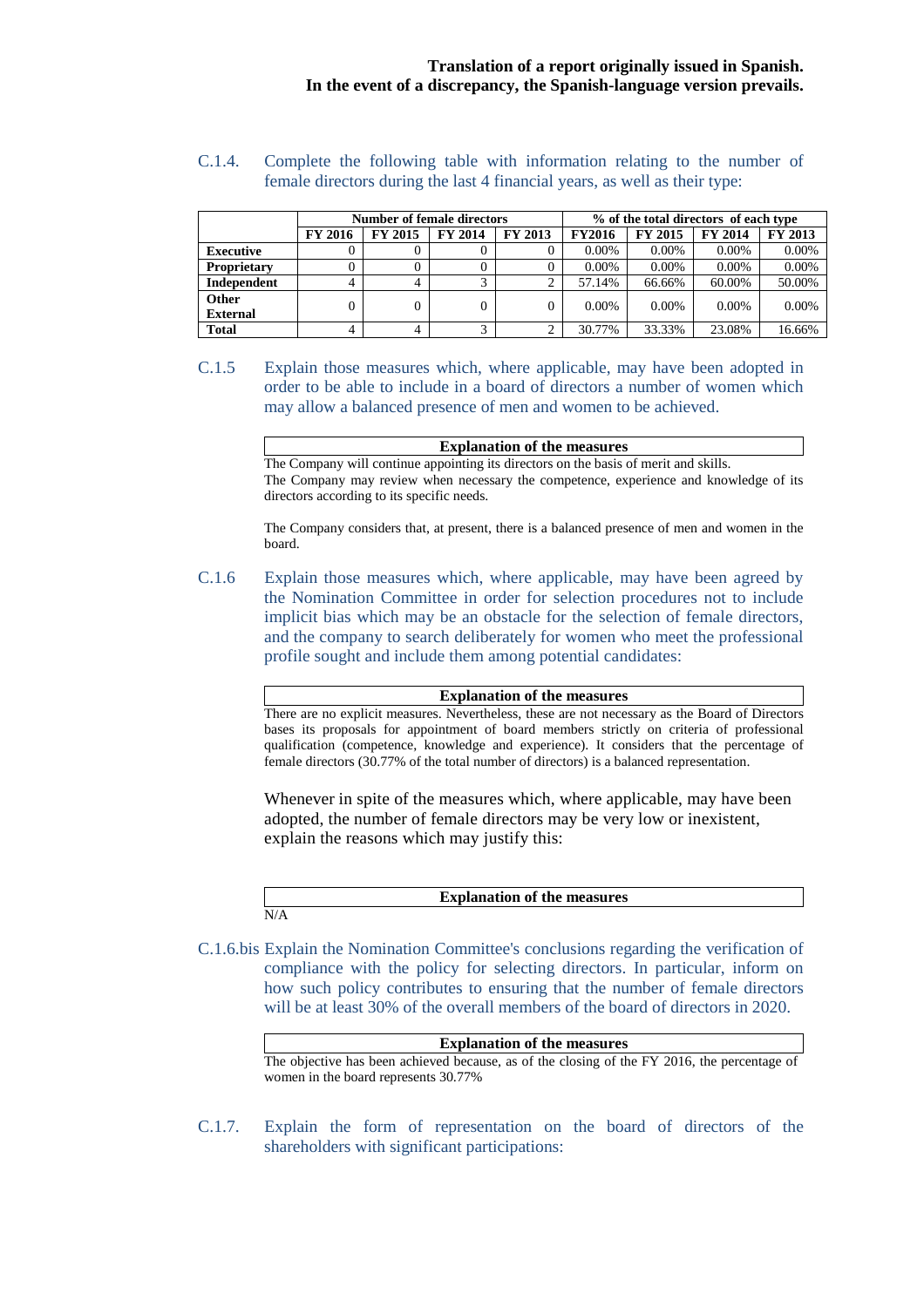**Translation of a report originally issued in Spanish.**
**In the event of a discrepancy, the Spanish-language version prevails.**

C.1.4. Complete the following table with information relating to the number of female directors during the last 4 financial years, as well as their type:

| | Number of female directors | | | | % of the total directors of each type | | | |
|---|---|---|---|---|---|---|---|---|
| | FY 2016 | FY 2015 | FY 2014 | FY 2013 | FY2016 | FY 2015 | FY 2014 | FY 2013 |
| **Executive** | 0 | 0 | 0 | 0 | 0.00% | 0.00% | 0.00% | 0.00% |
| **Proprietary** | 0 | 0 | 0 | 0 | 0.00% | 0.00% | 0.00% | 0.00% |
| **Independent** | 4 | 4 | 3 | 2 | 57.14% | 66.66% | 60.00% | 50.00% |
| **Other External** | 0 | 0 | 0 | 0 | 0.00% | 0.00% | 0.00% | 0.00% |
| **Total** | 4 | 4 | 3 | 2 | 30.77% | 33.33% | 23.08% | 16.66% |

C.1.5 Explain those measures which, where applicable, may have been adopted in order to be able to include in a board of directors a number of women which may allow a balanced presence of men and women to be achieved.

| **Explanation of the measures** |
|---|

The Company will continue appointing its directors on the basis of merit and skills.
The Company may review when necessary the competence, experience and knowledge of its directors according to its specific needs.

The Company considers that, at present, there is a balanced presence of men and women in the board.

C.1.6 Explain those measures which, where applicable, may have been agreed by the Nomination Committee in order for selection procedures not to include implicit bias which may be an obstacle for the selection of female directors, and the company to search deliberately for women who meet the professional profile sought and include them among potential candidates:

| **Explanation of the measures** |
|---|

There are no explicit measures. Nevertheless, these are not necessary as the Board of Directors bases its proposals for appointment of board members strictly on criteria of professional qualification (competence, knowledge and experience). It considers that the percentage of female directors (30.77% of the total number of directors) is a balanced representation.

Whenever in spite of the measures which, where applicable, may have been adopted, the number of female directors may be very low or inexistent, explain the reasons which may justify this:

| **Explanation of the measures** |
|---|

N/A

C.1.6.bis Explain the Nomination Committee's conclusions regarding the verification of compliance with the policy for selecting directors. In particular, inform on how such policy contributes to ensuring that the number of female directors will be at least 30% of the overall members of the board of directors in 2020.

| **Explanation of the measures** |
|---|

The objective has been achieved because, as of the closing of the FY 2016, the percentage of women in the board represents 30.77%

C.1.7. Explain the form of representation on the board of directors of the shareholders with significant participations: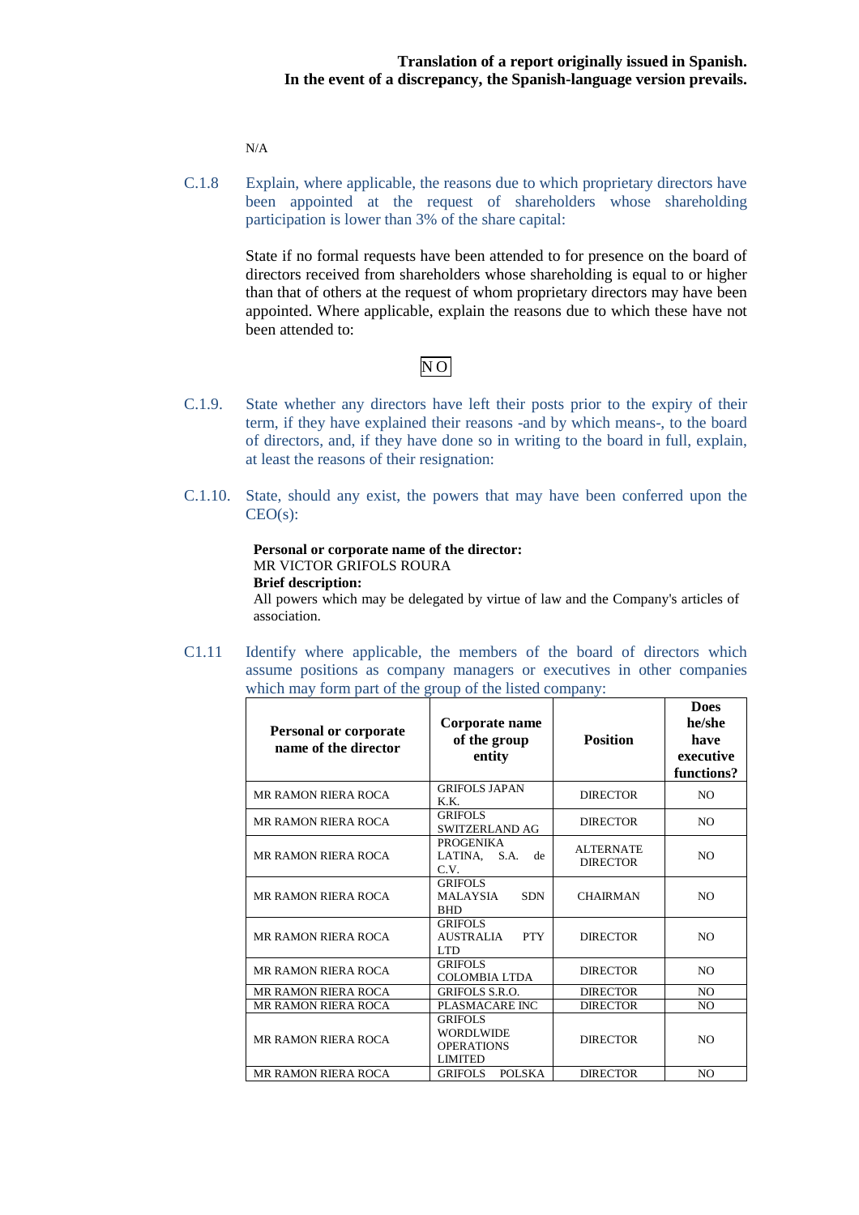N/A

C.1.8 Explain, where applicable, the reasons due to which proprietary directors have been appointed at the request of shareholders whose shareholding participation is lower than 3% of the share capital:

State if no formal requests have been attended to for presence on the board of directors received from shareholders whose shareholding is equal to or higher than that of others at the request of whom proprietary directors may have been appointed. Where applicable, explain the reasons due to which these have not been attended to:

NO

C.1.9. State whether any directors have left their posts prior to the expiry of their term, if they have explained their reasons -and by which means-, to the board of directors, and, if they have done so in writing to the board in full, explain, at least the reasons of their resignation:

C.1.10. State, should any exist, the powers that may have been conferred upon the CEO(s):

**Personal or corporate name of the director:**
MR VICTOR GRIFOLS ROURA
**Brief description:**
All powers which may be delegated by virtue of law and the Company's articles of association.

C1.11 Identify where applicable, the members of the board of directors which assume positions as company managers or executives in other companies which may form part of the group of the listed company:

| Personal or corporate name of the director | Corporate name of the group entity | Position | Does he/she have executive functions? |
|---|---|---|---|
| MR RAMON RIERA ROCA | GRIFOLS JAPAN K.K. | DIRECTOR | NO |
| MR RAMON RIERA ROCA | GRIFOLS SWITZERLAND AG | DIRECTOR | NO |
| MR RAMON RIERA ROCA | PROGENIKA LATINA, S.A. de C.V. | ALTERNATE DIRECTOR | NO |
| MR RAMON RIERA ROCA | GRIFOLS MALAYSIA SDN BHD | CHAIRMAN | NO |
| MR RAMON RIERA ROCA | GRIFOLS AUSTRALIA PTY LTD | DIRECTOR | NO |
| MR RAMON RIERA ROCA | GRIFOLS COLOMBIA LTDA | DIRECTOR | NO |
| MR RAMON RIERA ROCA | GRIFOLS S.R.O. | DIRECTOR | NO |
| MR RAMON RIERA ROCA | PLASMACARE INC | DIRECTOR | NO |
| MR RAMON RIERA ROCA | GRIFOLS WORDLWIDE OPERATIONS LIMITED | DIRECTOR | NO |
| MR RAMON RIERA ROCA | GRIFOLS POLSKA | DIRECTOR | NO |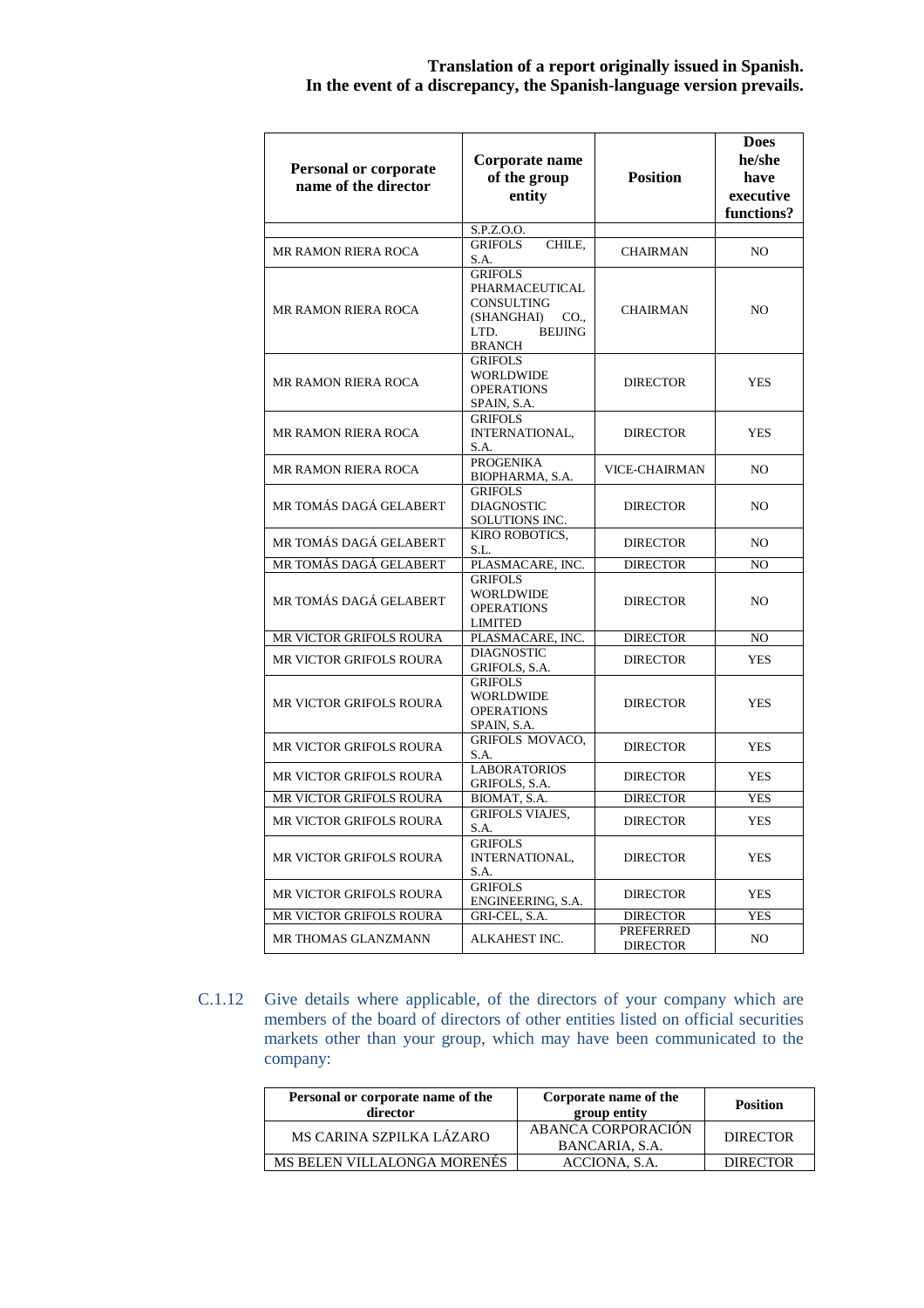**Translation of a report originally issued in Spanish.**
**In the event of a discrepancy, the Spanish-language version prevails.**

| Personal or corporate name of the director | Corporate name of the group entity | Position | Does he/she have executive functions? |
|---|---|---|---|
| | S.P.Z.O.O. | | |
| MR RAMON RIERA ROCA | GRIFOLS CHILE, S.A. | CHAIRMAN | NO |
| MR RAMON RIERA ROCA | GRIFOLS PHARMACEUTICAL CONSULTING (SHANGHAI) CO., LTD. BEIJING BRANCH | CHAIRMAN | NO |
| MR RAMON RIERA ROCA | GRIFOLS WORLDWIDE OPERATIONS SPAIN, S.A. | DIRECTOR | YES |
| MR RAMON RIERA ROCA | GRIFOLS INTERNATIONAL, S.A. | DIRECTOR | YES |
| MR RAMON RIERA ROCA | PROGENIKA BIOPHARMA, S.A. | VICE-CHAIRMAN | NO |
| MR TOMÁS DAGÁ GELABERT | GRIFOLS DIAGNOSTIC SOLUTIONS INC. | DIRECTOR | NO |
| MR TOMÁS DAGÁ GELABERT | KIRO ROBOTICS, S.L. | DIRECTOR | NO |
| MR TOMÁS DAGÁ GELABERT | PLASMACARE, INC. | DIRECTOR | NO |
| MR TOMÁS DAGÁ GELABERT | GRIFOLS WORLDWIDE OPERATIONS LIMITED | DIRECTOR | NO |
| MR VICTOR GRIFOLS ROURA | PLASMACARE, INC. | DIRECTOR | NO |
| MR VICTOR GRIFOLS ROURA | DIAGNOSTIC GRIFOLS, S.A. | DIRECTOR | YES |
| MR VICTOR GRIFOLS ROURA | GRIFOLS WORLDWIDE OPERATIONS SPAIN, S.A. | DIRECTOR | YES |
| MR VICTOR GRIFOLS ROURA | GRIFOLS MOVACO, S.A. | DIRECTOR | YES |
| MR VICTOR GRIFOLS ROURA | LABORATORIOS GRIFOLS, S.A. | DIRECTOR | YES |
| MR VICTOR GRIFOLS ROURA | BIOMAT, S.A. | DIRECTOR | YES |
| MR VICTOR GRIFOLS ROURA | GRIFOLS VIAJES, S.A. | DIRECTOR | YES |
| MR VICTOR GRIFOLS ROURA | GRIFOLS INTERNATIONAL, S.A. | DIRECTOR | YES |
| MR VICTOR GRIFOLS ROURA | GRIFOLS ENGINEERING, S.A. | DIRECTOR | YES |
| MR VICTOR GRIFOLS ROURA | GRI-CEL, S.A. | DIRECTOR | YES |
| MR THOMAS GLANZMANN | ALKAHEST INC. | PREFERRED DIRECTOR | NO |

C.1.12 Give details where applicable, of the directors of your company which are members of the board of directors of other entities listed on official securities markets other than your group, which may have been communicated to the company:

| Personal or corporate name of the director | Corporate name of the group entity | Position |
|---|---|---|
| MS CARINA SZPILKA LÁZARO | ABANCA CORPORACIÓN BANCARIA, S.A. | DIRECTOR |
| MS BELEN VILLALONGA MORENÉS | ACCIONA, S.A. | DIRECTOR |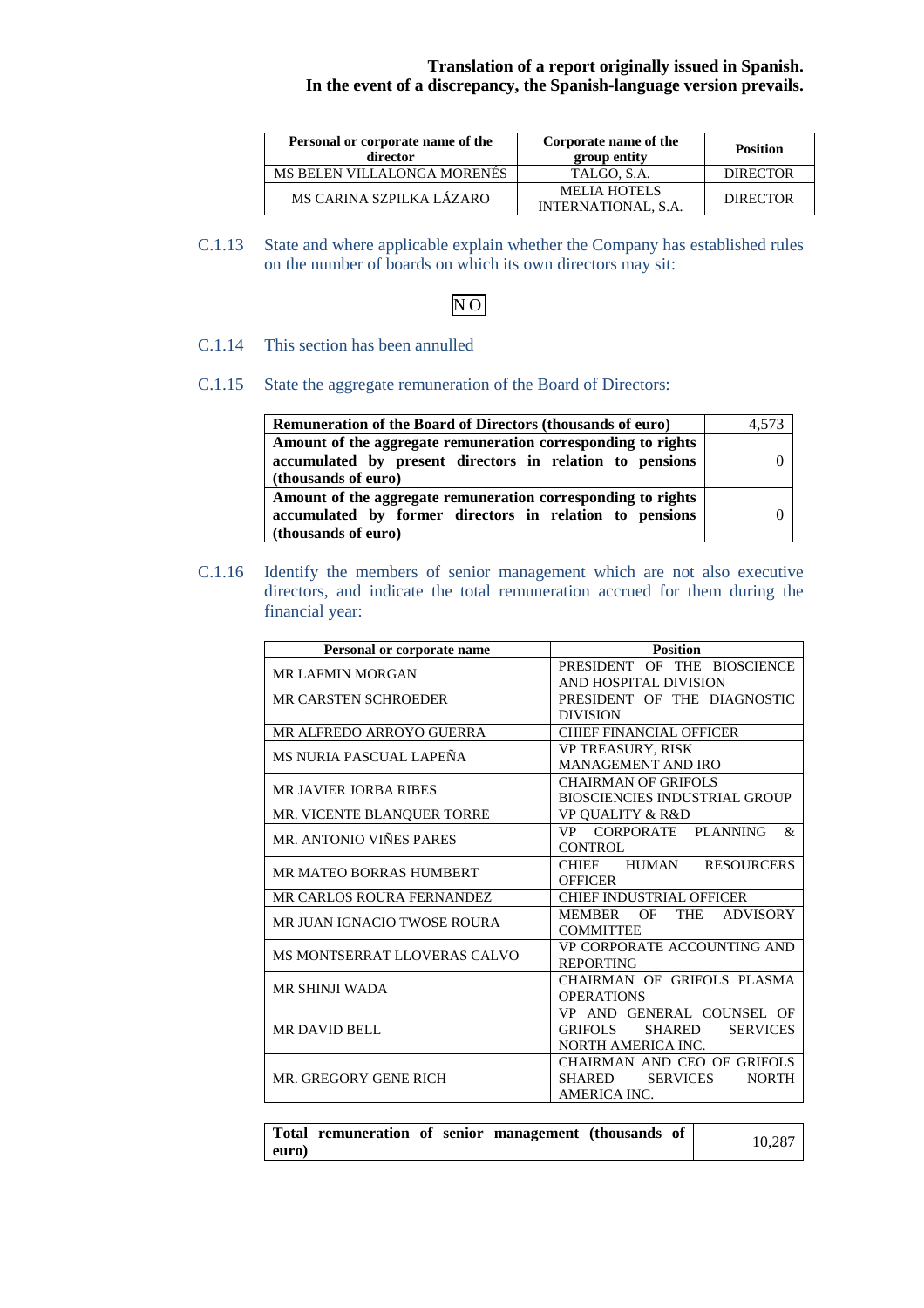**Translation of a report originally issued in Spanish.**
**In the event of a discrepancy, the Spanish-language version prevails.**

| Personal or corporate name of the director | Corporate name of the group entity | Position |
| --- | --- | --- |
| MS BELEN VILLALONGA MORENÉS | TALGO, S.A. | DIRECTOR |
| MS CARINA SZPILKA LÁZARO | MELIA HOTELS INTERNATIONAL, S.A. | DIRECTOR |

C.1.13 State and where applicable explain whether the Company has established rules on the number of boards on which its own directors may sit:

NO

C.1.14 This section has been annulled

C.1.15 State the aggregate remuneration of the Board of Directors:

| | |
| --- | --- |
| **Remuneration of the Board of Directors (thousands of euro)** | 4,573 |
| **Amount of the aggregate remuneration corresponding to rights accumulated by present directors in relation to pensions (thousands of euro)** | 0 |
| **Amount of the aggregate remuneration corresponding to rights accumulated by former directors in relation to pensions (thousands of euro)** | 0 |

C.1.16 Identify the members of senior management which are not also executive directors, and indicate the total remuneration accrued for them during the financial year:

| Personal or corporate name | Position |
| --- | --- |
| MR LAFMIN MORGAN | PRESIDENT OF THE BIOSCIENCE AND HOSPITAL DIVISION |
| MR CARSTEN SCHROEDER | PRESIDENT OF THE DIAGNOSTIC DIVISION |
| MR ALFREDO ARROYO GUERRA | CHIEF FINANCIAL OFFICER |
| MS NURIA PASCUAL LAPEÑA | VP TREASURY, RISK MANAGEMENT AND IRO |
| MR JAVIER JORBA RIBES | CHAIRMAN OF GRIFOLS BIOSCIENCIES INDUSTRIAL GROUP |
| MR. VICENTE BLANQUER TORRE | VP QUALITY & R&D |
| MR. ANTONIO VIÑES PARES | VP CORPORATE PLANNING & CONTROL |
| MR MATEO BORRAS HUMBERT | CHIEF HUMAN RESOURCERS OFFICER |
| MR CARLOS ROURA FERNANDEZ | CHIEF INDUSTRIAL OFFICER |
| MR JUAN IGNACIO TWOSE ROURA | MEMBER OF THE ADVISORY COMMITTEE |
| MS MONTSERRAT LLOVERAS CALVO | VP CORPORATE ACCOUNTING AND REPORTING |
| MR SHINJI WADA | CHAIRMAN OF GRIFOLS PLASMA OPERATIONS |
| MR DAVID BELL | VP AND GENERAL COUNSEL OF GRIFOLS SHARED SERVICES NORTH AMERICA INC. |
| MR. GREGORY GENE RICH | CHAIRMAN AND CEO OF GRIFOLS SHARED SERVICES NORTH AMERICA INC. |

| | |
| --- | --- |
| **Total remuneration of senior management (thousands of euro)** | 10,287 |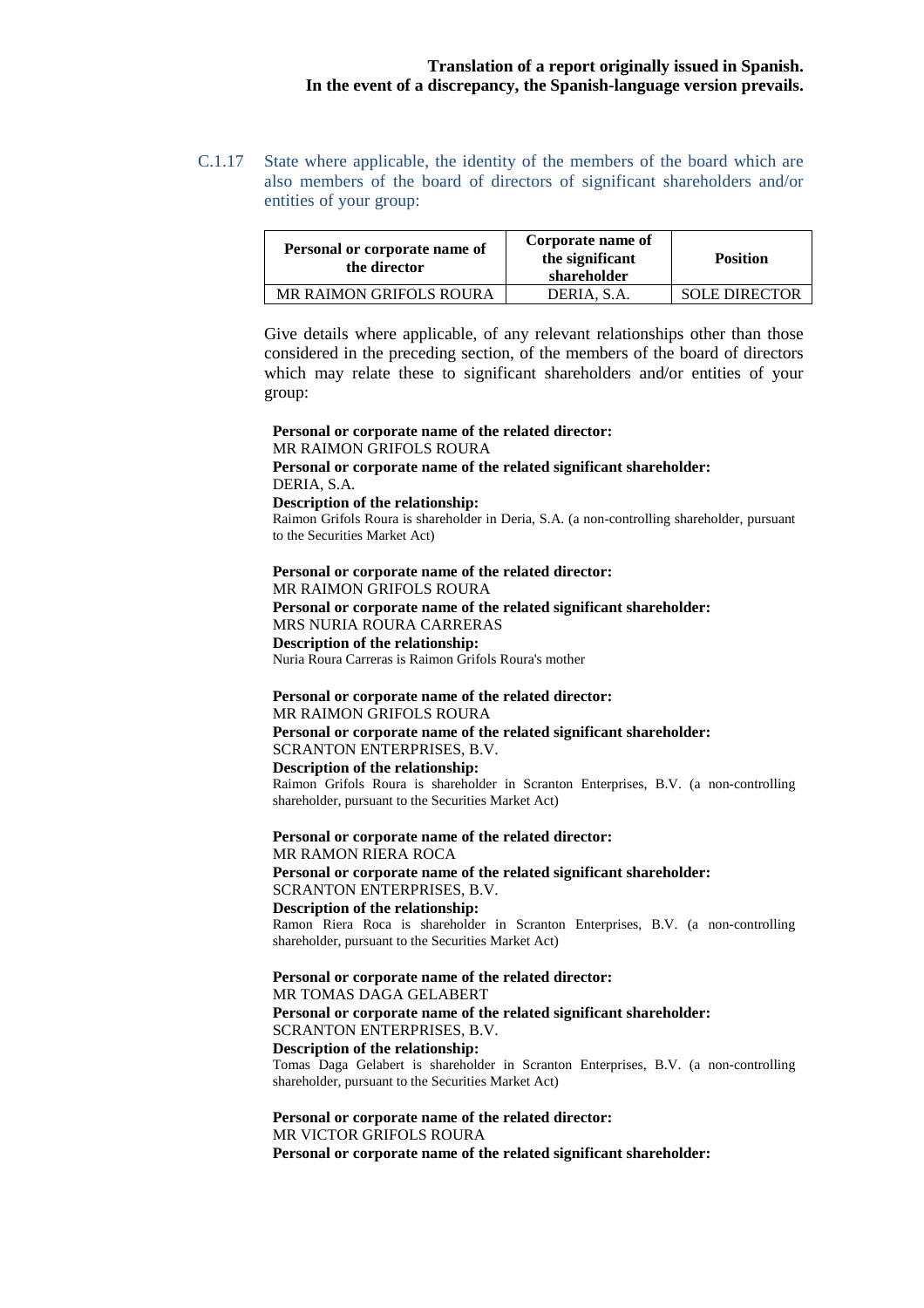C.1.17 State where applicable, the identity of the members of the board which are also members of the board of directors of significant shareholders and/or entities of your group:

| Personal or corporate name of the director | Corporate name of the significant shareholder | Position |
|---|---|---|
| MR RAIMON GRIFOLS ROURA | DERIA, S.A. | SOLE DIRECTOR |

Give details where applicable, of any relevant relationships other than those considered in the preceding section, of the members of the board of directors which may relate these to significant shareholders and/or entities of your group:

**Personal or corporate name of the related director:**
MR RAIMON GRIFOLS ROURA
**Personal or corporate name of the related significant shareholder:**
DERIA, S.A.
**Description of the relationship:**
Raimon Grifols Roura is shareholder in Deria, S.A. (a non-controlling shareholder, pursuant to the Securities Market Act)

**Personal or corporate name of the related director:**
MR RAIMON GRIFOLS ROURA
**Personal or corporate name of the related significant shareholder:**
MRS NURIA ROURA CARRERAS
**Description of the relationship:**
Nuria Roura Carreras is Raimon Grifols Roura's mother

**Personal or corporate name of the related director:**
MR RAIMON GRIFOLS ROURA
**Personal or corporate name of the related significant shareholder:**
SCRANTON ENTERPRISES, B.V.
**Description of the relationship:**
Raimon Grifols Roura is shareholder in Scranton Enterprises, B.V. (a non-controlling shareholder, pursuant to the Securities Market Act)

**Personal or corporate name of the related director:**
MR RAMON RIERA ROCA
**Personal or corporate name of the related significant shareholder:**
SCRANTON ENTERPRISES, B.V.
**Description of the relationship:**
Ramon Riera Roca is shareholder in Scranton Enterprises, B.V. (a non-controlling shareholder, pursuant to the Securities Market Act)

**Personal or corporate name of the related director:**
MR TOMAS DAGA GELABERT
**Personal or corporate name of the related significant shareholder:**
SCRANTON ENTERPRISES, B.V.
**Description of the relationship:**
Tomas Daga Gelabert is shareholder in Scranton Enterprises, B.V. (a non-controlling shareholder, pursuant to the Securities Market Act)

**Personal or corporate name of the related director:**
MR VICTOR GRIFOLS ROURA
**Personal or corporate name of the related significant shareholder:**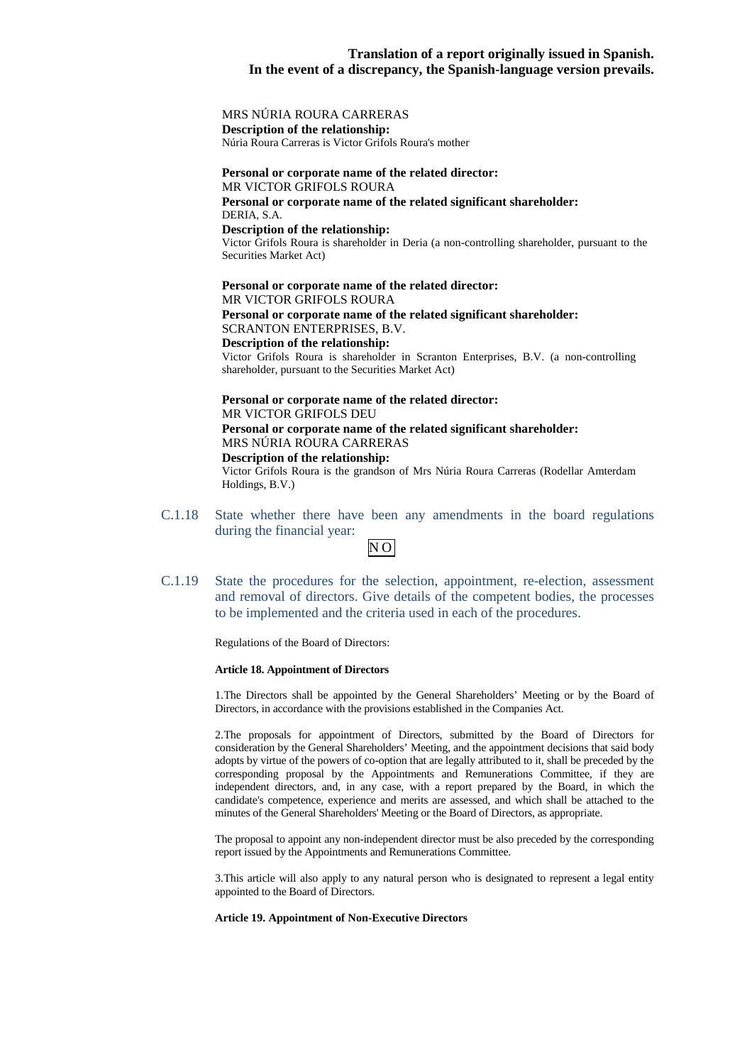MRS NÚRIA ROURA CARRERAS

**Description of the relationship:**

Núria Roura Carreras is Victor Grifols Roura's mother

**Personal or corporate name of the related director:**

MR VICTOR GRIFOLS ROURA

**Personal or corporate name of the related significant shareholder:**

DERIA, S.A.

**Description of the relationship:**

Victor Grifols Roura is shareholder in Deria (a non-controlling shareholder, pursuant to the Securities Market Act)

**Personal or corporate name of the related director:**

MR VICTOR GRIFOLS ROURA

**Personal or corporate name of the related significant shareholder:**

SCRANTON ENTERPRISES, B.V.

**Description of the relationship:**

Victor Grifols Roura is shareholder in Scranton Enterprises, B.V. (a non-controlling shareholder, pursuant to the Securities Market Act)

**Personal or corporate name of the related director:**

MR VICTOR GRIFOLS DEU

**Personal or corporate name of the related significant shareholder:**

MRS NÚRIA ROURA CARRERAS

**Description of the relationship:**

Victor Grifols Roura is the grandson of Mrs Núria Roura Carreras (Rodellar Amterdam Holdings, B.V.)

C.1.18 State whether there have been any amendments in the board regulations during the financial year:

NO

C.1.19 State the procedures for the selection, appointment, re-election, assessment and removal of directors. Give details of the competent bodies, the processes to be implemented and the criteria used in each of the procedures.

Regulations of the Board of Directors:

**Article 18. Appointment of Directors**

1.The Directors shall be appointed by the General Shareholders' Meeting or by the Board of Directors, in accordance with the provisions established in the Companies Act.

2.The proposals for appointment of Directors, submitted by the Board of Directors for consideration by the General Shareholders' Meeting, and the appointment decisions that said body adopts by virtue of the powers of co-option that are legally attributed to it, shall be preceded by the corresponding proposal by the Appointments and Remunerations Committee, if they are independent directors, and, in any case, with a report prepared by the Board, in which the candidate's competence, experience and merits are assessed, and which shall be attached to the minutes of the General Shareholders' Meeting or the Board of Directors, as appropriate.

The proposal to appoint any non-independent director must be also preceded by the corresponding report issued by the Appointments and Remunerations Committee.

3.This article will also apply to any natural person who is designated to represent a legal entity appointed to the Board of Directors.

**Article 19. Appointment of Non-Executive Directors**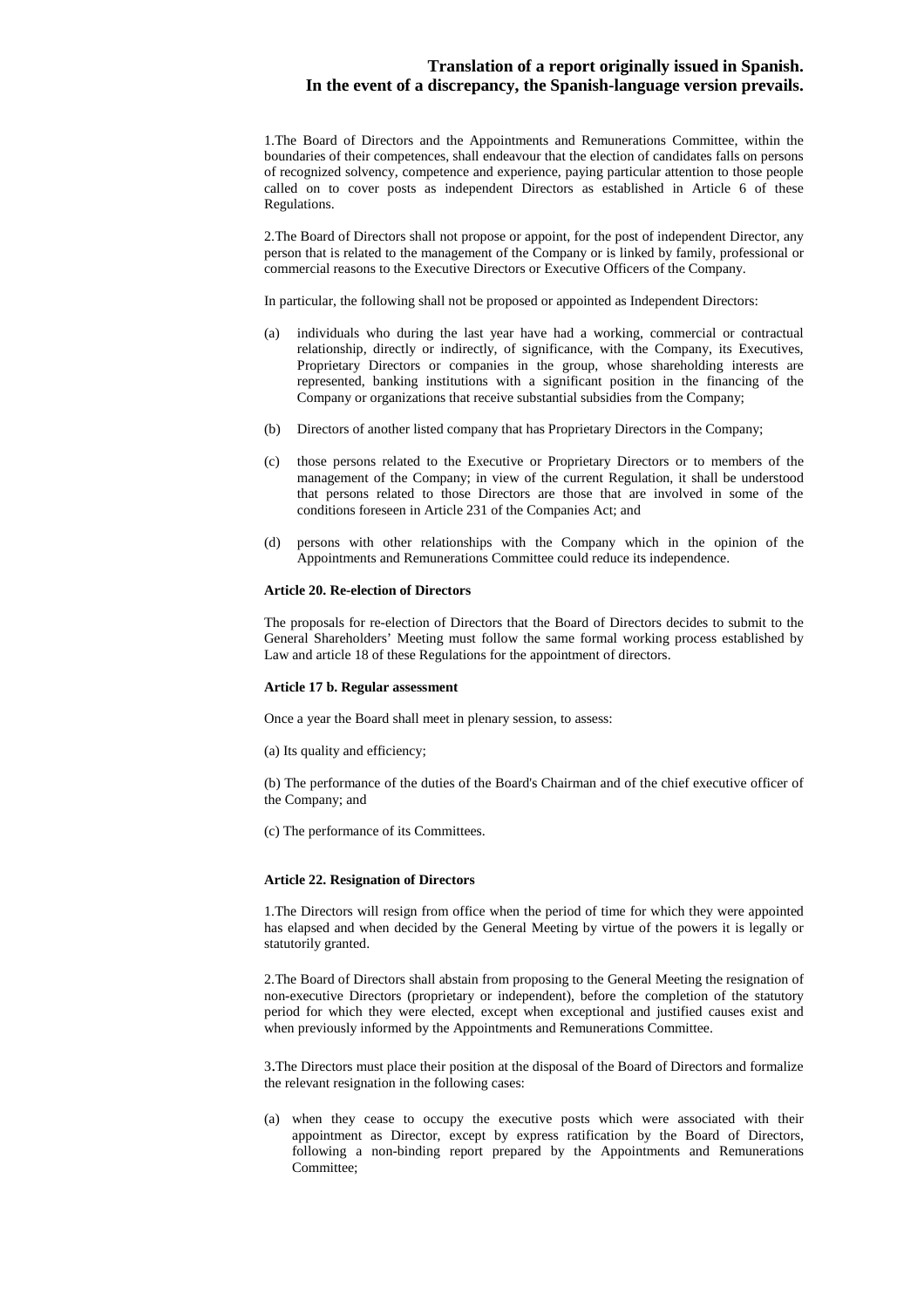1.The Board of Directors and the Appointments and Remunerations Committee, within the boundaries of their competences, shall endeavour that the election of candidates falls on persons of recognized solvency, competence and experience, paying particular attention to those people called on to cover posts as independent Directors as established in Article 6 of these Regulations.

2.The Board of Directors shall not propose or appoint, for the post of independent Director, any person that is related to the management of the Company or is linked by family, professional or commercial reasons to the Executive Directors or Executive Officers of the Company.

In particular, the following shall not be proposed or appointed as Independent Directors:

(a) individuals who during the last year have had a working, commercial or contractual relationship, directly or indirectly, of significance, with the Company, its Executives, Proprietary Directors or companies in the group, whose shareholding interests are represented, banking institutions with a significant position in the financing of the Company or organizations that receive substantial subsidies from the Company;

(b) Directors of another listed company that has Proprietary Directors in the Company;

(c) those persons related to the Executive or Proprietary Directors or to members of the management of the Company; in view of the current Regulation, it shall be understood that persons related to those Directors are those that are involved in some of the conditions foreseen in Article 231 of the Companies Act; and

(d) persons with other relationships with the Company which in the opinion of the Appointments and Remunerations Committee could reduce its independence.

**Article 20. Re-election of Directors**

The proposals for re-election of Directors that the Board of Directors decides to submit to the General Shareholders' Meeting must follow the same formal working process established by Law and article 18 of these Regulations for the appointment of directors.

**Article 17 b. Regular assessment**

Once a year the Board shall meet in plenary session, to assess:

(a) Its quality and efficiency;

(b) The performance of the duties of the Board's Chairman and of the chief executive officer of the Company; and

(c) The performance of its Committees.

**Article 22. Resignation of Directors**

1.The Directors will resign from office when the period of time for which they were appointed has elapsed and when decided by the General Meeting by virtue of the powers it is legally or statutorily granted.

2.The Board of Directors shall abstain from proposing to the General Meeting the resignation of non-executive Directors (proprietary or independent), before the completion of the statutory period for which they were elected, except when exceptional and justified causes exist and when previously informed by the Appointments and Remunerations Committee.

3.The Directors must place their position at the disposal of the Board of Directors and formalize the relevant resignation in the following cases:

(a) when they cease to occupy the executive posts which were associated with their appointment as Director, except by express ratification by the Board of Directors, following a non-binding report prepared by the Appointments and Remunerations Committee;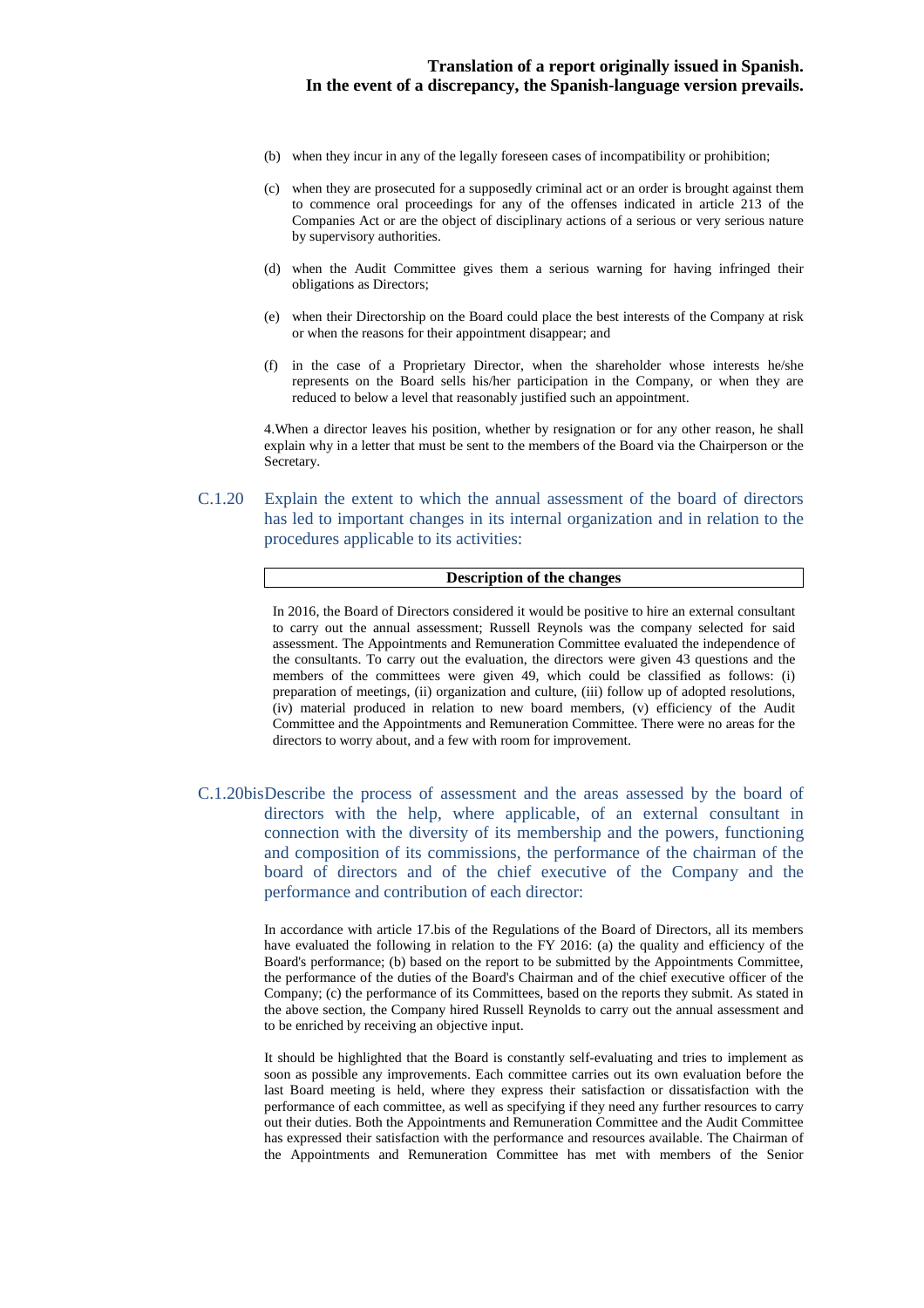(b) when they incur in any of the legally foreseen cases of incompatibility or prohibition;

(c) when they are prosecuted for a supposedly criminal act or an order is brought against them to commence oral proceedings for any of the offenses indicated in article 213 of the Companies Act or are the object of disciplinary actions of a serious or very serious nature by supervisory authorities.

(d) when the Audit Committee gives them a serious warning for having infringed their obligations as Directors;

(e) when their Directorship on the Board could place the best interests of the Company at risk or when the reasons for their appointment disappear; and

(f) in the case of a Proprietary Director, when the shareholder whose interests he/she represents on the Board sells his/her participation in the Company, or when they are reduced to below a level that reasonably justified such an appointment.

4.When a director leaves his position, whether by resignation or for any other reason, he shall explain why in a letter that must be sent to the members of the Board via the Chairperson or the Secretary.

## C.1.20 Explain the extent to which the annual assessment of the board of directors has led to important changes in its internal organization and in relation to the procedures applicable to its activities:

| Description of the changes |
|---|

In 2016, the Board of Directors considered it would be positive to hire an external consultant to carry out the annual assessment; Russell Reynols was the company selected for said assessment. The Appointments and Remuneration Committee evaluated the independence of the consultants. To carry out the evaluation, the directors were given 43 questions and the members of the committees were given 49, which could be classified as follows: (i) preparation of meetings, (ii) organization and culture, (iii) follow up of adopted resolutions, (iv) material produced in relation to new board members, (v) efficiency of the Audit Committee and the Appointments and Remuneration Committee. There were no areas for the directors to worry about, and a few with room for improvement.

## C.1.20bis Describe the process of assessment and the areas assessed by the board of directors with the help, where applicable, of an external consultant in connection with the diversity of its membership and the powers, functioning and composition of its commissions, the performance of the chairman of the board of directors and of the chief executive of the Company and the performance and contribution of each director:

In accordance with article 17.bis of the Regulations of the Board of Directors, all its members have evaluated the following in relation to the FY 2016: (a) the quality and efficiency of the Board's performance; (b) based on the report to be submitted by the Appointments Committee, the performance of the duties of the Board's Chairman and of the chief executive officer of the Company; (c) the performance of its Committees, based on the reports they submit. As stated in the above section, the Company hired Russell Reynolds to carry out the annual assessment and to be enriched by receiving an objective input.

It should be highlighted that the Board is constantly self-evaluating and tries to implement as soon as possible any improvements. Each committee carries out its own evaluation before the last Board meeting is held, where they express their satisfaction or dissatisfaction with the performance of each committee, as well as specifying if they need any further resources to carry out their duties. Both the Appointments and Remuneration Committee and the Audit Committee has expressed their satisfaction with the performance and resources available. The Chairman of the Appointments and Remuneration Committee has met with members of the Senior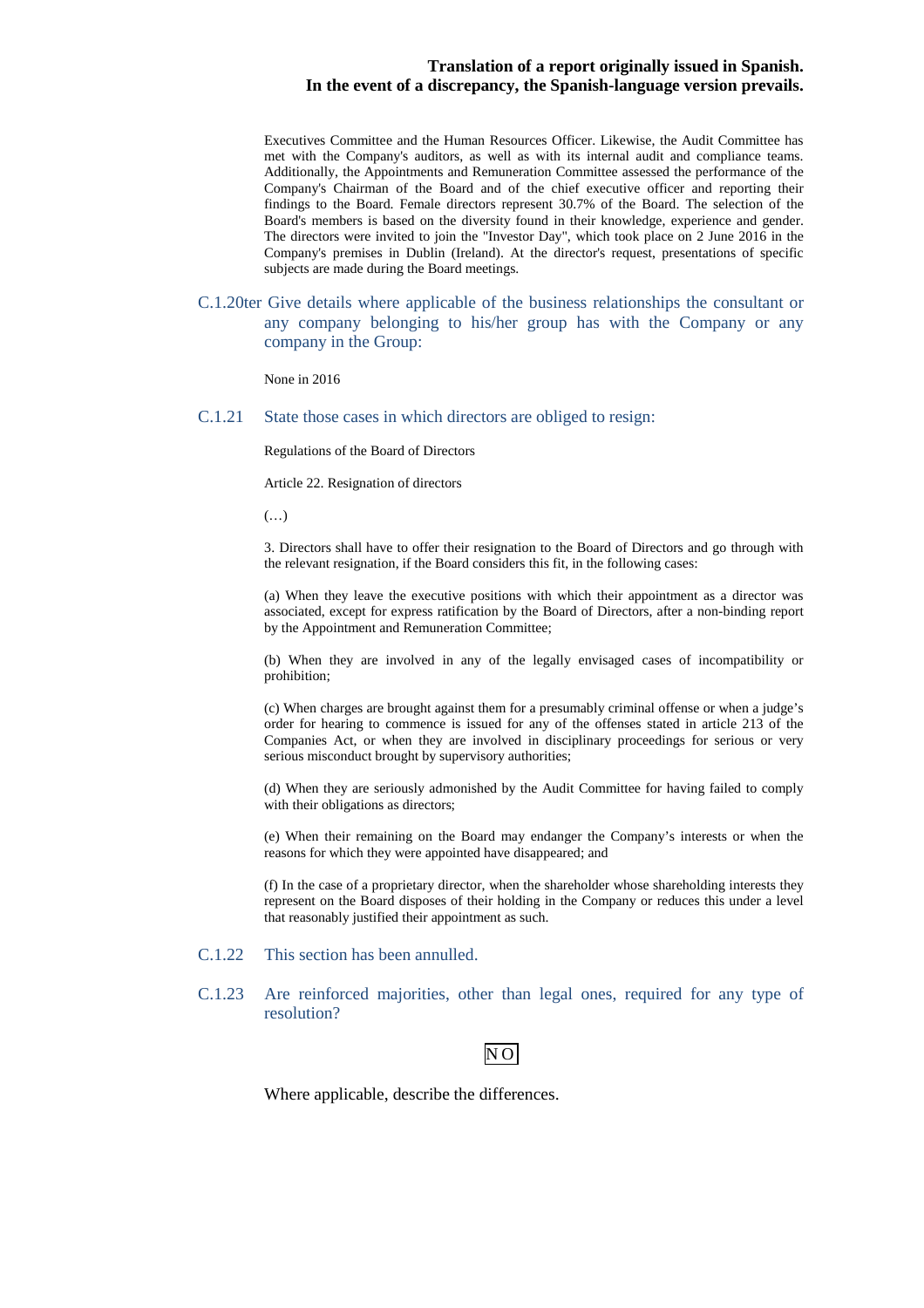Executives Committee and the Human Resources Officer. Likewise, the Audit Committee has met with the Company's auditors, as well as with its internal audit and compliance teams. Additionally, the Appointments and Remuneration Committee assessed the performance of the Company's Chairman of the Board and of the chief executive officer and reporting their findings to the Board. Female directors represent 30.7% of the Board. The selection of the Board's members is based on the diversity found in their knowledge, experience and gender. The directors were invited to join the "Investor Day", which took place on 2 June 2016 in the Company's premises in Dublin (Ireland). At the director's request, presentations of specific subjects are made during the Board meetings.

### C.1.20ter Give details where applicable of the business relationships the consultant or any company belonging to his/her group has with the Company or any company in the Group:

None in 2016

### C.1.21 State those cases in which directors are obliged to resign:

Regulations of the Board of Directors

Article 22. Resignation of directors

(…)

3. Directors shall have to offer their resignation to the Board of Directors and go through with the relevant resignation, if the Board considers this fit, in the following cases:

(a) When they leave the executive positions with which their appointment as a director was associated, except for express ratification by the Board of Directors, after a non-binding report by the Appointment and Remuneration Committee;

(b) When they are involved in any of the legally envisaged cases of incompatibility or prohibition;

(c) When charges are brought against them for a presumably criminal offense or when a judge's order for hearing to commence is issued for any of the offenses stated in article 213 of the Companies Act, or when they are involved in disciplinary proceedings for serious or very serious misconduct brought by supervisory authorities;

(d) When they are seriously admonished by the Audit Committee for having failed to comply with their obligations as directors;

(e) When their remaining on the Board may endanger the Company's interests or when the reasons for which they were appointed have disappeared; and

(f) In the case of a proprietary director, when the shareholder whose shareholding interests they represent on the Board disposes of their holding in the Company or reduces this under a level that reasonably justified their appointment as such.

### C.1.22 This section has been annulled.

### C.1.23 Are reinforced majorities, other than legal ones, required for any type of resolution?

NO

Where applicable, describe the differences.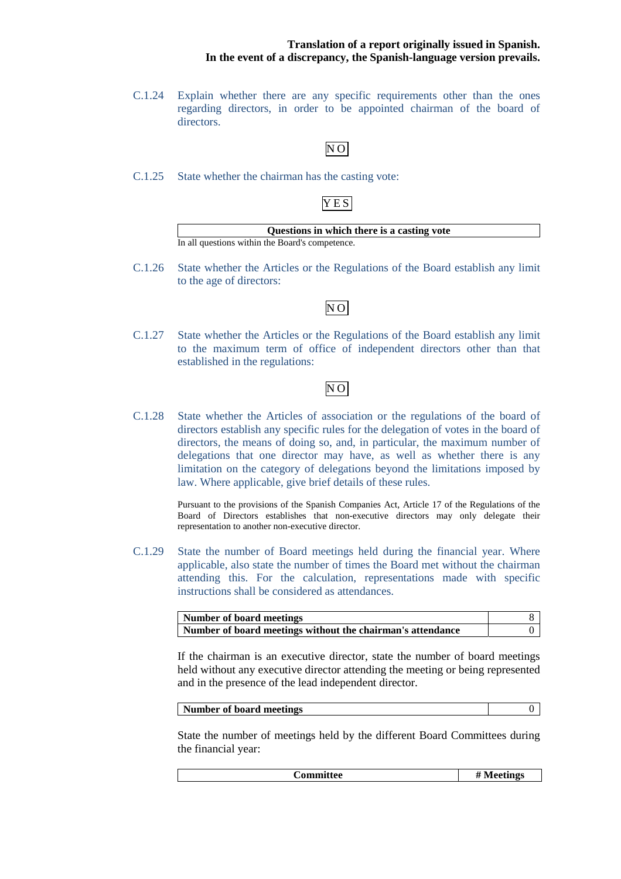**Translation of a report originally issued in Spanish.**
**In the event of a discrepancy, the Spanish-language version prevails.**

C.1.24 Explain whether there are any specific requirements other than the ones regarding directors, in order to be appointed chairman of the board of directors.

NO

C.1.25 State whether the chairman has the casting vote:

YES

| Questions in which there is a casting vote |
|---|
| In all questions within the Board's competence. |

C.1.26 State whether the Articles or the Regulations of the Board establish any limit to the age of directors:

NO

C.1.27 State whether the Articles or the Regulations of the Board establish any limit to the maximum term of office of independent directors other than that established in the regulations:

NO

C.1.28 State whether the Articles of association or the regulations of the board of directors establish any specific rules for the delegation of votes in the board of directors, the means of doing so, and, in particular, the maximum number of delegations that one director may have, as well as whether there is any limitation on the category of delegations beyond the limitations imposed by law. Where applicable, give brief details of these rules.

Pursuant to the provisions of the Spanish Companies Act, Article 17 of the Regulations of the Board of Directors establishes that non-executive directors may only delegate their representation to another non-executive director.

C.1.29 State the number of Board meetings held during the financial year. Where applicable, also state the number of times the Board met without the chairman attending this. For the calculation, representations made with specific instructions shall be considered as attendances.

| Number of board meetings | 8 |
|---|---|
| Number of board meetings without the chairman's attendance | 0 |

If the chairman is an executive director, state the number of board meetings held without any executive director attending the meeting or being represented and in the presence of the lead independent director.

| Number of board meetings | 0 |
|---|---|

State the number of meetings held by the different Board Committees during the financial year:

| Committee | # Meetings |
|---|---|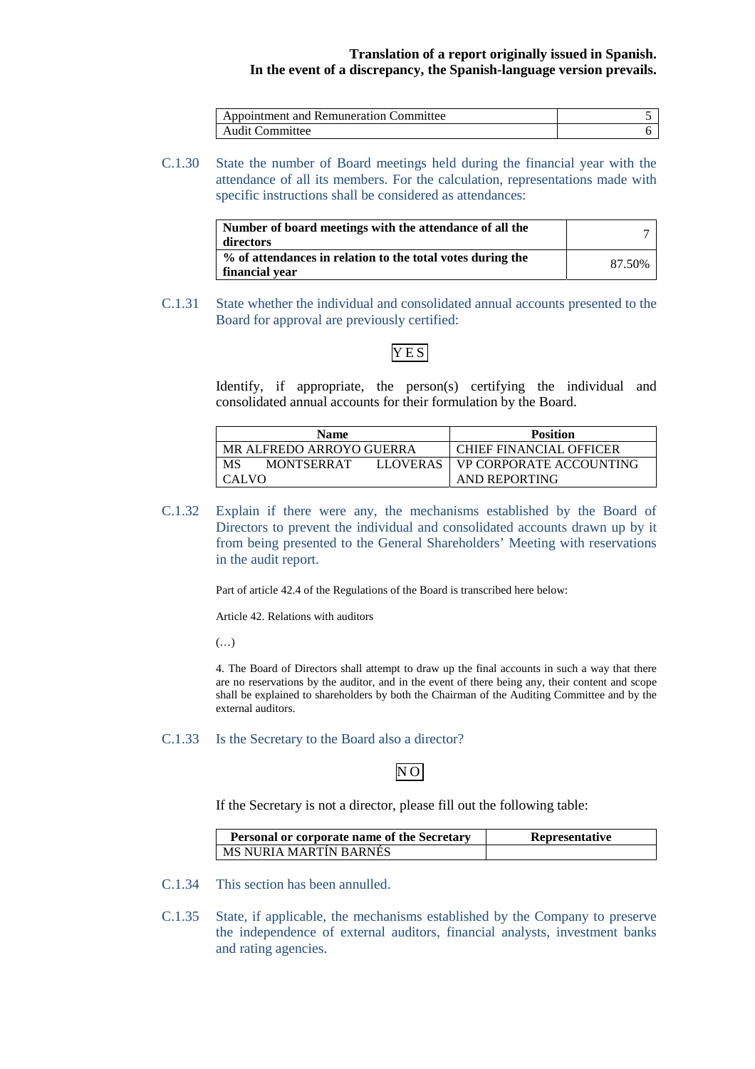| Appointment and Remuneration Committee | 5 |
| --- | --- |
| Audit Committee | 6 |

C.1.30 State the number of Board meetings held during the financial year with the attendance of all its members. For the calculation, representations made with specific instructions shall be considered as attendances:

| **Number of board meetings with the attendance of all the directors** | 7 |
| --- | --- |
| **% of attendances in relation to the total votes during the financial year** | 87.50% |

C.1.31 State whether the individual and consolidated annual accounts presented to the Board for approval are previously certified:

YES

Identify, if appropriate, the person(s) certifying the individual and consolidated annual accounts for their formulation by the Board.

| Name | Position |
| --- | --- |
| MR ALFREDO ARROYO GUERRA | CHIEF FINANCIAL OFFICER |
| MS MONTSERRAT LLOVERAS CALVO | VP CORPORATE ACCOUNTING AND REPORTING |

C.1.32 Explain if there were any, the mechanisms established by the Board of Directors to prevent the individual and consolidated accounts drawn up by it from being presented to the General Shareholders' Meeting with reservations in the audit report.

Part of article 42.4 of the Regulations of the Board is transcribed here below:

Article 42. Relations with auditors

(…)

4. The Board of Directors shall attempt to draw up the final accounts in such a way that there are no reservations by the auditor, and in the event of there being any, their content and scope shall be explained to shareholders by both the Chairman of the Auditing Committee and by the external auditors.

C.1.33 Is the Secretary to the Board also a director?

NO

If the Secretary is not a director, please fill out the following table:

| Personal or corporate name of the Secretary | Representative |
| --- | --- |
| MS NURIA MARTÍN BARNÉS | |

C.1.34 This section has been annulled.

C.1.35 State, if applicable, the mechanisms established by the Company to preserve the independence of external auditors, financial analysts, investment banks and rating agencies.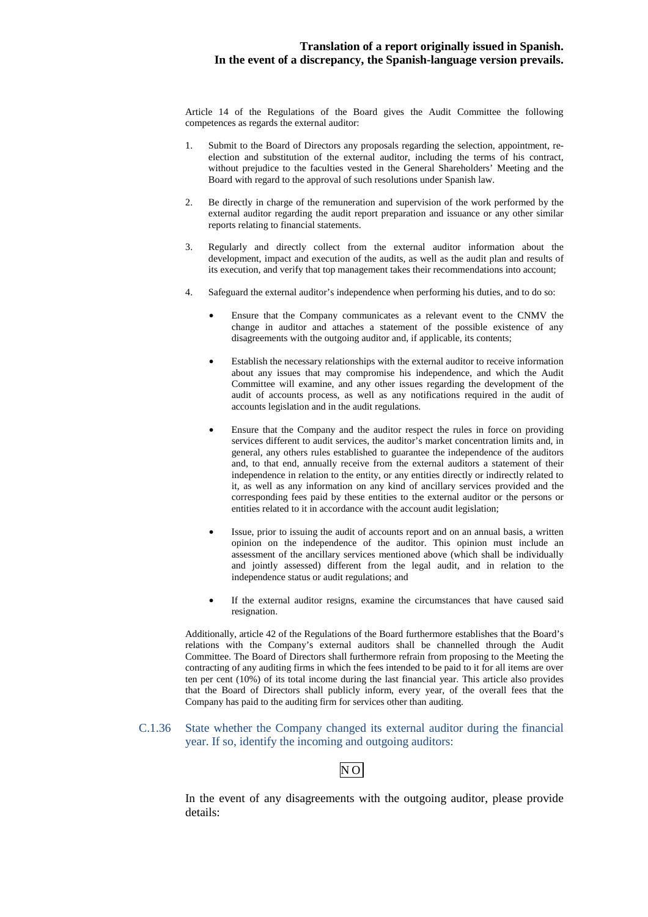Article 14 of the Regulations of the Board gives the Audit Committee the following competences as regards the external auditor:

1. Submit to the Board of Directors any proposals regarding the selection, appointment, re-election and substitution of the external auditor, including the terms of his contract, without prejudice to the faculties vested in the General Shareholders' Meeting and the Board with regard to the approval of such resolutions under Spanish law.

2. Be directly in charge of the remuneration and supervision of the work performed by the external auditor regarding the audit report preparation and issuance or any other similar reports relating to financial statements.

3. Regularly and directly collect from the external auditor information about the development, impact and execution of the audits, as well as the audit plan and results of its execution, and verify that top management takes their recommendations into account;

4. Safeguard the external auditor's independence when performing his duties, and to do so:

   - Ensure that the Company communicates as a relevant event to the CNMV the change in auditor and attaches a statement of the possible existence of any disagreements with the outgoing auditor and, if applicable, its contents;

   - Establish the necessary relationships with the external auditor to receive information about any issues that may compromise his independence, and which the Audit Committee will examine, and any other issues regarding the development of the audit of accounts process, as well as any notifications required in the audit of accounts legislation and in the audit regulations.

   - Ensure that the Company and the auditor respect the rules in force on providing services different to audit services, the auditor's market concentration limits and, in general, any others rules established to guarantee the independence of the auditors and, to that end, annually receive from the external auditors a statement of their independence in relation to the entity, or any entities directly or indirectly related to it, as well as any information on any kind of ancillary services provided and the corresponding fees paid by these entities to the external auditor or the persons or entities related to it in accordance with the account audit legislation;

   - Issue, prior to issuing the audit of accounts report and on an annual basis, a written opinion on the independence of the auditor. This opinion must include an assessment of the ancillary services mentioned above (which shall be individually and jointly assessed) different from the legal audit, and in relation to the independence status or audit regulations; and

   - If the external auditor resigns, examine the circumstances that have caused said resignation.

Additionally, article 42 of the Regulations of the Board furthermore establishes that the Board's relations with the Company's external auditors shall be channelled through the Audit Committee. The Board of Directors shall furthermore refrain from proposing to the Meeting the contracting of any auditing firms in which the fees intended to be paid to it for all items are over ten per cent (10%) of its total income during the last financial year. This article also provides that the Board of Directors shall publicly inform, every year, of the overall fees that the Company has paid to the auditing firm for services other than auditing.

### C.1.36 State whether the Company changed its external auditor during the financial year. If so, identify the incoming and outgoing auditors:

NO

In the event of any disagreements with the outgoing auditor, please provide details: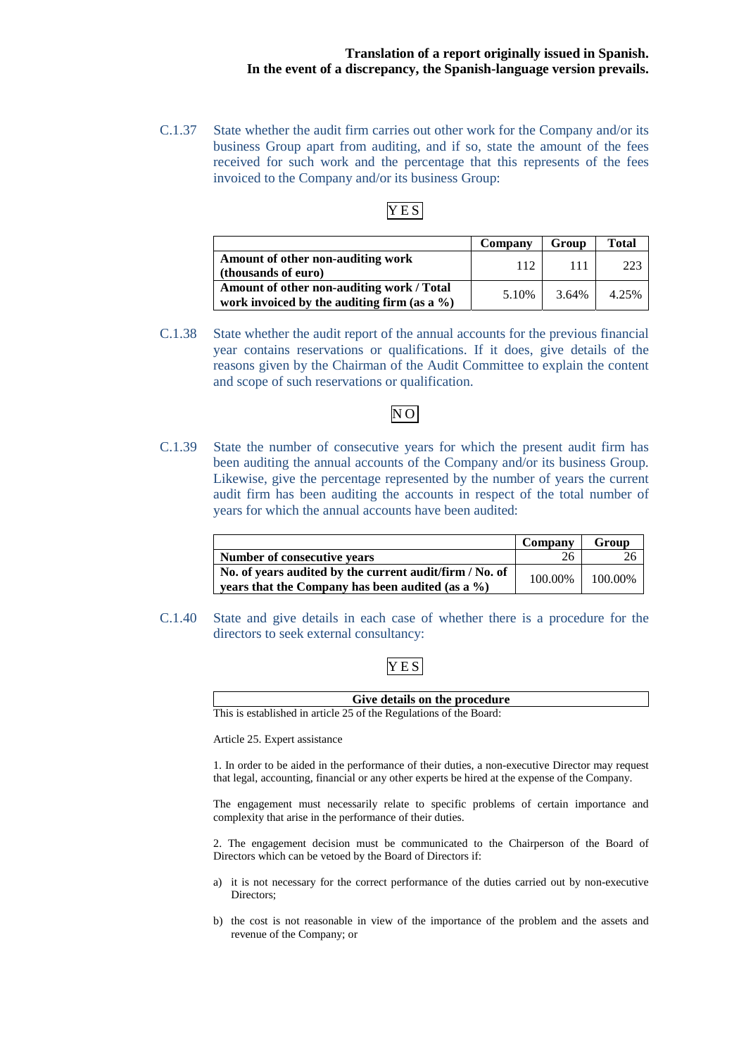C.1.37 State whether the audit firm carries out other work for the Company and/or its business Group apart from auditing, and if so, state the amount of the fees received for such work and the percentage that this represents of the fees invoiced to the Company and/or its business Group:

YES

| | Company | Group | Total |
|---|---|---|---|
| **Amount of other non-auditing work (thousands of euro)** | 112 | 111 | 223 |
| **Amount of other non-auditing work / Total work invoiced by the auditing firm (as a %)** | 5.10% | 3.64% | 4.25% |

C.1.38 State whether the audit report of the annual accounts for the previous financial year contains reservations or qualifications. If it does, give details of the reasons given by the Chairman of the Audit Committee to explain the content and scope of such reservations or qualification.

NO

C.1.39 State the number of consecutive years for which the present audit firm has been auditing the annual accounts of the Company and/or its business Group. Likewise, give the percentage represented by the number of years the current audit firm has been auditing the accounts in respect of the total number of years for which the annual accounts have been audited:

| | Company | Group |
|---|---|---|
| **Number of consecutive years** | 26 | 26 |
| **No. of years audited by the current audit/firm / No. of years that the Company has been audited (as a %)** | 100.00% | 100.00% |

C.1.40 State and give details in each case of whether there is a procedure for the directors to seek external consultancy:

YES

| Give details on the procedure |
|---|

This is established in article 25 of the Regulations of the Board:

Article 25. Expert assistance

1. In order to be aided in the performance of their duties, a non-executive Director may request that legal, accounting, financial or any other experts be hired at the expense of the Company.

The engagement must necessarily relate to specific problems of certain importance and complexity that arise in the performance of their duties.

2. The engagement decision must be communicated to the Chairperson of the Board of Directors which can be vetoed by the Board of Directors if:

a) it is not necessary for the correct performance of the duties carried out by non-executive Directors;

b) the cost is not reasonable in view of the importance of the problem and the assets and revenue of the Company; or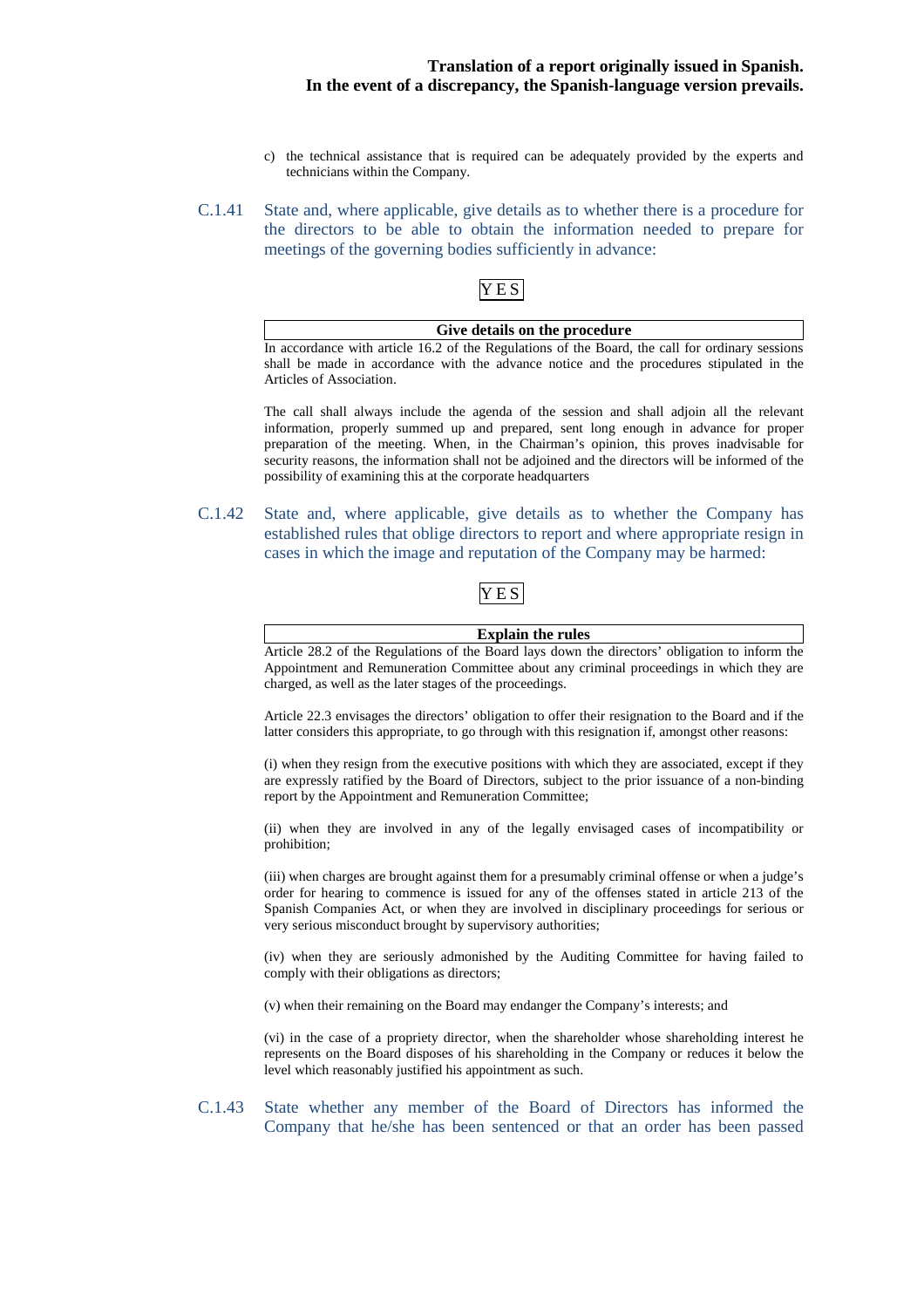c) the technical assistance that is required can be adequately provided by the experts and technicians within the Company.

C.1.41 State and, where applicable, give details as to whether there is a procedure for the directors to be able to obtain the information needed to prepare for meetings of the governing bodies sufficiently in advance:

YES

| Give details on the procedure |
| --- |

In accordance with article 16.2 of the Regulations of the Board, the call for ordinary sessions shall be made in accordance with the advance notice and the procedures stipulated in the Articles of Association.

The call shall always include the agenda of the session and shall adjoin all the relevant information, properly summed up and prepared, sent long enough in advance for proper preparation of the meeting. When, in the Chairman's opinion, this proves inadvisable for security reasons, the information shall not be adjoined and the directors will be informed of the possibility of examining this at the corporate headquarters

C.1.42 State and, where applicable, give details as to whether the Company has established rules that oblige directors to report and where appropriate resign in cases in which the image and reputation of the Company may be harmed:

YES

| Explain the rules |
| --- |

Article 28.2 of the Regulations of the Board lays down the directors' obligation to inform the Appointment and Remuneration Committee about any criminal proceedings in which they are charged, as well as the later stages of the proceedings.

Article 22.3 envisages the directors' obligation to offer their resignation to the Board and if the latter considers this appropriate, to go through with this resignation if, amongst other reasons:

(i) when they resign from the executive positions with which they are associated, except if they are expressly ratified by the Board of Directors, subject to the prior issuance of a non-binding report by the Appointment and Remuneration Committee;

(ii) when they are involved in any of the legally envisaged cases of incompatibility or prohibition;

(iii) when charges are brought against them for a presumably criminal offense or when a judge's order for hearing to commence is issued for any of the offenses stated in article 213 of the Spanish Companies Act, or when they are involved in disciplinary proceedings for serious or very serious misconduct brought by supervisory authorities;

(iv) when they are seriously admonished by the Auditing Committee for having failed to comply with their obligations as directors;

(v) when their remaining on the Board may endanger the Company's interests; and

(vi) in the case of a propriety director, when the shareholder whose shareholding interest he represents on the Board disposes of his shareholding in the Company or reduces it below the level which reasonably justified his appointment as such.

C.1.43 State whether any member of the Board of Directors has informed the Company that he/she has been sentenced or that an order has been passed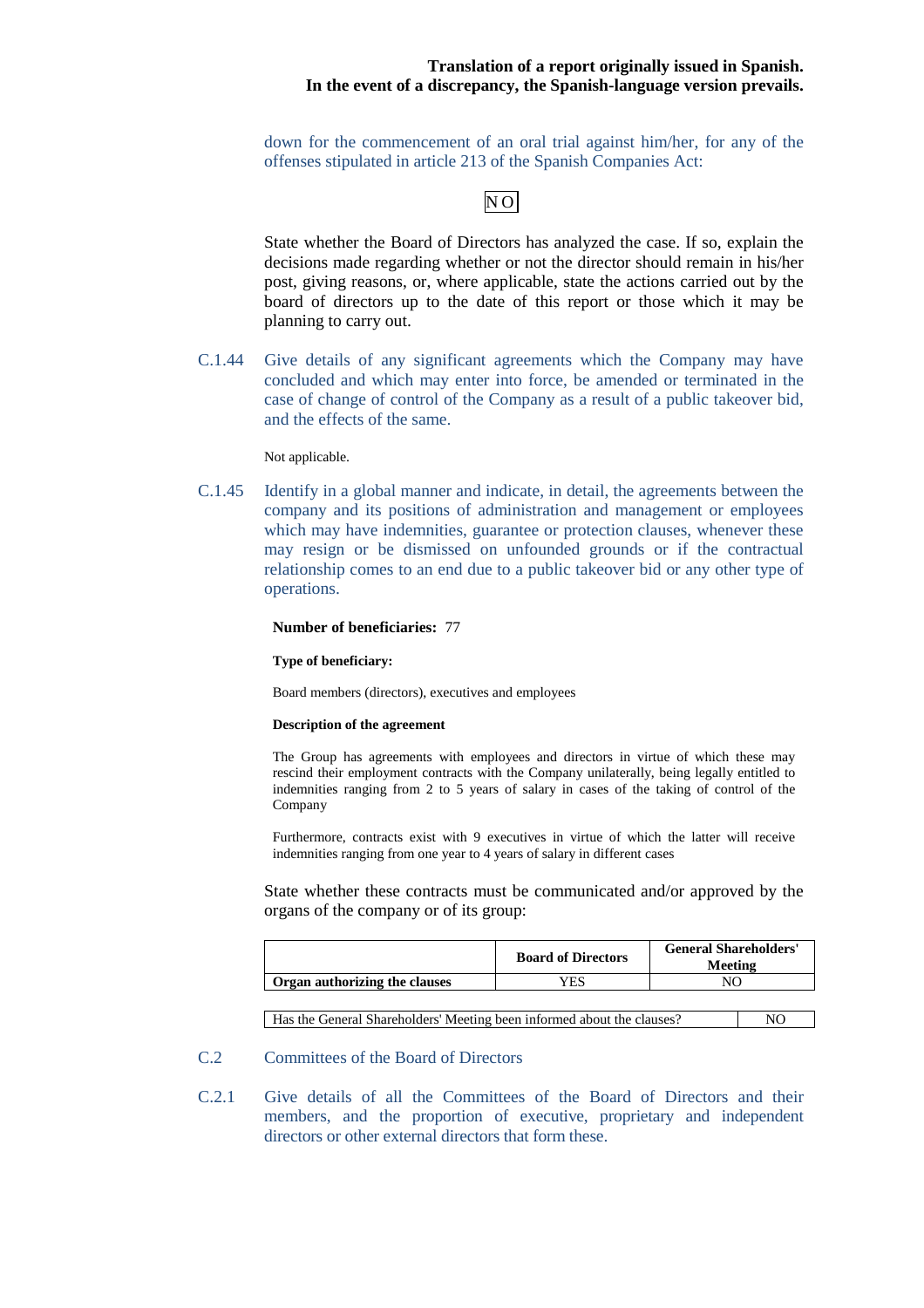down for the commencement of an oral trial against him/her, for any of the offenses stipulated in article 213 of the Spanish Companies Act:

NO

State whether the Board of Directors has analyzed the case. If so, explain the decisions made regarding whether or not the director should remain in his/her post, giving reasons, or, where applicable, state the actions carried out by the board of directors up to the date of this report or those which it may be planning to carry out.

C.1.44 Give details of any significant agreements which the Company may have concluded and which may enter into force, be amended or terminated in the case of change of control of the Company as a result of a public takeover bid, and the effects of the same.

Not applicable.

C.1.45 Identify in a global manner and indicate, in detail, the agreements between the company and its positions of administration and management or employees which may have indemnities, guarantee or protection clauses, whenever these may resign or be dismissed on unfounded grounds or if the contractual relationship comes to an end due to a public takeover bid or any other type of operations.

**Number of beneficiaries:** 77

**Type of beneficiary:**

Board members (directors), executives and employees

**Description of the agreement**

The Group has agreements with employees and directors in virtue of which these may rescind their employment contracts with the Company unilaterally, being legally entitled to indemnities ranging from 2 to 5 years of salary in cases of the taking of control of the Company

Furthermore, contracts exist with 9 executives in virtue of which the latter will receive indemnities ranging from one year to 4 years of salary in different cases

State whether these contracts must be communicated and/or approved by the organs of the company or of its group:

| | Board of Directors | General Shareholders' Meeting |
|---|---|---|
| Organ authorizing the clauses | YES | NO |

| Has the General Shareholders' Meeting been informed about the clauses? | NO |
|---|---|

C.2 Committees of the Board of Directors

C.2.1 Give details of all the Committees of the Board of Directors and their members, and the proportion of executive, proprietary and independent directors or other external directors that form these.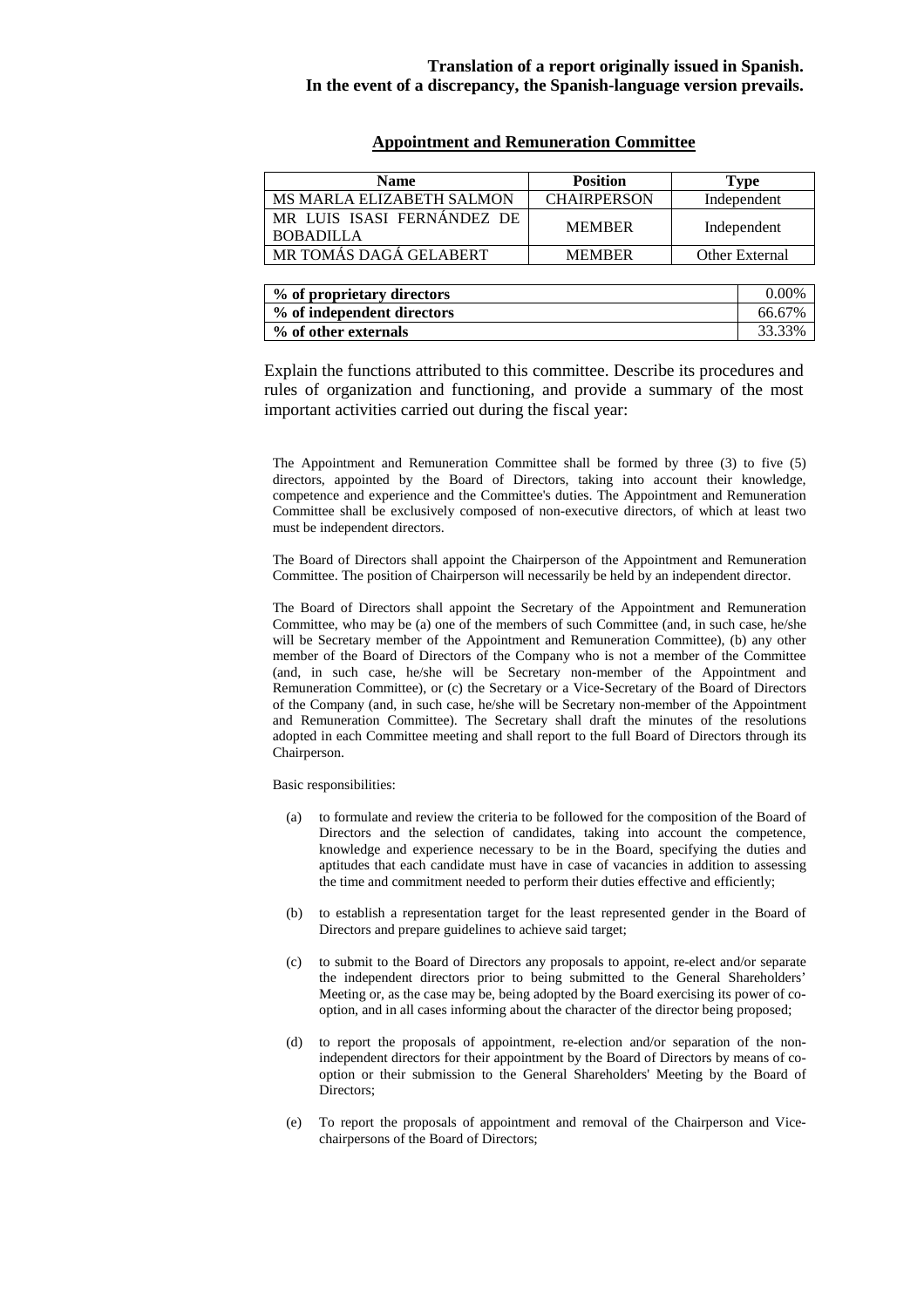**Translation of a report originally issued in Spanish.**
**In the event of a discrepancy, the Spanish-language version prevails.**

## Appointment and Remuneration Committee

| Name | Position | Type |
|---|---|---|
| MS MARLA ELIZABETH SALMON | CHAIRPERSON | Independent |
| MR LUIS ISASI FERNÁNDEZ DE BOBADILLA | MEMBER | Independent |
| MR TOMÁS DAGÁ GELABERT | MEMBER | Other External |

| | |
|---|---|
| **% of proprietary directors** | 0.00% |
| **% of independent directors** | 66.67% |
| **% of other externals** | 33.33% |

Explain the functions attributed to this committee. Describe its procedures and rules of organization and functioning, and provide a summary of the most important activities carried out during the fiscal year:

The Appointment and Remuneration Committee shall be formed by three (3) to five (5) directors, appointed by the Board of Directors, taking into account their knowledge, competence and experience and the Committee's duties. The Appointment and Remuneration Committee shall be exclusively composed of non-executive directors, of which at least two must be independent directors.

The Board of Directors shall appoint the Chairperson of the Appointment and Remuneration Committee. The position of Chairperson will necessarily be held by an independent director.

The Board of Directors shall appoint the Secretary of the Appointment and Remuneration Committee, who may be (a) one of the members of such Committee (and, in such case, he/she will be Secretary member of the Appointment and Remuneration Committee), (b) any other member of the Board of Directors of the Company who is not a member of the Committee (and, in such case, he/she will be Secretary non-member of the Appointment and Remuneration Committee), or (c) the Secretary or a Vice-Secretary of the Board of Directors of the Company (and, in such case, he/she will be Secretary non-member of the Appointment and Remuneration Committee). The Secretary shall draft the minutes of the resolutions adopted in each Committee meeting and shall report to the full Board of Directors through its Chairperson.

Basic responsibilities:

(a) to formulate and review the criteria to be followed for the composition of the Board of Directors and the selection of candidates, taking into account the competence, knowledge and experience necessary to be in the Board, specifying the duties and aptitudes that each candidate must have in case of vacancies in addition to assessing the time and commitment needed to perform their duties effective and efficiently;

(b) to establish a representation target for the least represented gender in the Board of Directors and prepare guidelines to achieve said target;

(c) to submit to the Board of Directors any proposals to appoint, re-elect and/or separate the independent directors prior to being submitted to the General Shareholders' Meeting or, as the case may be, being adopted by the Board exercising its power of co-option, and in all cases informing about the character of the director being proposed;

(d) to report the proposals of appointment, re-election and/or separation of the non-independent directors for their appointment by the Board of Directors by means of co-option or their submission to the General Shareholders' Meeting by the Board of Directors;

(e) To report the proposals of appointment and removal of the Chairperson and Vice-chairpersons of the Board of Directors;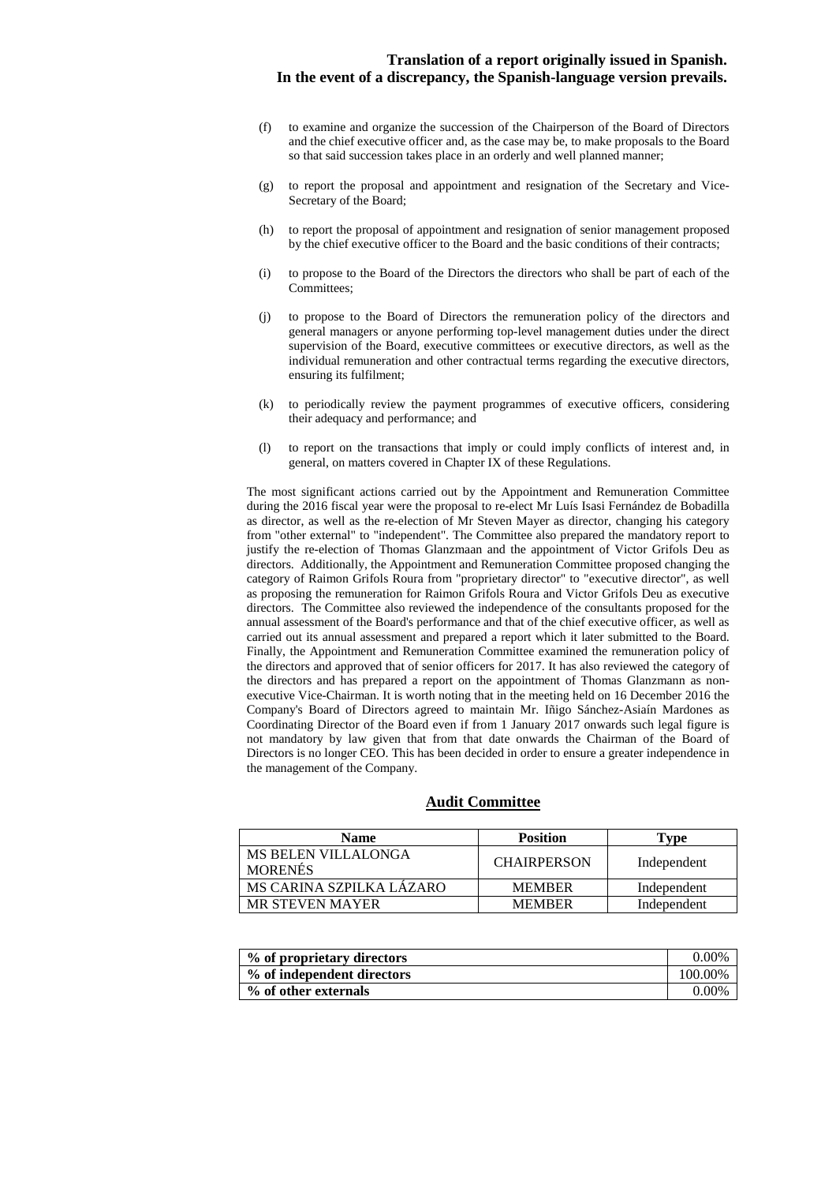**Translation of a report originally issued in Spanish. In the event of a discrepancy, the Spanish-language version prevails.**

(f) to examine and organize the succession of the Chairperson of the Board of Directors and the chief executive officer and, as the case may be, to make proposals to the Board so that said succession takes place in an orderly and well planned manner;

(g) to report the proposal and appointment and resignation of the Secretary and Vice-Secretary of the Board;

(h) to report the proposal of appointment and resignation of senior management proposed by the chief executive officer to the Board and the basic conditions of their contracts;

(i) to propose to the Board of the Directors the directors who shall be part of each of the Committees;

(j) to propose to the Board of Directors the remuneration policy of the directors and general managers or anyone performing top-level management duties under the direct supervision of the Board, executive committees or executive directors, as well as the individual remuneration and other contractual terms regarding the executive directors, ensuring its fulfilment;

(k) to periodically review the payment programmes of executive officers, considering their adequacy and performance; and

(l) to report on the transactions that imply or could imply conflicts of interest and, in general, on matters covered in Chapter IX of these Regulations.

The most significant actions carried out by the Appointment and Remuneration Committee during the 2016 fiscal year were the proposal to re-elect Mr Luís Isasi Fernández de Bobadilla as director, as well as the re-election of Mr Steven Mayer as director, changing his category from "other external" to "independent". The Committee also prepared the mandatory report to justify the re-election of Thomas Glanzmaan and the appointment of Victor Grifols Deu as directors. Additionally, the Appointment and Remuneration Committee proposed changing the category of Raimon Grifols Roura from "proprietary director" to "executive director", as well as proposing the remuneration for Raimon Grifols Roura and Victor Grifols Deu as executive directors. The Committee also reviewed the independence of the consultants proposed for the annual assessment of the Board's performance and that of the chief executive officer, as well as carried out its annual assessment and prepared a report which it later submitted to the Board. Finally, the Appointment and Remuneration Committee examined the remuneration policy of the directors and approved that of senior officers for 2017. It has also reviewed the category of the directors and has prepared a report on the appointment of Thomas Glanzmann as non-executive Vice-Chairman. It is worth noting that in the meeting held on 16 December 2016 the Company's Board of Directors agreed to maintain Mr. Iñigo Sánchez-Asiaín Mardones as Coordinating Director of the Board even if from 1 January 2017 onwards such legal figure is not mandatory by law given that from that date onwards the Chairman of the Board of Directors is no longer CEO. This has been decided in order to ensure a greater independence in the management of the Company.

## Audit Committee

| Name | Position | Type |
|---|---|---|
| MS BELEN VILLALONGA MORENÉS | CHAIRPERSON | Independent |
| MS CARINA SZPILKA LÁZARO | MEMBER | Independent |
| MR STEVEN MAYER | MEMBER | Independent |

| | |
|---|---|
| **% of proprietary directors** | 0.00% |
| **% of independent directors** | 100.00% |
| **% of other externals** | 0.00% |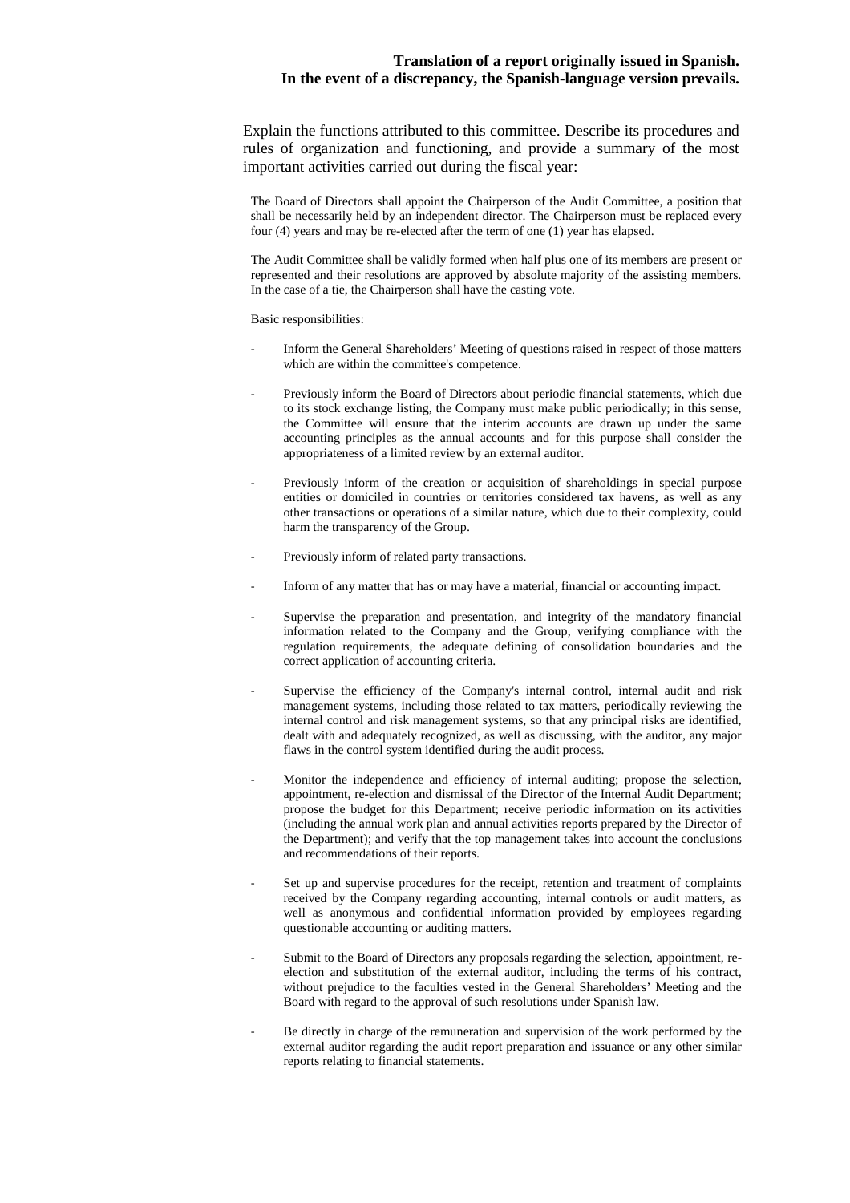**Translation of a report originally issued in Spanish.**
**In the event of a discrepancy, the Spanish-language version prevails.**

Explain the functions attributed to this committee. Describe its procedures and rules of organization and functioning, and provide a summary of the most important activities carried out during the fiscal year:

The Board of Directors shall appoint the Chairperson of the Audit Committee, a position that shall be necessarily held by an independent director. The Chairperson must be replaced every four (4) years and may be re-elected after the term of one (1) year has elapsed.

The Audit Committee shall be validly formed when half plus one of its members are present or represented and their resolutions are approved by absolute majority of the assisting members. In the case of a tie, the Chairperson shall have the casting vote.

Basic responsibilities:

- Inform the General Shareholders' Meeting of questions raised in respect of those matters which are within the committee's competence.
- Previously inform the Board of Directors about periodic financial statements, which due to its stock exchange listing, the Company must make public periodically; in this sense, the Committee will ensure that the interim accounts are drawn up under the same accounting principles as the annual accounts and for this purpose shall consider the appropriateness of a limited review by an external auditor.
- Previously inform of the creation or acquisition of shareholdings in special purpose entities or domiciled in countries or territories considered tax havens, as well as any other transactions or operations of a similar nature, which due to their complexity, could harm the transparency of the Group.
- Previously inform of related party transactions.
- Inform of any matter that has or may have a material, financial or accounting impact.
- Supervise the preparation and presentation, and integrity of the mandatory financial information related to the Company and the Group, verifying compliance with the regulation requirements, the adequate defining of consolidation boundaries and the correct application of accounting criteria.
- Supervise the efficiency of the Company's internal control, internal audit and risk management systems, including those related to tax matters, periodically reviewing the internal control and risk management systems, so that any principal risks are identified, dealt with and adequately recognized, as well as discussing, with the auditor, any major flaws in the control system identified during the audit process.
- Monitor the independence and efficiency of internal auditing; propose the selection, appointment, re-election and dismissal of the Director of the Internal Audit Department; propose the budget for this Department; receive periodic information on its activities (including the annual work plan and annual activities reports prepared by the Director of the Department); and verify that the top management takes into account the conclusions and recommendations of their reports.
- Set up and supervise procedures for the receipt, retention and treatment of complaints received by the Company regarding accounting, internal controls or audit matters, as well as anonymous and confidential information provided by employees regarding questionable accounting or auditing matters.
- Submit to the Board of Directors any proposals regarding the selection, appointment, re-election and substitution of the external auditor, including the terms of his contract, without prejudice to the faculties vested in the General Shareholders' Meeting and the Board with regard to the approval of such resolutions under Spanish law.
- Be directly in charge of the remuneration and supervision of the work performed by the external auditor regarding the audit report preparation and issuance or any other similar reports relating to financial statements.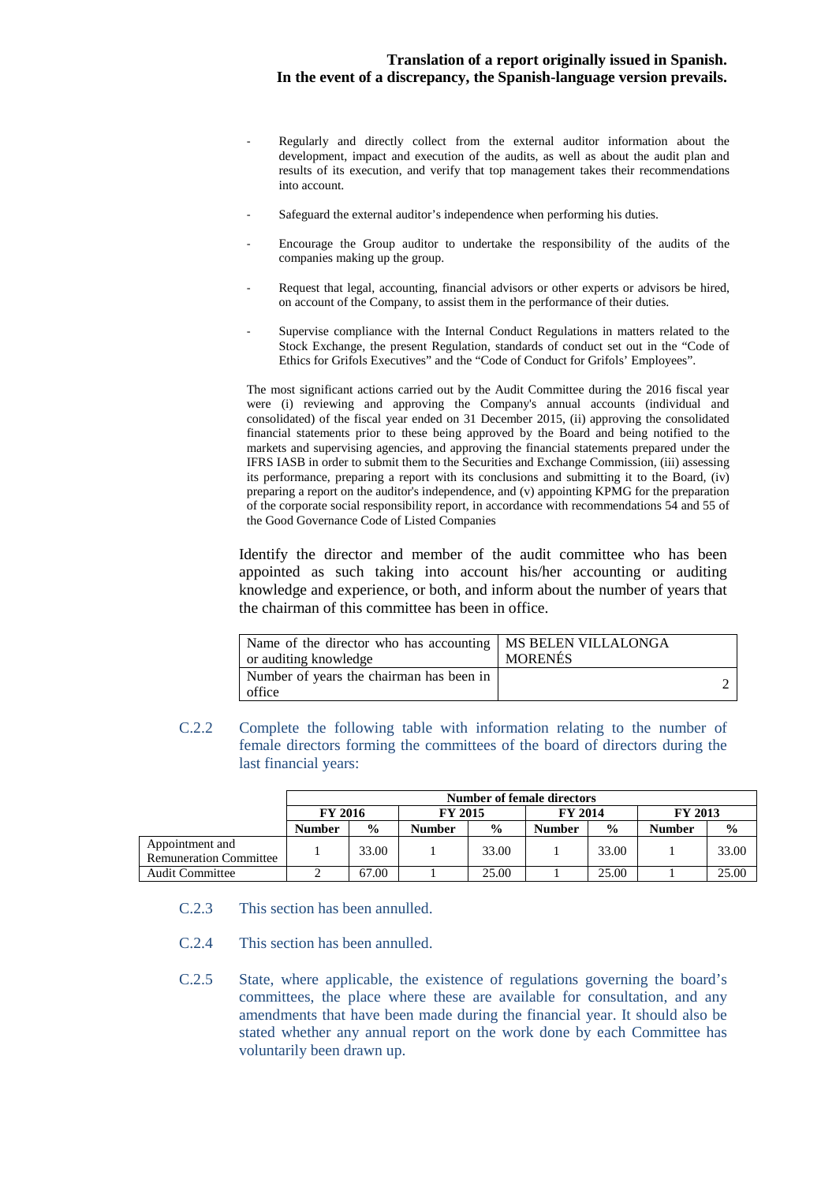- Regularly and directly collect from the external auditor information about the development, impact and execution of the audits, as well as about the audit plan and results of its execution, and verify that top management takes their recommendations into account.

- Safeguard the external auditor's independence when performing his duties.

- Encourage the Group auditor to undertake the responsibility of the audits of the companies making up the group.

- Request that legal, accounting, financial advisors or other experts or advisors be hired, on account of the Company, to assist them in the performance of their duties.

- Supervise compliance with the Internal Conduct Regulations in matters related to the Stock Exchange, the present Regulation, standards of conduct set out in the "Code of Ethics for Grifols Executives" and the "Code of Conduct for Grifols' Employees".

The most significant actions carried out by the Audit Committee during the 2016 fiscal year were (i) reviewing and approving the Company's annual accounts (individual and consolidated) of the fiscal year ended on 31 December 2015, (ii) approving the consolidated financial statements prior to these being approved by the Board and being notified to the markets and supervising agencies, and approving the financial statements prepared under the IFRS IASB in order to submit them to the Securities and Exchange Commission, (iii) assessing its performance, preparing a report with its conclusions and submitting it to the Board, (iv) preparing a report on the auditor's independence, and (v) appointing KPMG for the preparation of the corporate social responsibility report, in accordance with recommendations 54 and 55 of the Good Governance Code of Listed Companies

Identify the director and member of the audit committee who has been appointed as such taking into account his/her accounting or auditing knowledge and experience, or both, and inform about the number of years that the chairman of this committee has been in office.

| | |
|---|---|
| Name of the director who has accounting or auditing knowledge | MS BELEN VILLALONGA MORENÉS |
| Number of years the chairman has been in office | 2 |

C.2.2 Complete the following table with information relating to the number of female directors forming the committees of the board of directors during the last financial years:

| | Number of female directors | | | | | | | |
|---|---|---|---|---|---|---|---|---|
| | FY 2016 | | FY 2015 | | FY 2014 | | FY 2013 | |
| | Number | % | Number | % | Number | % | Number | % |
| Appointment and Remuneration Committee | 1 | 33.00 | 1 | 33.00 | 1 | 33.00 | 1 | 33.00 |
| Audit Committee | 2 | 67.00 | 1 | 25.00 | 1 | 25.00 | 1 | 25.00 |

C.2.3 This section has been annulled.

C.2.4 This section has been annulled.

C.2.5 State, where applicable, the existence of regulations governing the board's committees, the place where these are available for consultation, and any amendments that have been made during the financial year. It should also be stated whether any annual report on the work done by each Committee has voluntarily been drawn up.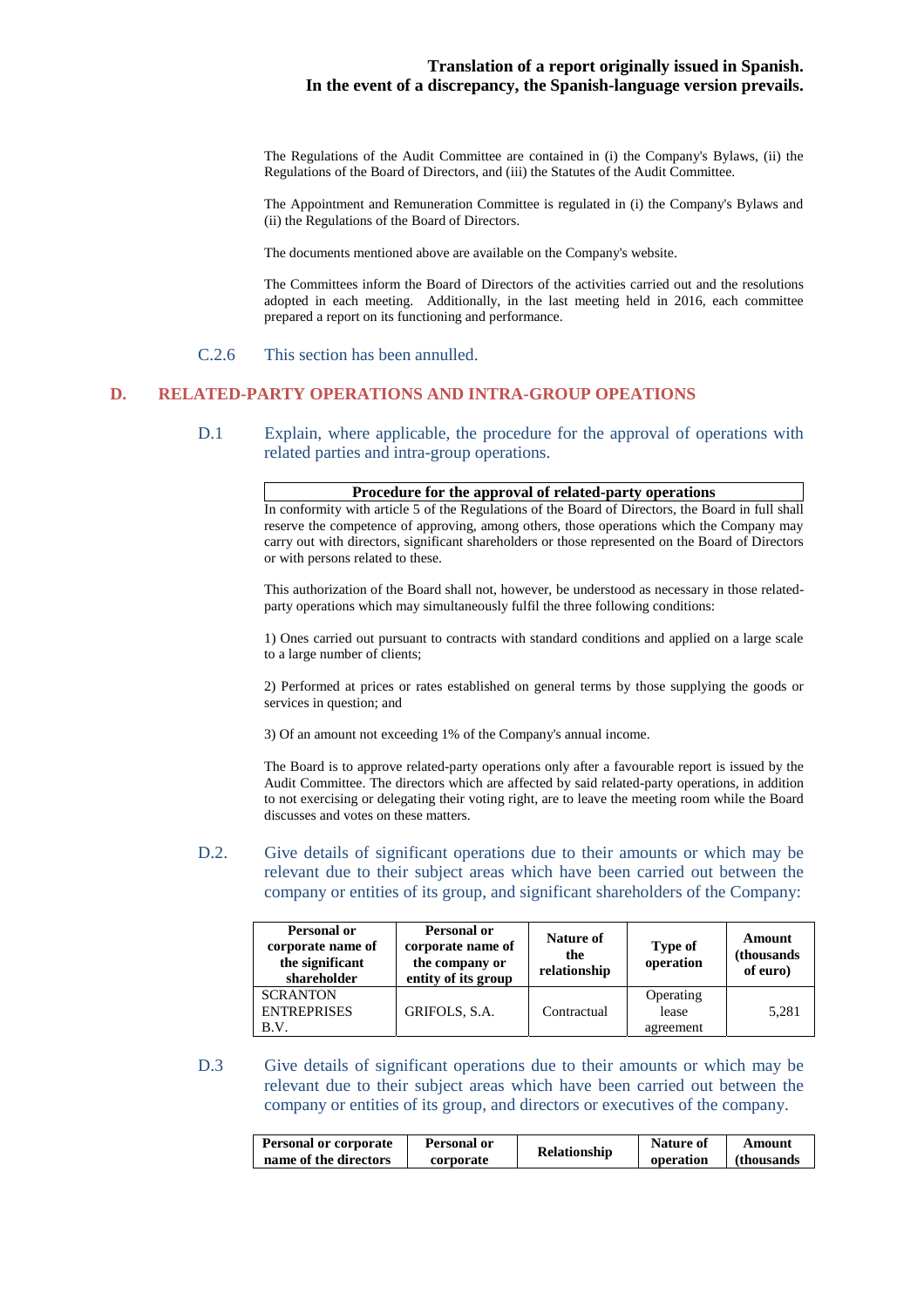The Regulations of the Audit Committee are contained in (i) the Company's Bylaws, (ii) the Regulations of the Board of Directors, and (iii) the Statutes of the Audit Committee.

The Appointment and Remuneration Committee is regulated in (i) the Company's Bylaws and (ii) the Regulations of the Board of Directors.

The documents mentioned above are available on the Company's website.

The Committees inform the Board of Directors of the activities carried out and the resolutions adopted in each meeting. Additionally, in the last meeting held in 2016, each committee prepared a report on its functioning and performance.

C.2.6 This section has been annulled.

## D. RELATED-PARTY OPERATIONS AND INTRA-GROUP OPEATIONS

D.1 Explain, where applicable, the procedure for the approval of operations with related parties and intra-group operations.

| Procedure for the approval of related-party operations |
|---|

In conformity with article 5 of the Regulations of the Board of Directors, the Board in full shall reserve the competence of approving, among others, those operations which the Company may carry out with directors, significant shareholders or those represented on the Board of Directors or with persons related to these.

This authorization of the Board shall not, however, be understood as necessary in those related-party operations which may simultaneously fulfil the three following conditions:

1) Ones carried out pursuant to contracts with standard conditions and applied on a large scale to a large number of clients;

2) Performed at prices or rates established on general terms by those supplying the goods or services in question; and

3) Of an amount not exceeding 1% of the Company's annual income.

The Board is to approve related-party operations only after a favourable report is issued by the Audit Committee. The directors which are affected by said related-party operations, in addition to not exercising or delegating their voting right, are to leave the meeting room while the Board discusses and votes on these matters.

D.2. Give details of significant operations due to their amounts or which may be relevant due to their subject areas which have been carried out between the company or entities of its group, and significant shareholders of the Company:

| Personal or corporate name of the significant shareholder | Personal or corporate name of the company or entity of its group | Nature of the relationship | Type of operation | Amount (thousands of euro) |
|---|---|---|---|---|
| SCRANTON ENTREPRISES B.V. | GRIFOLS, S.A. | Contractual | Operating lease agreement | 5,281 |

D.3 Give details of significant operations due to their amounts or which may be relevant due to their subject areas which have been carried out between the company or entities of its group, and directors or executives of the company.

| Personal or corporate name of the directors | Personal or corporate | Relationship | Nature of operation | Amount (thousands |
|---|---|---|---|---|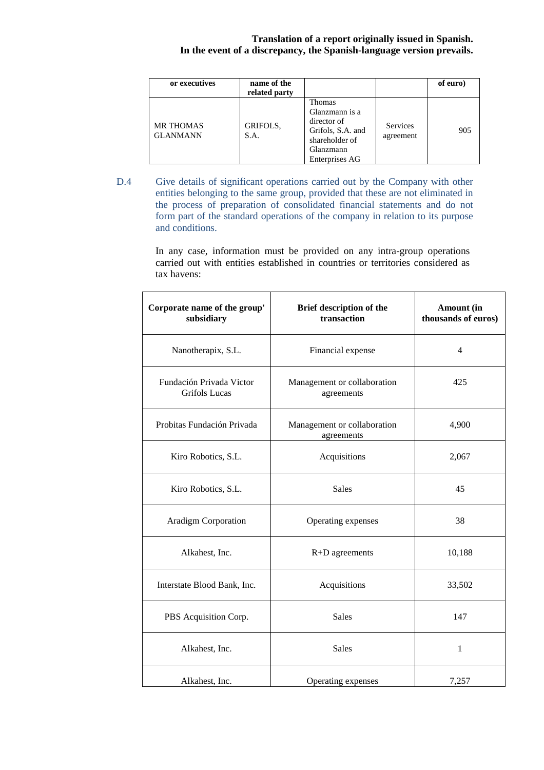**Translation of a report originally issued in Spanish.**
**In the event of a discrepancy, the Spanish-language version prevails.**

| or executives | name of the related party | | | of euro) |
|---|---|---|---|---|
| MR THOMAS GLANMANN | GRIFOLS, S.A. | Thomas Glanzmann is a director of Grifols, S.A. and shareholder of Glanzmann Enterprises AG | Services agreement | 905 |

D.4 Give details of significant operations carried out by the Company with other entities belonging to the same group, provided that these are not eliminated in the process of preparation of consolidated financial statements and do not form part of the standard operations of the company in relation to its purpose and conditions.

In any case, information must be provided on any intra-group operations carried out with entities established in countries or territories considered as tax havens:

| Corporate name of the group' subsidiary | Brief description of the transaction | Amount (in thousands of euros) |
|---|---|---|
| Nanotherapix, S.L. | Financial expense | 4 |
| Fundación Privada Victor Grifols Lucas | Management or collaboration agreements | 425 |
| Probitas Fundación Privada | Management or collaboration agreements | 4,900 |
| Kiro Robotics, S.L. | Acquisitions | 2,067 |
| Kiro Robotics, S.L. | Sales | 45 |
| Aradigm Corporation | Operating expenses | 38 |
| Alkahest, Inc. | R+D agreements | 10,188 |
| Interstate Blood Bank, Inc. | Acquisitions | 33,502 |
| PBS Acquisition Corp. | Sales | 147 |
| Alkahest, Inc. | Sales | 1 |
| Alkahest, Inc. | Operating expenses | 7,257 |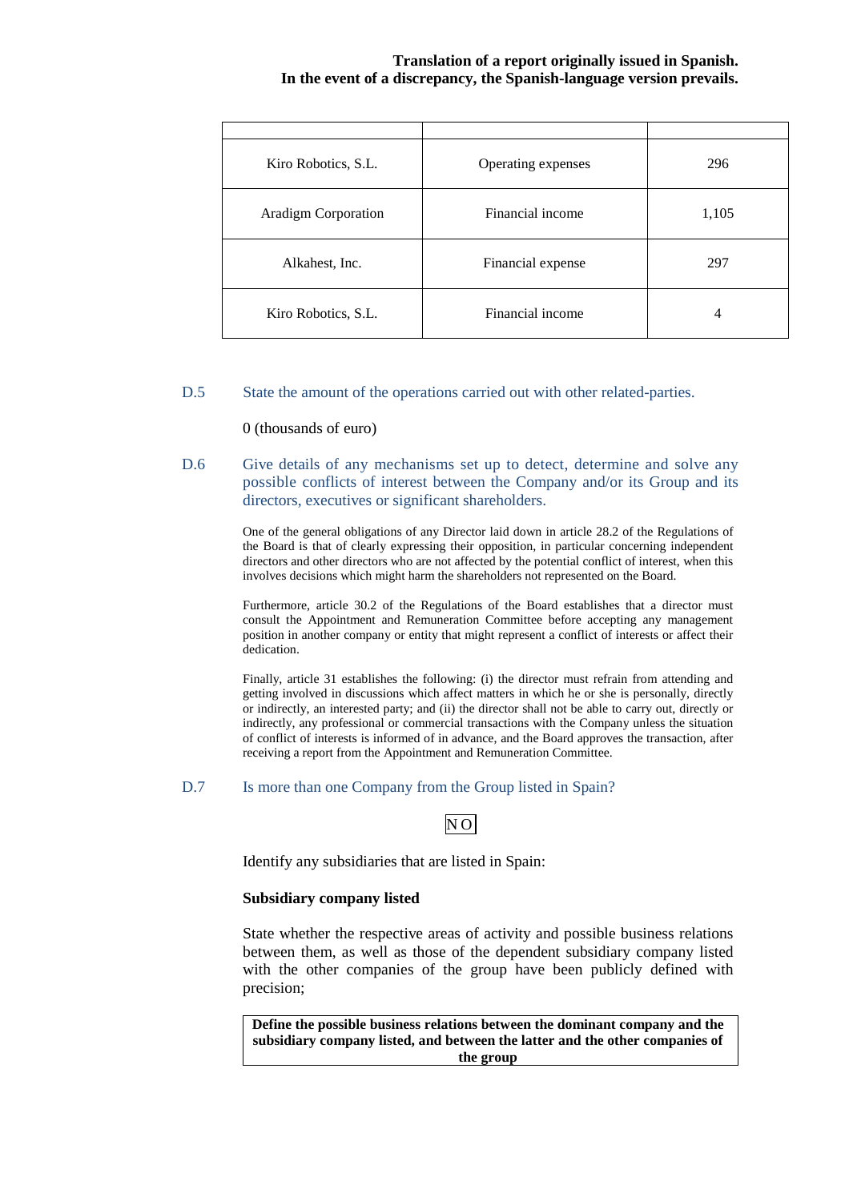| | | |
|---|---|---|
| Kiro Robotics, S.L. | Operating expenses | 296 |
| Aradigm Corporation | Financial income | 1,105 |
| Alkahest, Inc. | Financial expense | 297 |
| Kiro Robotics, S.L. | Financial income | 4 |

D.5 State the amount of the operations carried out with other related-parties.

0 (thousands of euro)

D.6 Give details of any mechanisms set up to detect, determine and solve any possible conflicts of interest between the Company and/or its Group and its directors, executives or significant shareholders.

One of the general obligations of any Director laid down in article 28.2 of the Regulations of the Board is that of clearly expressing their opposition, in particular concerning independent directors and other directors who are not affected by the potential conflict of interest, when this involves decisions which might harm the shareholders not represented on the Board.

Furthermore, article 30.2 of the Regulations of the Board establishes that a director must consult the Appointment and Remuneration Committee before accepting any management position in another company or entity that might represent a conflict of interests or affect their dedication.

Finally, article 31 establishes the following: (i) the director must refrain from attending and getting involved in discussions which affect matters in which he or she is personally, directly or indirectly, an interested party; and (ii) the director shall not be able to carry out, directly or indirectly, any professional or commercial transactions with the Company unless the situation of conflict of interests is informed of in advance, and the Board approves the transaction, after receiving a report from the Appointment and Remuneration Committee.

D.7 Is more than one Company from the Group listed in Spain?

NO

Identify any subsidiaries that are listed in Spain:

**Subsidiary company listed**

State whether the respective areas of activity and possible business relations between them, as well as those of the dependent subsidiary company listed with the other companies of the group have been publicly defined with precision;

| Define the possible business relations between the dominant company and the subsidiary company listed, and between the latter and the other companies of the group |
|---|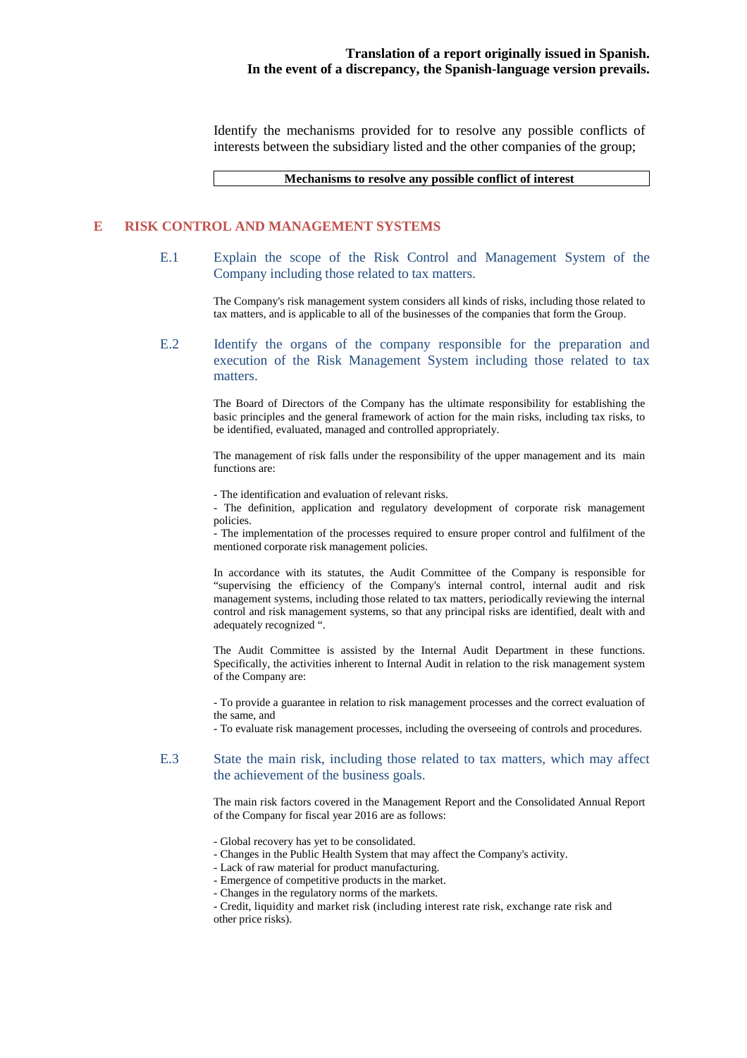**Translation of a report originally issued in Spanish.**
**In the event of a discrepancy, the Spanish-language version prevails.**

Identify the mechanisms provided for to resolve any possible conflicts of interests between the subsidiary listed and the other companies of the group;

| Mechanisms to resolve any possible conflict of interest |
|---|
| |

## E RISK CONTROL AND MANAGEMENT SYSTEMS

### E.1 Explain the scope of the Risk Control and Management System of the Company including those related to tax matters.

The Company's risk management system considers all kinds of risks, including those related to tax matters, and is applicable to all of the businesses of the companies that form the Group.

### E.2 Identify the organs of the company responsible for the preparation and execution of the Risk Management System including those related to tax matters.

The Board of Directors of the Company has the ultimate responsibility for establishing the basic principles and the general framework of action for the main risks, including tax risks, to be identified, evaluated, managed and controlled appropriately.

The management of risk falls under the responsibility of the upper management and its main functions are:

- The identification and evaluation of relevant risks.
- The definition, application and regulatory development of corporate risk management policies.
- The implementation of the processes required to ensure proper control and fulfilment of the mentioned corporate risk management policies.

In accordance with its statutes, the Audit Committee of the Company is responsible for "supervising the efficiency of the Company's internal control, internal audit and risk management systems, including those related to tax matters, periodically reviewing the internal control and risk management systems, so that any principal risks are identified, dealt with and adequately recognized ".

The Audit Committee is assisted by the Internal Audit Department in these functions. Specifically, the activities inherent to Internal Audit in relation to the risk management system of the Company are:

- To provide a guarantee in relation to risk management processes and the correct evaluation of the same, and
- To evaluate risk management processes, including the overseeing of controls and procedures.

### E.3 State the main risk, including those related to tax matters, which may affect the achievement of the business goals.

The main risk factors covered in the Management Report and the Consolidated Annual Report of the Company for fiscal year 2016 are as follows:

- Global recovery has yet to be consolidated.
- Changes in the Public Health System that may affect the Company's activity.
- Lack of raw material for product manufacturing.
- Emergence of competitive products in the market.
- Changes in the regulatory norms of the markets.
- Credit, liquidity and market risk (including interest rate risk, exchange rate risk and other price risks).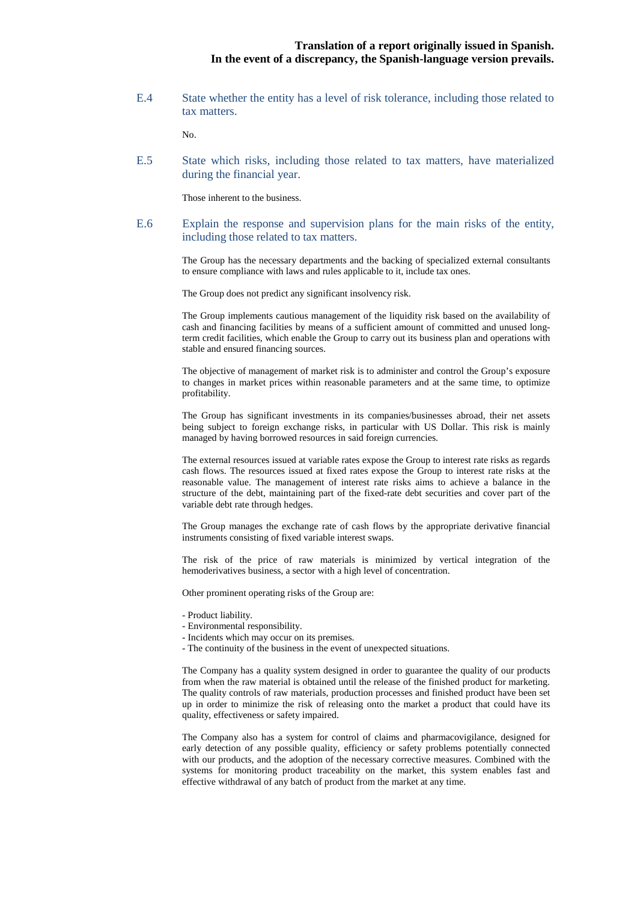**Translation of a report originally issued in Spanish.**
**In the event of a discrepancy, the Spanish-language version prevails.**

E.4 State whether the entity has a level of risk tolerance, including those related to tax matters.

No.

E.5 State which risks, including those related to tax matters, have materialized during the financial year.

Those inherent to the business.

E.6 Explain the response and supervision plans for the main risks of the entity, including those related to tax matters.

The Group has the necessary departments and the backing of specialized external consultants to ensure compliance with laws and rules applicable to it, include tax ones.

The Group does not predict any significant insolvency risk.

The Group implements cautious management of the liquidity risk based on the availability of cash and financing facilities by means of a sufficient amount of committed and unused long-term credit facilities, which enable the Group to carry out its business plan and operations with stable and ensured financing sources.

The objective of management of market risk is to administer and control the Group's exposure to changes in market prices within reasonable parameters and at the same time, to optimize profitability.

The Group has significant investments in its companies/businesses abroad, their net assets being subject to foreign exchange risks, in particular with US Dollar. This risk is mainly managed by having borrowed resources in said foreign currencies.

The external resources issued at variable rates expose the Group to interest rate risks as regards cash flows. The resources issued at fixed rates expose the Group to interest rate risks at the reasonable value. The management of interest rate risks aims to achieve a balance in the structure of the debt, maintaining part of the fixed-rate debt securities and cover part of the variable debt rate through hedges.

The Group manages the exchange rate of cash flows by the appropriate derivative financial instruments consisting of fixed variable interest swaps.

The risk of the price of raw materials is minimized by vertical integration of the hemoderivatives business, a sector with a high level of concentration.

Other prominent operating risks of the Group are:

- Product liability.
- Environmental responsibility.
- Incidents which may occur on its premises.
- The continuity of the business in the event of unexpected situations.

The Company has a quality system designed in order to guarantee the quality of our products from when the raw material is obtained until the release of the finished product for marketing. The quality controls of raw materials, production processes and finished product have been set up in order to minimize the risk of releasing onto the market a product that could have its quality, effectiveness or safety impaired.

The Company also has a system for control of claims and pharmacovigilance, designed for early detection of any possible quality, efficiency or safety problems potentially connected with our products, and the adoption of the necessary corrective measures. Combined with the systems for monitoring product traceability on the market, this system enables fast and effective withdrawal of any batch of product from the market at any time.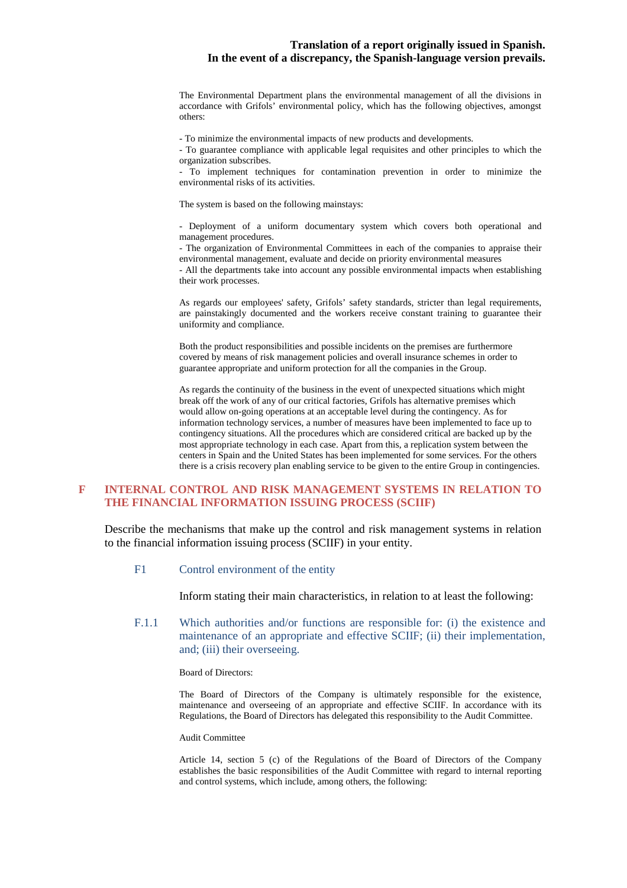The Environmental Department plans the environmental management of all the divisions in accordance with Grifols' environmental policy, which has the following objectives, amongst others:

- To minimize the environmental impacts of new products and developments.
- To guarantee compliance with applicable legal requisites and other principles to which the organization subscribes.
- To implement techniques for contamination prevention in order to minimize the environmental risks of its activities.

The system is based on the following mainstays:

- Deployment of a uniform documentary system which covers both operational and management procedures.
- The organization of Environmental Committees in each of the companies to appraise their environmental management, evaluate and decide on priority environmental measures
- All the departments take into account any possible environmental impacts when establishing their work processes.

As regards our employees' safety, Grifols' safety standards, stricter than legal requirements, are painstakingly documented and the workers receive constant training to guarantee their uniformity and compliance.

Both the product responsibilities and possible incidents on the premises are furthermore covered by means of risk management policies and overall insurance schemes in order to guarantee appropriate and uniform protection for all the companies in the Group.

As regards the continuity of the business in the event of unexpected situations which might break off the work of any of our critical factories, Grifols has alternative premises which would allow on-going operations at an acceptable level during the contingency. As for information technology services, a number of measures have been implemented to face up to contingency situations. All the procedures which are considered critical are backed up by the most appropriate technology in each case. Apart from this, a replication system between the centers in Spain and the United States has been implemented for some services. For the others there is a crisis recovery plan enabling service to be given to the entire Group in contingencies.

# F INTERNAL CONTROL AND RISK MANAGEMENT SYSTEMS IN RELATION TO THE FINANCIAL INFORMATION ISSUING PROCESS (SCIIF)

Describe the mechanisms that make up the control and risk management systems in relation to the financial information issuing process (SCIIF) in your entity.

## F1 Control environment of the entity

Inform stating their main characteristics, in relation to at least the following:

### F.1.1 Which authorities and/or functions are responsible for: (i) the existence and maintenance of an appropriate and effective SCIIF; (ii) their implementation, and; (iii) their overseeing.

Board of Directors:

The Board of Directors of the Company is ultimately responsible for the existence, maintenance and overseeing of an appropriate and effective SCIIF. In accordance with its Regulations, the Board of Directors has delegated this responsibility to the Audit Committee.

Audit Committee

Article 14, section 5 (c) of the Regulations of the Board of Directors of the Company establishes the basic responsibilities of the Audit Committee with regard to internal reporting and control systems, which include, among others, the following: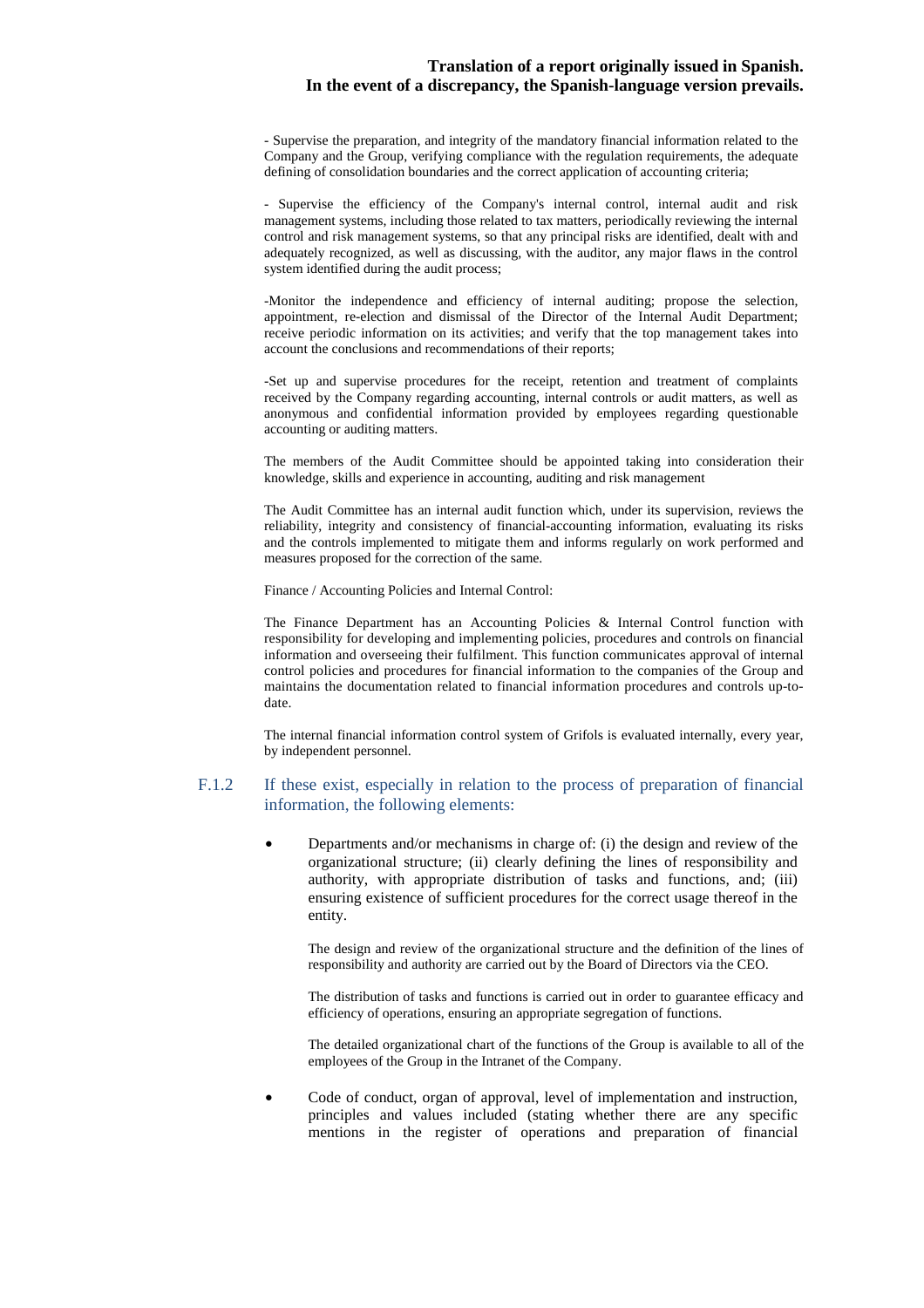- Supervise the preparation, and integrity of the mandatory financial information related to the Company and the Group, verifying compliance with the regulation requirements, the adequate defining of consolidation boundaries and the correct application of accounting criteria;

- Supervise the efficiency of the Company's internal control, internal audit and risk management systems, including those related to tax matters, periodically reviewing the internal control and risk management systems, so that any principal risks are identified, dealt with and adequately recognized, as well as discussing, with the auditor, any major flaws in the control system identified during the audit process;

-Monitor the independence and efficiency of internal auditing; propose the selection, appointment, re-election and dismissal of the Director of the Internal Audit Department; receive periodic information on its activities; and verify that the top management takes into account the conclusions and recommendations of their reports;

-Set up and supervise procedures for the receipt, retention and treatment of complaints received by the Company regarding accounting, internal controls or audit matters, as well as anonymous and confidential information provided by employees regarding questionable accounting or auditing matters.

The members of the Audit Committee should be appointed taking into consideration their knowledge, skills and experience in accounting, auditing and risk management

The Audit Committee has an internal audit function which, under its supervision, reviews the reliability, integrity and consistency of financial-accounting information, evaluating its risks and the controls implemented to mitigate them and informs regularly on work performed and measures proposed for the correction of the same.

Finance / Accounting Policies and Internal Control:

The Finance Department has an Accounting Policies & Internal Control function with responsibility for developing and implementing policies, procedures and controls on financial information and overseeing their fulfilment. This function communicates approval of internal control policies and procedures for financial information to the companies of the Group and maintains the documentation related to financial information procedures and controls up-to-date.

The internal financial information control system of Grifols is evaluated internally, every year, by independent personnel.

### F.1.2 If these exist, especially in relation to the process of preparation of financial information, the following elements:

- Departments and/or mechanisms in charge of: (i) the design and review of the organizational structure; (ii) clearly defining the lines of responsibility and authority, with appropriate distribution of tasks and functions, and; (iii) ensuring existence of sufficient procedures for the correct usage thereof in the entity.

  The design and review of the organizational structure and the definition of the lines of responsibility and authority are carried out by the Board of Directors via the CEO.

  The distribution of tasks and functions is carried out in order to guarantee efficacy and efficiency of operations, ensuring an appropriate segregation of functions.

  The detailed organizational chart of the functions of the Group is available to all of the employees of the Group in the Intranet of the Company.

- Code of conduct, organ of approval, level of implementation and instruction, principles and values included (stating whether there are any specific mentions in the register of operations and preparation of financial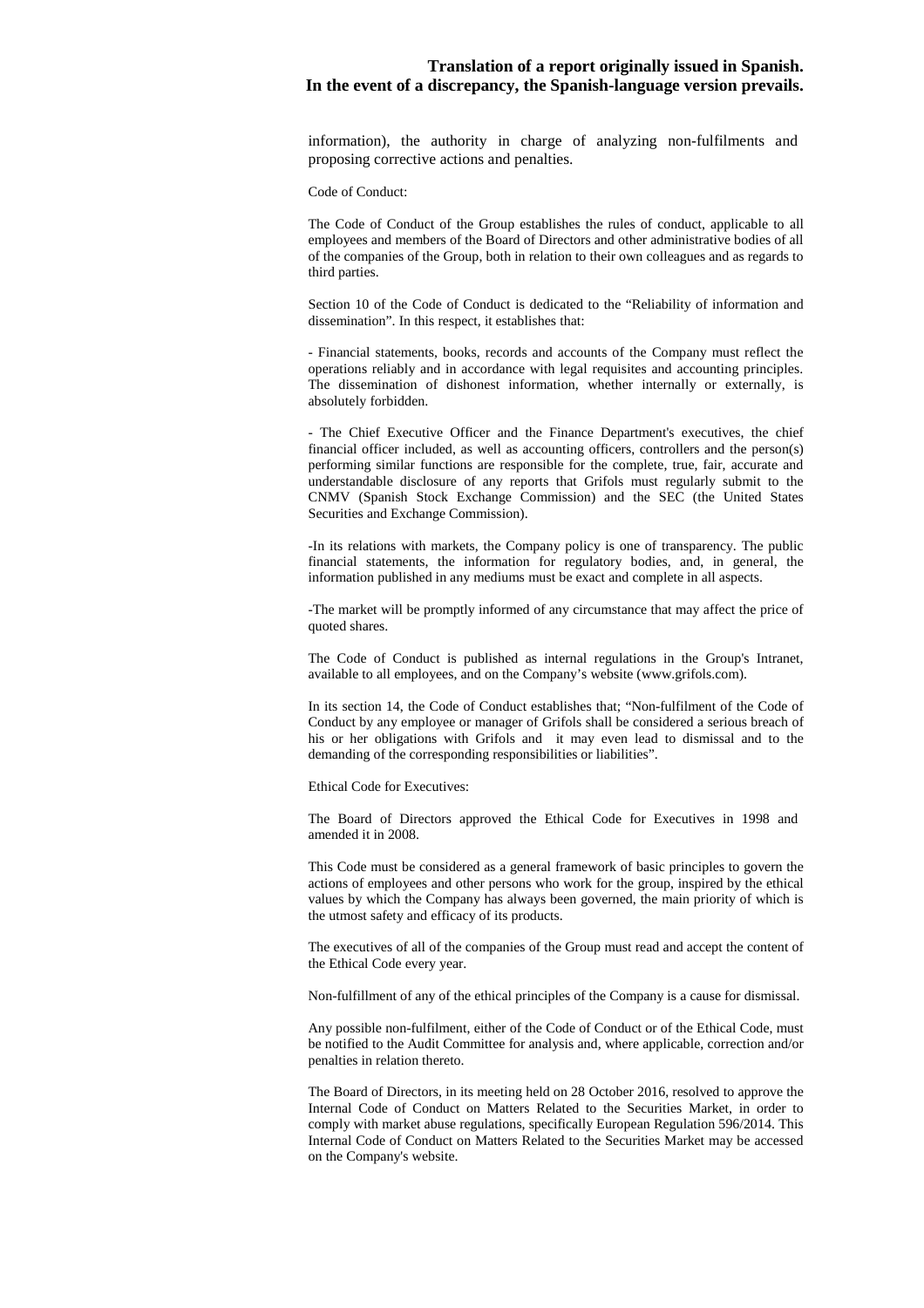information), the authority in charge of analyzing non-fulfilments and proposing corrective actions and penalties.

Code of Conduct:

The Code of Conduct of the Group establishes the rules of conduct, applicable to all employees and members of the Board of Directors and other administrative bodies of all of the companies of the Group, both in relation to their own colleagues and as regards to third parties.

Section 10 of the Code of Conduct is dedicated to the "Reliability of information and dissemination". In this respect, it establishes that:

- Financial statements, books, records and accounts of the Company must reflect the operations reliably and in accordance with legal requisites and accounting principles. The dissemination of dishonest information, whether internally or externally, is absolutely forbidden.

- The Chief Executive Officer and the Finance Department's executives, the chief financial officer included, as well as accounting officers, controllers and the person(s) performing similar functions are responsible for the complete, true, fair, accurate and understandable disclosure of any reports that Grifols must regularly submit to the CNMV (Spanish Stock Exchange Commission) and the SEC (the United States Securities and Exchange Commission).

-In its relations with markets, the Company policy is one of transparency. The public financial statements, the information for regulatory bodies, and, in general, the information published in any mediums must be exact and complete in all aspects.

-The market will be promptly informed of any circumstance that may affect the price of quoted shares.

The Code of Conduct is published as internal regulations in the Group's Intranet, available to all employees, and on the Company's website (www.grifols.com).

In its section 14, the Code of Conduct establishes that; "Non-fulfilment of the Code of Conduct by any employee or manager of Grifols shall be considered a serious breach of his or her obligations with Grifols and it may even lead to dismissal and to the demanding of the corresponding responsibilities or liabilities".

Ethical Code for Executives:

The Board of Directors approved the Ethical Code for Executives in 1998 and amended it in 2008.

This Code must be considered as a general framework of basic principles to govern the actions of employees and other persons who work for the group, inspired by the ethical values by which the Company has always been governed, the main priority of which is the utmost safety and efficacy of its products.

The executives of all of the companies of the Group must read and accept the content of the Ethical Code every year.

Non-fulfillment of any of the ethical principles of the Company is a cause for dismissal.

Any possible non-fulfilment, either of the Code of Conduct or of the Ethical Code, must be notified to the Audit Committee for analysis and, where applicable, correction and/or penalties in relation thereto.

The Board of Directors, in its meeting held on 28 October 2016, resolved to approve the Internal Code of Conduct on Matters Related to the Securities Market, in order to comply with market abuse regulations, specifically European Regulation 596/2014. This Internal Code of Conduct on Matters Related to the Securities Market may be accessed on the Company's website.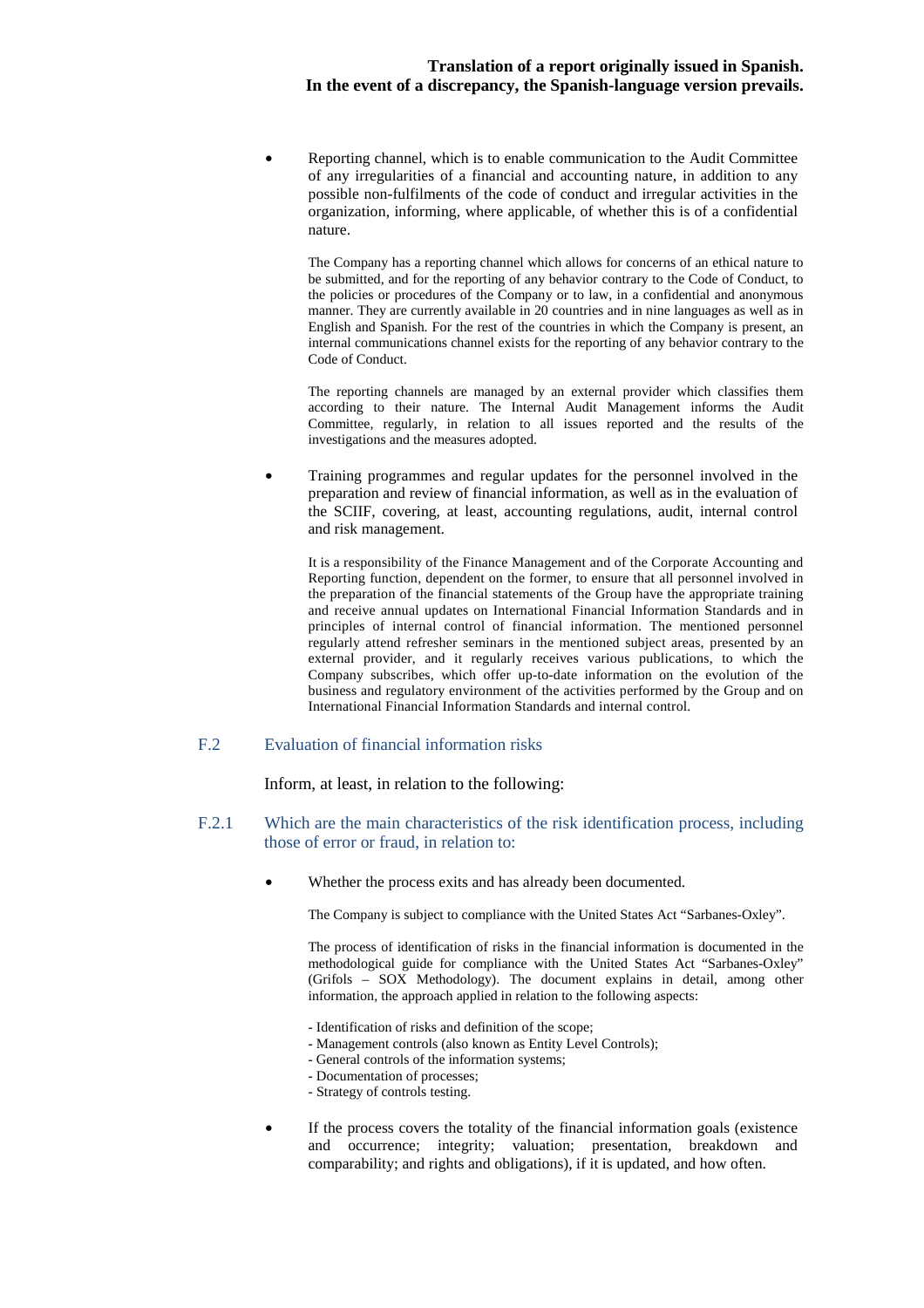- Reporting channel, which is to enable communication to the Audit Committee of any irregularities of a financial and accounting nature, in addition to any possible non-fulfilments of the code of conduct and irregular activities in the organization, informing, where applicable, of whether this is of a confidential nature.

  The Company has a reporting channel which allows for concerns of an ethical nature to be submitted, and for the reporting of any behavior contrary to the Code of Conduct, to the policies or procedures of the Company or to law, in a confidential and anonymous manner. They are currently available in 20 countries and in nine languages as well as in English and Spanish. For the rest of the countries in which the Company is present, an internal communications channel exists for the reporting of any behavior contrary to the Code of Conduct.

  The reporting channels are managed by an external provider which classifies them according to their nature. The Internal Audit Management informs the Audit Committee, regularly, in relation to all issues reported and the results of the investigations and the measures adopted.

- Training programmes and regular updates for the personnel involved in the preparation and review of financial information, as well as in the evaluation of the SCIIF, covering, at least, accounting regulations, audit, internal control and risk management.

  It is a responsibility of the Finance Management and of the Corporate Accounting and Reporting function, dependent on the former, to ensure that all personnel involved in the preparation of the financial statements of the Group have the appropriate training and receive annual updates on International Financial Information Standards and in principles of internal control of financial information. The mentioned personnel regularly attend refresher seminars in the mentioned subject areas, presented by an external provider, and it regularly receives various publications, to which the Company subscribes, which offer up-to-date information on the evolution of the business and regulatory environment of the activities performed by the Group and on International Financial Information Standards and internal control.

## F.2 Evaluation of financial information risks

Inform, at least, in relation to the following:

### F.2.1 Which are the main characteristics of the risk identification process, including those of error or fraud, in relation to:

- Whether the process exits and has already been documented.

  The Company is subject to compliance with the United States Act "Sarbanes-Oxley".

  The process of identification of risks in the financial information is documented in the methodological guide for compliance with the United States Act "Sarbanes-Oxley" (Grifols – SOX Methodology). The document explains in detail, among other information, the approach applied in relation to the following aspects:

  - Identification of risks and definition of the scope;
  - Management controls (also known as Entity Level Controls);
  - General controls of the information systems;
  - Documentation of processes;
  - Strategy of controls testing.

- If the process covers the totality of the financial information goals (existence and occurrence; integrity; valuation; presentation, breakdown and comparability; and rights and obligations), if it is updated, and how often.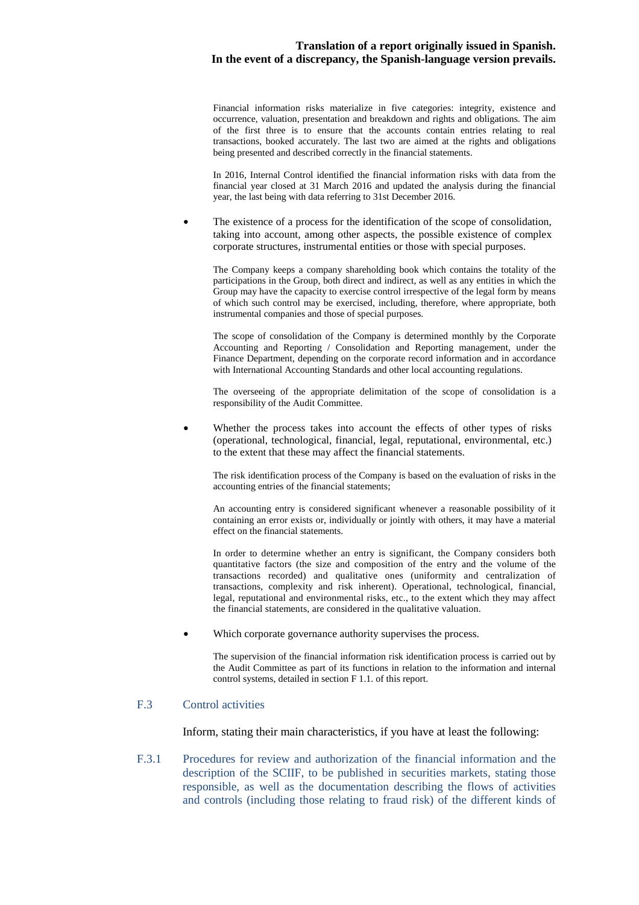Financial information risks materialize in five categories: integrity, existence and occurrence, valuation, presentation and breakdown and rights and obligations. The aim of the first three is to ensure that the accounts contain entries relating to real transactions, booked accurately. The last two are aimed at the rights and obligations being presented and described correctly in the financial statements.

In 2016, Internal Control identified the financial information risks with data from the financial year closed at 31 March 2016 and updated the analysis during the financial year, the last being with data referring to 31st December 2016.

- The existence of a process for the identification of the scope of consolidation, taking into account, among other aspects, the possible existence of complex corporate structures, instrumental entities or those with special purposes.

  The Company keeps a company shareholding book which contains the totality of the participations in the Group, both direct and indirect, as well as any entities in which the Group may have the capacity to exercise control irrespective of the legal form by means of which such control may be exercised, including, therefore, where appropriate, both instrumental companies and those of special purposes.

  The scope of consolidation of the Company is determined monthly by the Corporate Accounting and Reporting / Consolidation and Reporting management, under the Finance Department, depending on the corporate record information and in accordance with International Accounting Standards and other local accounting regulations.

  The overseeing of the appropriate delimitation of the scope of consolidation is a responsibility of the Audit Committee.

- Whether the process takes into account the effects of other types of risks (operational, technological, financial, legal, reputational, environmental, etc.) to the extent that these may affect the financial statements.

  The risk identification process of the Company is based on the evaluation of risks in the accounting entries of the financial statements;

  An accounting entry is considered significant whenever a reasonable possibility of it containing an error exists or, individually or jointly with others, it may have a material effect on the financial statements.

  In order to determine whether an entry is significant, the Company considers both quantitative factors (the size and composition of the entry and the volume of the transactions recorded) and qualitative ones (uniformity and centralization of transactions, complexity and risk inherent). Operational, technological, financial, legal, reputational and environmental risks, etc., to the extent which they may affect the financial statements, are considered in the qualitative valuation.

- Which corporate governance authority supervises the process.

  The supervision of the financial information risk identification process is carried out by the Audit Committee as part of its functions in relation to the information and internal control systems, detailed in section F 1.1. of this report.

## F.3 Control activities

Inform, stating their main characteristics, if you have at least the following:

### F.3.1 Procedures for review and authorization of the financial information and the description of the SCIIF, to be published in securities markets, stating those responsible, as well as the documentation describing the flows of activities and controls (including those relating to fraud risk) of the different kinds of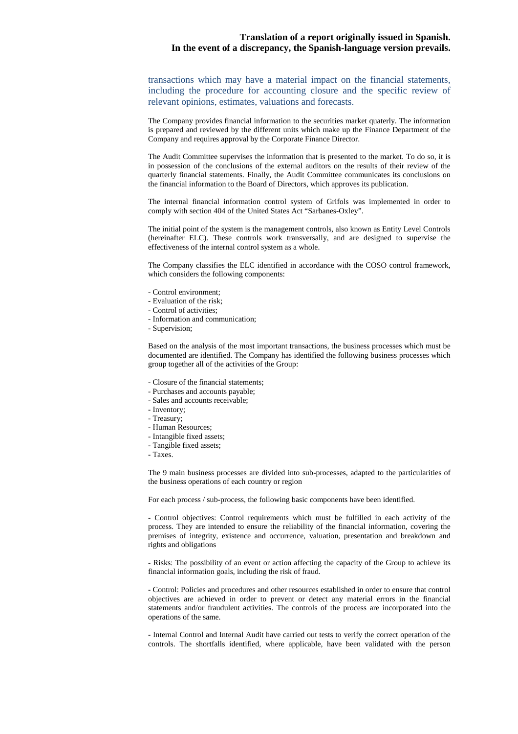transactions which may have a material impact on the financial statements, including the procedure for accounting closure and the specific review of relevant opinions, estimates, valuations and forecasts.

The Company provides financial information to the securities market quaterly. The information is prepared and reviewed by the different units which make up the Finance Department of the Company and requires approval by the Corporate Finance Director.

The Audit Committee supervises the information that is presented to the market. To do so, it is in possession of the conclusions of the external auditors on the results of their review of the quarterly financial statements. Finally, the Audit Committee communicates its conclusions on the financial information to the Board of Directors, which approves its publication.

The internal financial information control system of Grifols was implemented in order to comply with section 404 of the United States Act "Sarbanes-Oxley".

The initial point of the system is the management controls, also known as Entity Level Controls (hereinafter ELC). These controls work transversally, and are designed to supervise the effectiveness of the internal control system as a whole.

The Company classifies the ELC identified in accordance with the COSO control framework, which considers the following components:

- Control environment;
- Evaluation of the risk;
- Control of activities;
- Information and communication;
- Supervision;

Based on the analysis of the most important transactions, the business processes which must be documented are identified. The Company has identified the following business processes which group together all of the activities of the Group:

- Closure of the financial statements;
- Purchases and accounts payable;
- Sales and accounts receivable;
- Inventory;
- Treasury;
- Human Resources;
- Intangible fixed assets;
- Tangible fixed assets;
- Taxes.

The 9 main business processes are divided into sub-processes, adapted to the particularities of the business operations of each country or region

For each process / sub-process, the following basic components have been identified.

- Control objectives: Control requirements which must be fulfilled in each activity of the process. They are intended to ensure the reliability of the financial information, covering the premises of integrity, existence and occurrence, valuation, presentation and breakdown and rights and obligations

- Risks: The possibility of an event or action affecting the capacity of the Group to achieve its financial information goals, including the risk of fraud.

- Control: Policies and procedures and other resources established in order to ensure that control objectives are achieved in order to prevent or detect any material errors in the financial statements and/or fraudulent activities. The controls of the process are incorporated into the operations of the same.

- Internal Control and Internal Audit have carried out tests to verify the correct operation of the controls. The shortfalls identified, where applicable, have been validated with the person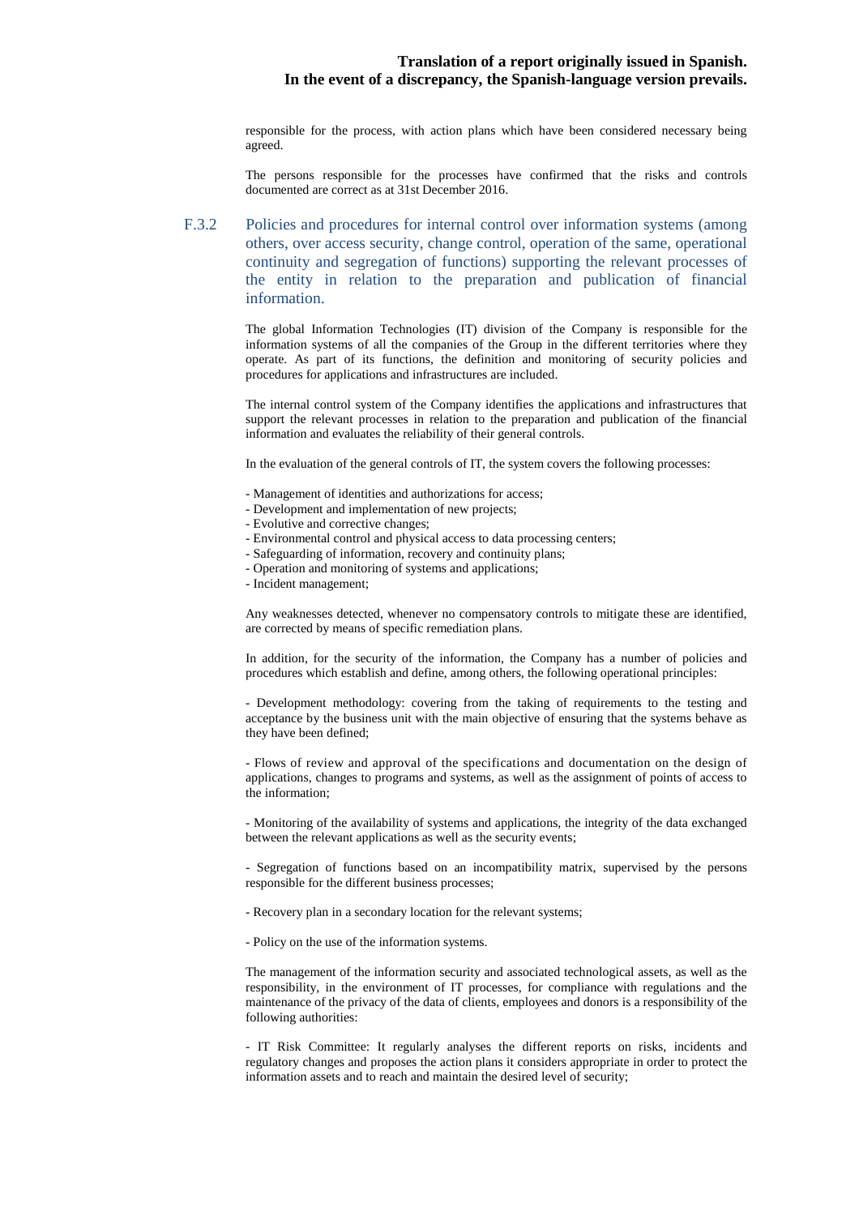responsible for the process, with action plans which have been considered necessary being agreed.

The persons responsible for the processes have confirmed that the risks and controls documented are correct as at 31st December 2016.

### F.3.2 Policies and procedures for internal control over information systems (among others, over access security, change control, operation of the same, operational continuity and segregation of functions) supporting the relevant processes of the entity in relation to the preparation and publication of financial information.

The global Information Technologies (IT) division of the Company is responsible for the information systems of all the companies of the Group in the different territories where they operate. As part of its functions, the definition and monitoring of security policies and procedures for applications and infrastructures are included.

The internal control system of the Company identifies the applications and infrastructures that support the relevant processes in relation to the preparation and publication of the financial information and evaluates the reliability of their general controls.

In the evaluation of the general controls of IT, the system covers the following processes:

- Management of identities and authorizations for access;
- Development and implementation of new projects;
- Evolutive and corrective changes;
- Environmental control and physical access to data processing centers;
- Safeguarding of information, recovery and continuity plans;
- Operation and monitoring of systems and applications;
- Incident management;

Any weaknesses detected, whenever no compensatory controls to mitigate these are identified, are corrected by means of specific remediation plans.

In addition, for the security of the information, the Company has a number of policies and procedures which establish and define, among others, the following operational principles:

- Development methodology: covering from the taking of requirements to the testing and acceptance by the business unit with the main objective of ensuring that the systems behave as they have been defined;

- Flows of review and approval of the specifications and documentation on the design of applications, changes to programs and systems, as well as the assignment of points of access to the information;

- Monitoring of the availability of systems and applications, the integrity of the data exchanged between the relevant applications as well as the security events;

- Segregation of functions based on an incompatibility matrix, supervised by the persons responsible for the different business processes;

- Recovery plan in a secondary location for the relevant systems;

- Policy on the use of the information systems.

The management of the information security and associated technological assets, as well as the responsibility, in the environment of IT processes, for compliance with regulations and the maintenance of the privacy of the data of clients, employees and donors is a responsibility of the following authorities:

- IT Risk Committee: It regularly analyses the different reports on risks, incidents and regulatory changes and proposes the action plans it considers appropriate in order to protect the information assets and to reach and maintain the desired level of security;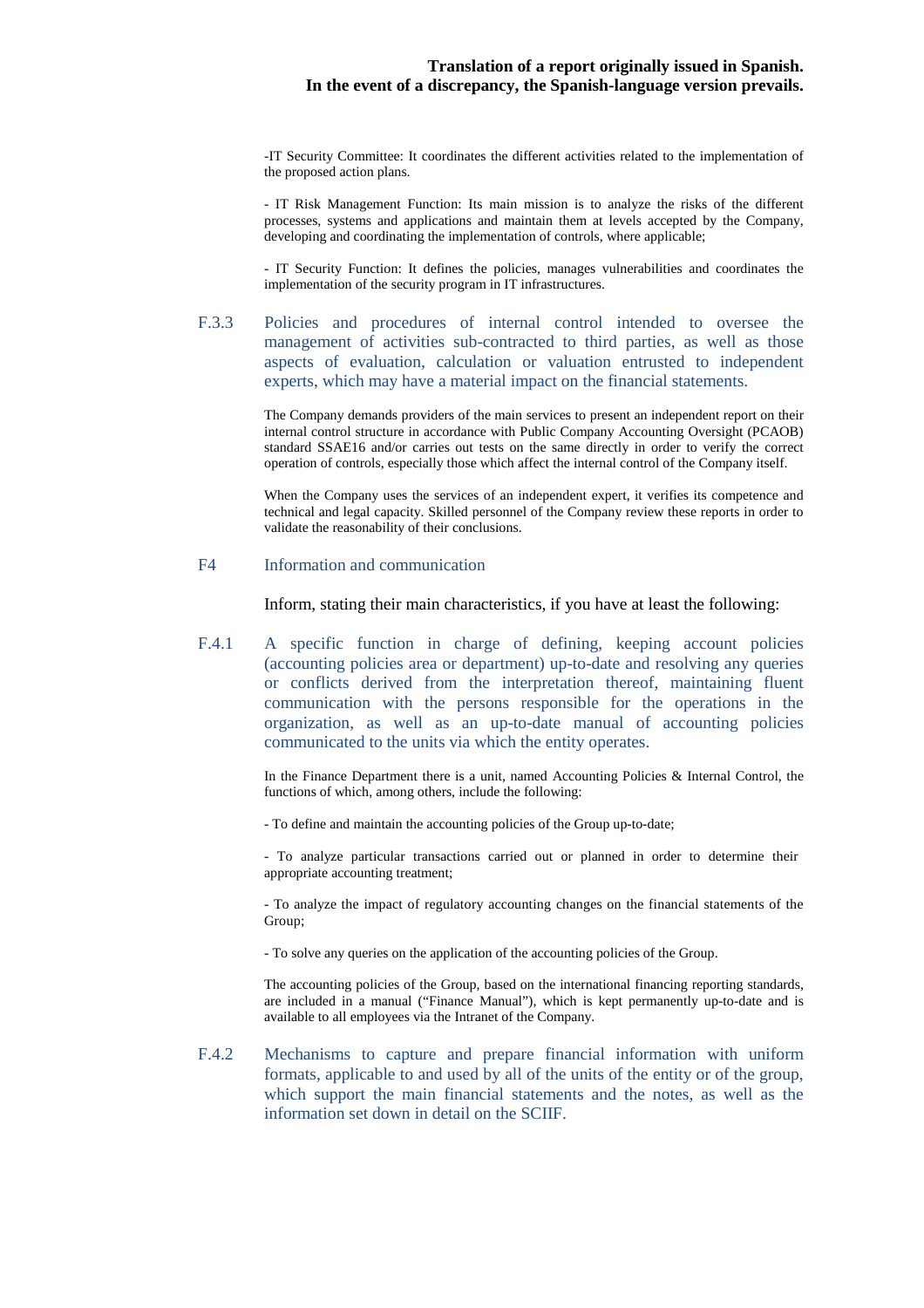-IT Security Committee: It coordinates the different activities related to the implementation of the proposed action plans.

- IT Risk Management Function: Its main mission is to analyze the risks of the different processes, systems and applications and maintain them at levels accepted by the Company, developing and coordinating the implementation of controls, where applicable;

- IT Security Function: It defines the policies, manages vulnerabilities and coordinates the implementation of the security program in IT infrastructures.

### F.3.3 Policies and procedures of internal control intended to oversee the management of activities sub-contracted to third parties, as well as those aspects of evaluation, calculation or valuation entrusted to independent experts, which may have a material impact on the financial statements.

The Company demands providers of the main services to present an independent report on their internal control structure in accordance with Public Company Accounting Oversight (PCAOB) standard SSAE16 and/or carries out tests on the same directly in order to verify the correct operation of controls, especially those which affect the internal control of the Company itself.

When the Company uses the services of an independent expert, it verifies its competence and technical and legal capacity. Skilled personnel of the Company review these reports in order to validate the reasonability of their conclusions.

## F4 Information and communication

Inform, stating their main characteristics, if you have at least the following:

### F.4.1 A specific function in charge of defining, keeping account policies (accounting policies area or department) up-to-date and resolving any queries or conflicts derived from the interpretation thereof, maintaining fluent communication with the persons responsible for the operations in the organization, as well as an up-to-date manual of accounting policies communicated to the units via which the entity operates.

In the Finance Department there is a unit, named Accounting Policies & Internal Control, the functions of which, among others, include the following:

- To define and maintain the accounting policies of the Group up-to-date;

- To analyze particular transactions carried out or planned in order to determine their appropriate accounting treatment;

- To analyze the impact of regulatory accounting changes on the financial statements of the Group;

- To solve any queries on the application of the accounting policies of the Group.

The accounting policies of the Group, based on the international financing reporting standards, are included in a manual (“Finance Manual”), which is kept permanently up-to-date and is available to all employees via the Intranet of the Company.

### F.4.2 Mechanisms to capture and prepare financial information with uniform formats, applicable to and used by all of the units of the entity or of the group, which support the main financial statements and the notes, as well as the information set down in detail on the SCIIF.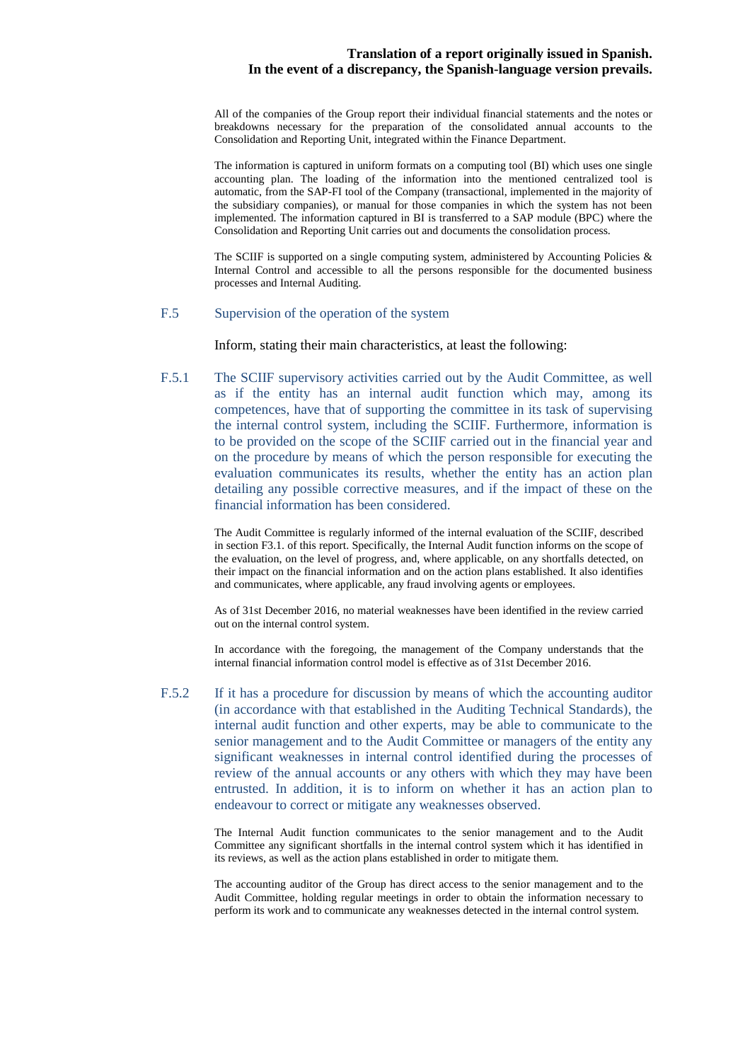All of the companies of the Group report their individual financial statements and the notes or breakdowns necessary for the preparation of the consolidated annual accounts to the Consolidation and Reporting Unit, integrated within the Finance Department.

The information is captured in uniform formats on a computing tool (BI) which uses one single accounting plan. The loading of the information into the mentioned centralized tool is automatic, from the SAP-FI tool of the Company (transactional, implemented in the majority of the subsidiary companies), or manual for those companies in which the system has not been implemented. The information captured in BI is transferred to a SAP module (BPC) where the Consolidation and Reporting Unit carries out and documents the consolidation process.

The SCIIF is supported on a single computing system, administered by Accounting Policies & Internal Control and accessible to all the persons responsible for the documented business processes and Internal Auditing.

## F.5 Supervision of the operation of the system

Inform, stating their main characteristics, at least the following:

### F.5.1 The SCIIF supervisory activities carried out by the Audit Committee, as well as if the entity has an internal audit function which may, among its competences, have that of supporting the committee in its task of supervising the internal control system, including the SCIIF. Furthermore, information is to be provided on the scope of the SCIIF carried out in the financial year and on the procedure by means of which the person responsible for executing the evaluation communicates its results, whether the entity has an action plan detailing any possible corrective measures, and if the impact of these on the financial information has been considered.

The Audit Committee is regularly informed of the internal evaluation of the SCIIF, described in section F3.1. of this report. Specifically, the Internal Audit function informs on the scope of the evaluation, on the level of progress, and, where applicable, on any shortfalls detected, on their impact on the financial information and on the action plans established. It also identifies and communicates, where applicable, any fraud involving agents or employees.

As of 31st December 2016, no material weaknesses have been identified in the review carried out on the internal control system.

In accordance with the foregoing, the management of the Company understands that the internal financial information control model is effective as of 31st December 2016.

### F.5.2 If it has a procedure for discussion by means of which the accounting auditor (in accordance with that established in the Auditing Technical Standards), the internal audit function and other experts, may be able to communicate to the senior management and to the Audit Committee or managers of the entity any significant weaknesses in internal control identified during the processes of review of the annual accounts or any others with which they may have been entrusted. In addition, it is to inform on whether it has an action plan to endeavour to correct or mitigate any weaknesses observed.

The Internal Audit function communicates to the senior management and to the Audit Committee any significant shortfalls in the internal control system which it has identified in its reviews, as well as the action plans established in order to mitigate them.

The accounting auditor of the Group has direct access to the senior management and to the Audit Committee, holding regular meetings in order to obtain the information necessary to perform its work and to communicate any weaknesses detected in the internal control system.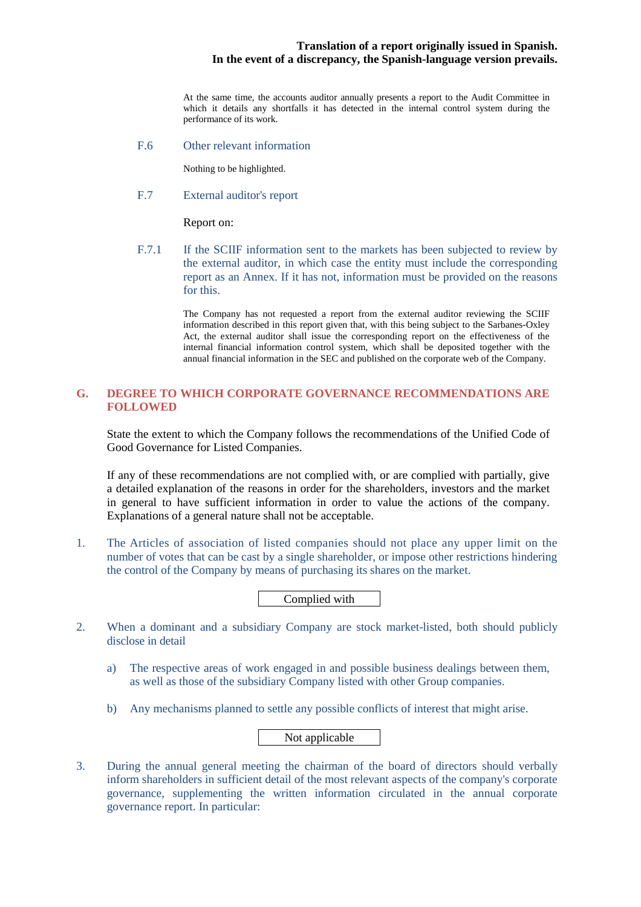**Translation of a report originally issued in Spanish.**
**In the event of a discrepancy, the Spanish-language version prevails.**

At the same time, the accounts auditor annually presents a report to the Audit Committee in which it details any shortfalls it has detected in the internal control system during the performance of its work.

### F.6 Other relevant information

Nothing to be highlighted.

### F.7 External auditor's report

Report on:

**F.7.1** If the SCIIF information sent to the markets has been subjected to review by the external auditor, in which case the entity must include the corresponding report as an Annex. If it has not, information must be provided on the reasons for this.

The Company has not requested a report from the external auditor reviewing the SCIIF information described in this report given that, with this being subject to the Sarbanes-Oxley Act, the external auditor shall issue the corresponding report on the effectiveness of the internal financial information control system, which shall be deposited together with the annual financial information in the SEC and published on the corporate web of the Company.

## G. DEGREE TO WHICH CORPORATE GOVERNANCE RECOMMENDATIONS ARE FOLLOWED

State the extent to which the Company follows the recommendations of the Unified Code of Good Governance for Listed Companies.

If any of these recommendations are not complied with, or are complied with partially, give a detailed explanation of the reasons in order for the shareholders, investors and the market in general to have sufficient information in order to value the actions of the company. Explanations of a general nature shall not be acceptable.

1. The Articles of association of listed companies should not place any upper limit on the number of votes that can be cast by a single shareholder, or impose other restrictions hindering the control of the Company by means of purchasing its shares on the market.

   | Complied with |
   |---|

2. When a dominant and a subsidiary Company are stock market-listed, both should publicly disclose in detail

   a) The respective areas of work engaged in and possible business dealings between them, as well as those of the subsidiary Company listed with other Group companies.

   b) Any mechanisms planned to settle any possible conflicts of interest that might arise.

   | Not applicable |
   |---|

3. During the annual general meeting the chairman of the board of directors should verbally inform shareholders in sufficient detail of the most relevant aspects of the company's corporate governance, supplementing the written information circulated in the annual corporate governance report. In particular: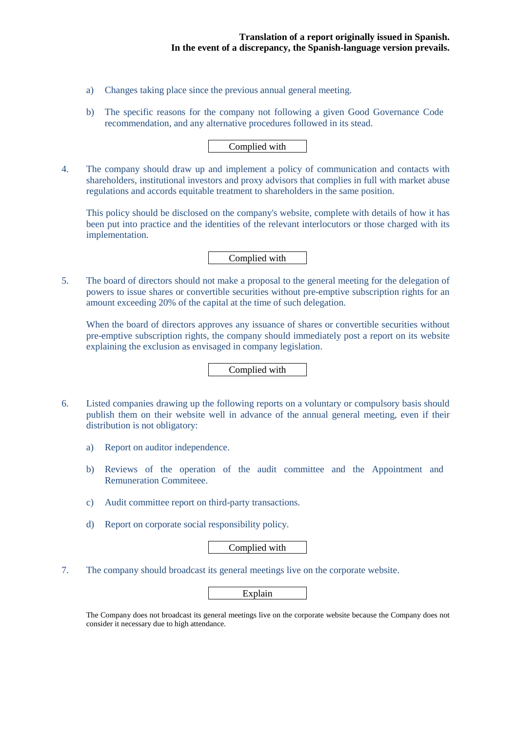**Translation of a report originally issued in Spanish.**
**In the event of a discrepancy, the Spanish-language version prevails.**

a) Changes taking place since the previous annual general meeting.

b) The specific reasons for the company not following a given Good Governance Code recommendation, and any alternative procedures followed in its stead.

Complied with

4. The company should draw up and implement a policy of communication and contacts with shareholders, institutional investors and proxy advisors that complies in full with market abuse regulations and accords equitable treatment to shareholders in the same position.

   This policy should be disclosed on the company's website, complete with details of how it has been put into practice and the identities of the relevant interlocutors or those charged with its implementation.

Complied with

5. The board of directors should not make a proposal to the general meeting for the delegation of powers to issue shares or convertible securities without pre-emptive subscription rights for an amount exceeding 20% of the capital at the time of such delegation.

   When the board of directors approves any issuance of shares or convertible securities without pre-emptive subscription rights, the company should immediately post a report on its website explaining the exclusion as envisaged in company legislation.

Complied with

6. Listed companies drawing up the following reports on a voluntary or compulsory basis should publish them on their website well in advance of the annual general meeting, even if their distribution is not obligatory:

   a) Report on auditor independence.

   b) Reviews of the operation of the audit committee and the Appointment and Remuneration Commiteee.

   c) Audit committee report on third-party transactions.

   d) Report on corporate social responsibility policy.

Complied with

7. The company should broadcast its general meetings live on the corporate website.

Explain

The Company does not broadcast its general meetings live on the corporate website because the Company does not consider it necessary due to high attendance.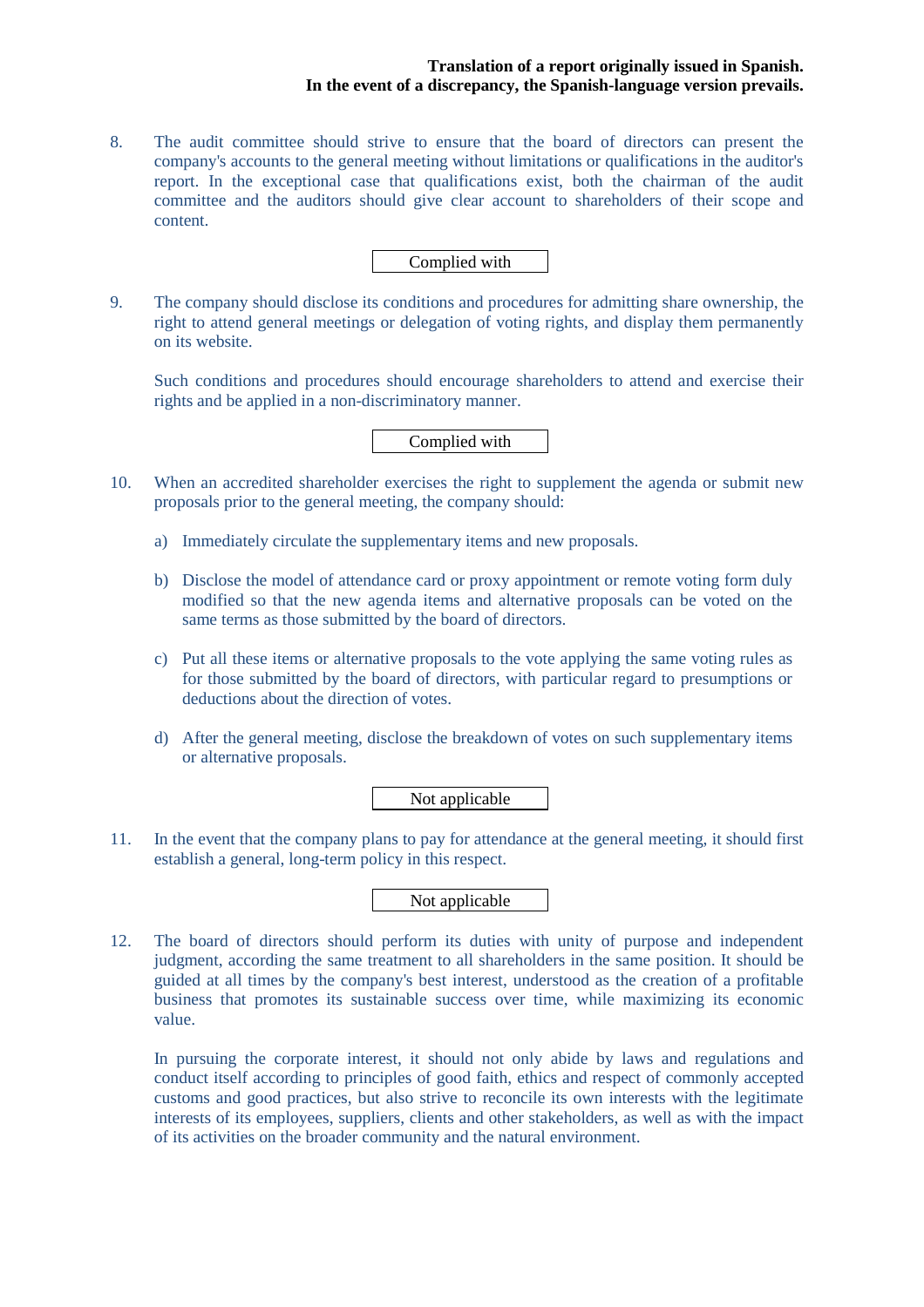8. The audit committee should strive to ensure that the board of directors can present the company's accounts to the general meeting without limitations or qualifications in the auditor's report. In the exceptional case that qualifications exist, both the chairman of the audit committee and the auditors should give clear account to shareholders of their scope and content.

   Complied with

9. The company should disclose its conditions and procedures for admitting share ownership, the right to attend general meetings or delegation of voting rights, and display them permanently on its website.

   Such conditions and procedures should encourage shareholders to attend and exercise their rights and be applied in a non-discriminatory manner.

   Complied with

10. When an accredited shareholder exercises the right to supplement the agenda or submit new proposals prior to the general meeting, the company should:

    a) Immediately circulate the supplementary items and new proposals.

    b) Disclose the model of attendance card or proxy appointment or remote voting form duly modified so that the new agenda items and alternative proposals can be voted on the same terms as those submitted by the board of directors.

    c) Put all these items or alternative proposals to the vote applying the same voting rules as for those submitted by the board of directors, with particular regard to presumptions or deductions about the direction of votes.

    d) After the general meeting, disclose the breakdown of votes on such supplementary items or alternative proposals.

    Not applicable

11. In the event that the company plans to pay for attendance at the general meeting, it should first establish a general, long-term policy in this respect.

    Not applicable

12. The board of directors should perform its duties with unity of purpose and independent judgment, according the same treatment to all shareholders in the same position. It should be guided at all times by the company's best interest, understood as the creation of a profitable business that promotes its sustainable success over time, while maximizing its economic value.

    In pursuing the corporate interest, it should not only abide by laws and regulations and conduct itself according to principles of good faith, ethics and respect of commonly accepted customs and good practices, but also strive to reconcile its own interests with the legitimate interests of its employees, suppliers, clients and other stakeholders, as well as with the impact of its activities on the broader community and the natural environment.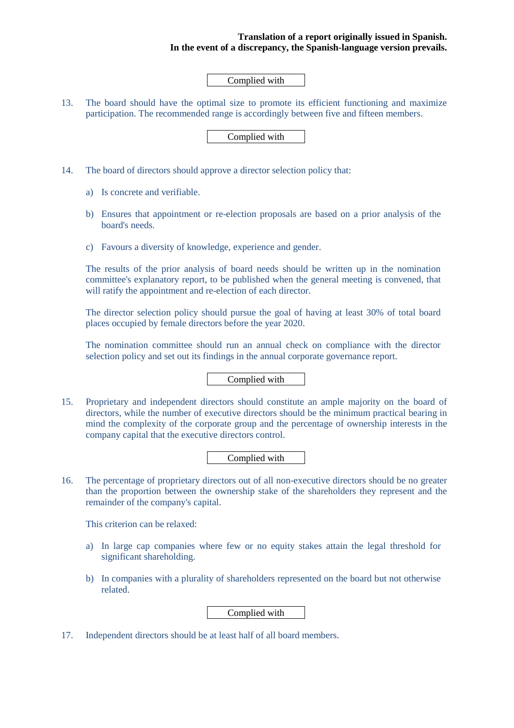**Translation of a report originally issued in Spanish.**
**In the event of a discrepancy, the Spanish-language version prevails.**

Complied with

13. The board should have the optimal size to promote its efficient functioning and maximize participation. The recommended range is accordingly between five and fifteen members.

Complied with

14. The board of directors should approve a director selection policy that:

    a) Is concrete and verifiable.

    b) Ensures that appointment or re-election proposals are based on a prior analysis of the board's needs.

    c) Favours a diversity of knowledge, experience and gender.

    The results of the prior analysis of board needs should be written up in the nomination committee's explanatory report, to be published when the general meeting is convened, that will ratify the appointment and re-election of each director.

    The director selection policy should pursue the goal of having at least 30% of total board places occupied by female directors before the year 2020.

    The nomination committee should run an annual check on compliance with the director selection policy and set out its findings in the annual corporate governance report.

Complied with

15. Proprietary and independent directors should constitute an ample majority on the board of directors, while the number of executive directors should be the minimum practical bearing in mind the complexity of the corporate group and the percentage of ownership interests in the company capital that the executive directors control.

Complied with

16. The percentage of proprietary directors out of all non-executive directors should be no greater than the proportion between the ownership stake of the shareholders they represent and the remainder of the company's capital.

    This criterion can be relaxed:

    a) In large cap companies where few or no equity stakes attain the legal threshold for significant shareholding.

    b) In companies with a plurality of shareholders represented on the board but not otherwise related.

Complied with

17. Independent directors should be at least half of all board members.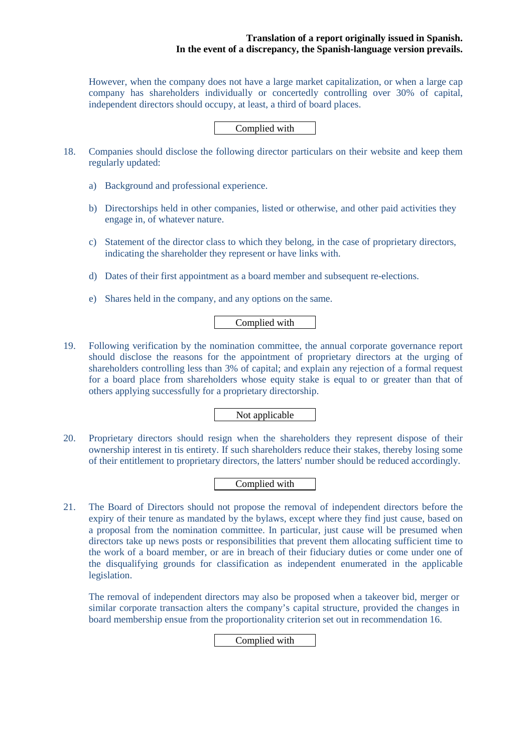However, when the company does not have a large market capitalization, or when a large cap company has shareholders individually or concertedly controlling over 30% of capital, independent directors should occupy, at least, a third of board places.

Complied with

18. Companies should disclose the following director particulars on their website and keep them regularly updated:

    a) Background and professional experience.

    b) Directorships held in other companies, listed or otherwise, and other paid activities they engage in, of whatever nature.

    c) Statement of the director class to which they belong, in the case of proprietary directors, indicating the shareholder they represent or have links with.

    d) Dates of their first appointment as a board member and subsequent re-elections.

    e) Shares held in the company, and any options on the same.

Complied with

19. Following verification by the nomination committee, the annual corporate governance report should disclose the reasons for the appointment of proprietary directors at the urging of shareholders controlling less than 3% of capital; and explain any rejection of a formal request for a board place from shareholders whose equity stake is equal to or greater than that of others applying successfully for a proprietary directorship.

Not applicable

20. Proprietary directors should resign when the shareholders they represent dispose of their ownership interest in tis entirety. If such shareholders reduce their stakes, thereby losing some of their entitlement to proprietary directors, the latters' number should be reduced accordingly.

Complied with

21. The Board of Directors should not propose the removal of independent directors before the expiry of their tenure as mandated by the bylaws, except where they find just cause, based on a proposal from the nomination committee. In particular, just cause will be presumed when directors take up news posts or responsibilities that prevent them allocating sufficient time to the work of a board member, or are in breach of their fiduciary duties or come under one of the disqualifying grounds for classification as independent enumerated in the applicable legislation.

    The removal of independent directors may also be proposed when a takeover bid, merger or similar corporate transaction alters the company's capital structure, provided the changes in board membership ensue from the proportionality criterion set out in recommendation 16.

Complied with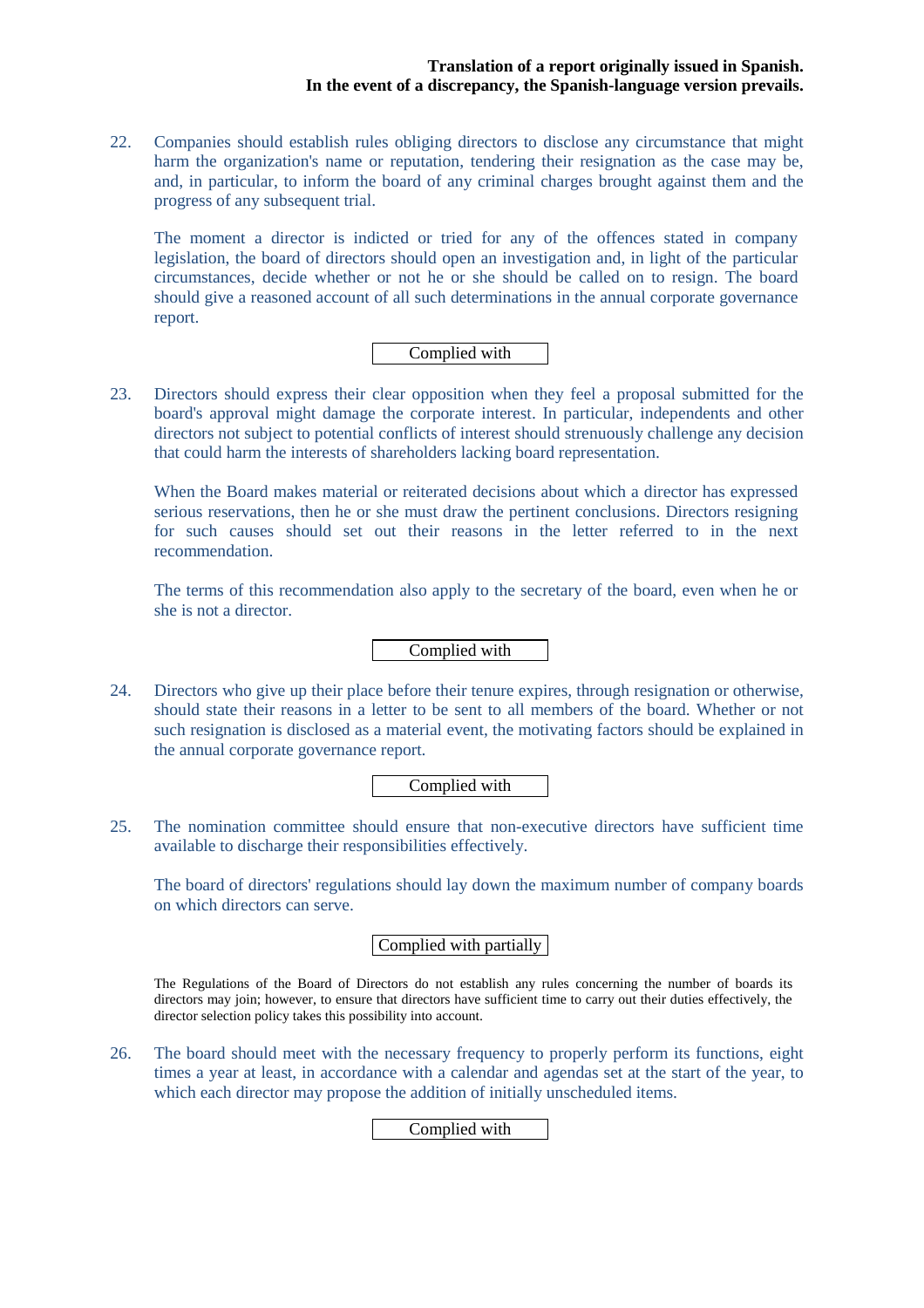22. Companies should establish rules obliging directors to disclose any circumstance that might harm the organization's name or reputation, tendering their resignation as the case may be, and, in particular, to inform the board of any criminal charges brought against them and the progress of any subsequent trial.

    The moment a director is indicted or tried for any of the offences stated in company legislation, the board of directors should open an investigation and, in light of the particular circumstances, decide whether or not he or she should be called on to resign. The board should give a reasoned account of all such determinations in the annual corporate governance report.

    Complied with

23. Directors should express their clear opposition when they feel a proposal submitted for the board's approval might damage the corporate interest. In particular, independents and other directors not subject to potential conflicts of interest should strenuously challenge any decision that could harm the interests of shareholders lacking board representation.

    When the Board makes material or reiterated decisions about which a director has expressed serious reservations, then he or she must draw the pertinent conclusions. Directors resigning for such causes should set out their reasons in the letter referred to in the next recommendation.

    The terms of this recommendation also apply to the secretary of the board, even when he or she is not a director.

    Complied with

24. Directors who give up their place before their tenure expires, through resignation or otherwise, should state their reasons in a letter to be sent to all members of the board. Whether or not such resignation is disclosed as a material event, the motivating factors should be explained in the annual corporate governance report.

    Complied with

25. The nomination committee should ensure that non-executive directors have sufficient time available to discharge their responsibilities effectively.

    The board of directors' regulations should lay down the maximum number of company boards on which directors can serve.

    Complied with partially

    The Regulations of the Board of Directors do not establish any rules concerning the number of boards its directors may join; however, to ensure that directors have sufficient time to carry out their duties effectively, the director selection policy takes this possibility into account.

26. The board should meet with the necessary frequency to properly perform its functions, eight times a year at least, in accordance with a calendar and agendas set at the start of the year, to which each director may propose the addition of initially unscheduled items.

    Complied with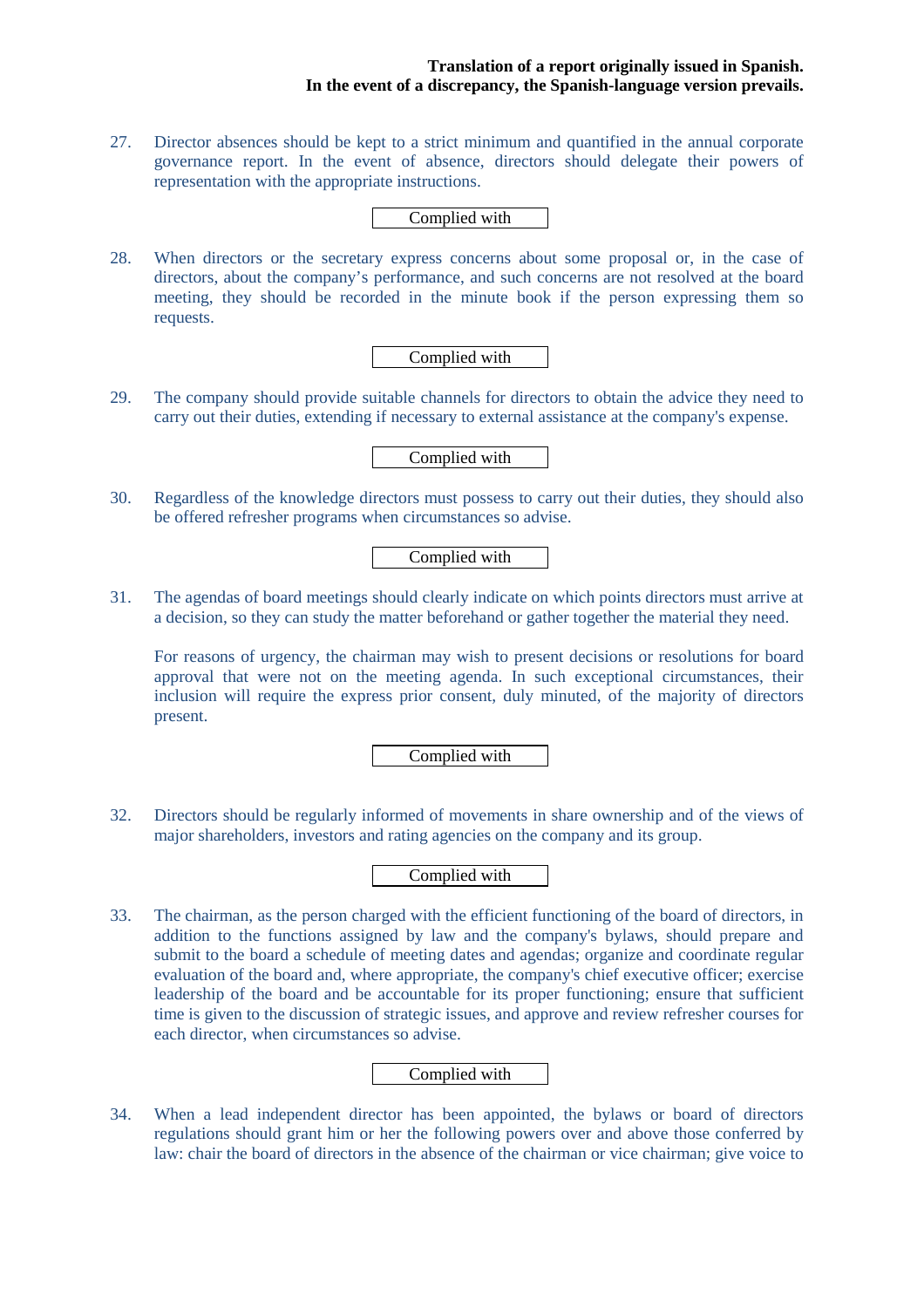**Translation of a report originally issued in Spanish.**
**In the event of a discrepancy, the Spanish-language version prevails.**

27. Director absences should be kept to a strict minimum and quantified in the annual corporate governance report. In the event of absence, directors should delegate their powers of representation with the appropriate instructions.

Complied with

28. When directors or the secretary express concerns about some proposal or, in the case of directors, about the company's performance, and such concerns are not resolved at the board meeting, they should be recorded in the minute book if the person expressing them so requests.

Complied with

29. The company should provide suitable channels for directors to obtain the advice they need to carry out their duties, extending if necessary to external assistance at the company's expense.

Complied with

30. Regardless of the knowledge directors must possess to carry out their duties, they should also be offered refresher programs when circumstances so advise.

Complied with

31. The agendas of board meetings should clearly indicate on which points directors must arrive at a decision, so they can study the matter beforehand or gather together the material they need.

    For reasons of urgency, the chairman may wish to present decisions or resolutions for board approval that were not on the meeting agenda. In such exceptional circumstances, their inclusion will require the express prior consent, duly minuted, of the majority of directors present.

Complied with

32. Directors should be regularly informed of movements in share ownership and of the views of major shareholders, investors and rating agencies on the company and its group.

Complied with

33. The chairman, as the person charged with the efficient functioning of the board of directors, in addition to the functions assigned by law and the company's bylaws, should prepare and submit to the board a schedule of meeting dates and agendas; organize and coordinate regular evaluation of the board and, where appropriate, the company's chief executive officer; exercise leadership of the board and be accountable for its proper functioning; ensure that sufficient time is given to the discussion of strategic issues, and approve and review refresher courses for each director, when circumstances so advise.

Complied with

34. When a lead independent director has been appointed, the bylaws or board of directors regulations should grant him or her the following powers over and above those conferred by law: chair the board of directors in the absence of the chairman or vice chairman; give voice to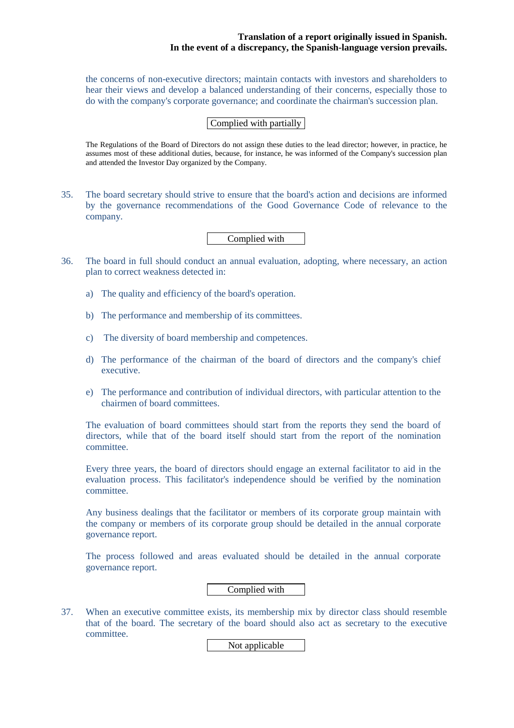the concerns of non-executive directors; maintain contacts with investors and shareholders to hear their views and develop a balanced understanding of their concerns, especially those to do with the company's corporate governance; and coordinate the chairman's succession plan.

Complied with partially

The Regulations of the Board of Directors do not assign these duties to the lead director; however, in practice, he assumes most of these additional duties, because, for instance, he was informed of the Company's succession plan and attended the Investor Day organized by the Company.

35. The board secretary should strive to ensure that the board's action and decisions are informed by the governance recommendations of the Good Governance Code of relevance to the company.

Complied with

36. The board in full should conduct an annual evaluation, adopting, where necessary, an action plan to correct weakness detected in:

    a) The quality and efficiency of the board's operation.

    b) The performance and membership of its committees.

    c) The diversity of board membership and competences.

    d) The performance of the chairman of the board of directors and the company's chief executive.

    e) The performance and contribution of individual directors, with particular attention to the chairmen of board committees.

    The evaluation of board committees should start from the reports they send the board of directors, while that of the board itself should start from the report of the nomination committee.

    Every three years, the board of directors should engage an external facilitator to aid in the evaluation process. This facilitator's independence should be verified by the nomination committee.

    Any business dealings that the facilitator or members of its corporate group maintain with the company or members of its corporate group should be detailed in the annual corporate governance report.

    The process followed and areas evaluated should be detailed in the annual corporate governance report.

Complied with

37. When an executive committee exists, its membership mix by director class should resemble that of the board. The secretary of the board should also act as secretary to the executive committee.

Not applicable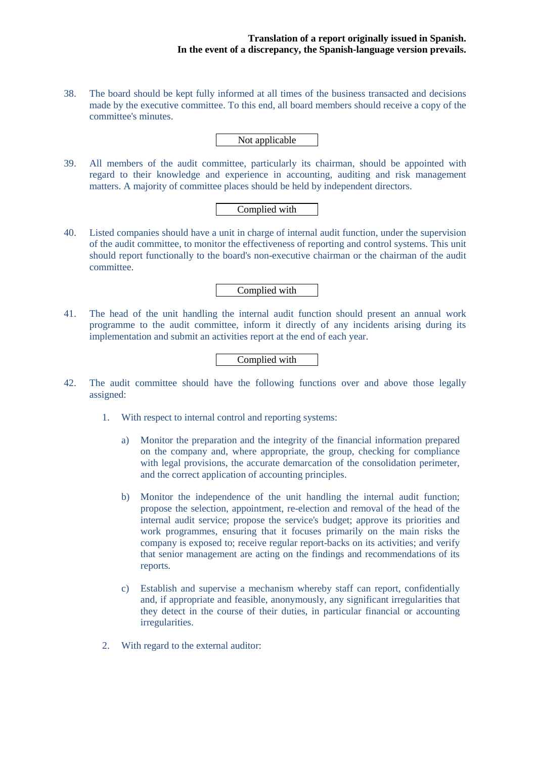38. The board should be kept fully informed at all times of the business transacted and decisions made by the executive committee. To this end, all board members should receive a copy of the committee's minutes.

Not applicable

39. All members of the audit committee, particularly its chairman, should be appointed with regard to their knowledge and experience in accounting, auditing and risk management matters. A majority of committee places should be held by independent directors.

Complied with

40. Listed companies should have a unit in charge of internal audit function, under the supervision of the audit committee, to monitor the effectiveness of reporting and control systems. This unit should report functionally to the board's non-executive chairman or the chairman of the audit committee.

Complied with

41. The head of the unit handling the internal audit function should present an annual work programme to the audit committee, inform it directly of any incidents arising during its implementation and submit an activities report at the end of each year.

Complied with

42. The audit committee should have the following functions over and above those legally assigned:

    1. With respect to internal control and reporting systems:

        a) Monitor the preparation and the integrity of the financial information prepared on the company and, where appropriate, the group, checking for compliance with legal provisions, the accurate demarcation of the consolidation perimeter, and the correct application of accounting principles.

        b) Monitor the independence of the unit handling the internal audit function; propose the selection, appointment, re-election and removal of the head of the internal audit service; propose the service's budget; approve its priorities and work programmes, ensuring that it focuses primarily on the main risks the company is exposed to; receive regular report-backs on its activities; and verify that senior management are acting on the findings and recommendations of its reports.

        c) Establish and supervise a mechanism whereby staff can report, confidentially and, if appropriate and feasible, anonymously, any significant irregularities that they detect in the course of their duties, in particular financial or accounting irregularities.

    2. With regard to the external auditor: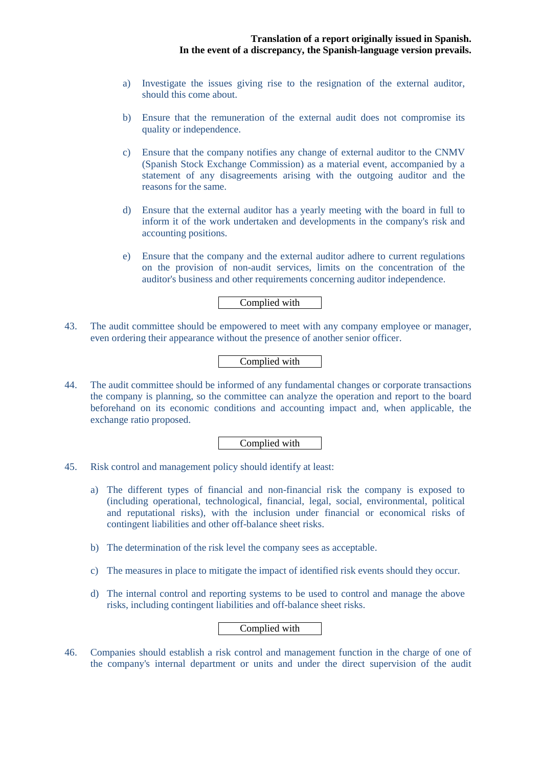a) Investigate the issues giving rise to the resignation of the external auditor, should this come about.

b) Ensure that the remuneration of the external audit does not compromise its quality or independence.

c) Ensure that the company notifies any change of external auditor to the CNMV (Spanish Stock Exchange Commission) as a material event, accompanied by a statement of any disagreements arising with the outgoing auditor and the reasons for the same.

d) Ensure that the external auditor has a yearly meeting with the board in full to inform it of the work undertaken and developments in the company's risk and accounting positions.

e) Ensure that the company and the external auditor adhere to current regulations on the provision of non-audit services, limits on the concentration of the auditor's business and other requirements concerning auditor independence.

| Complied with |
|---|

43. The audit committee should be empowered to meet with any company employee or manager, even ordering their appearance without the presence of another senior officer.

| Complied with |
|---|

44. The audit committee should be informed of any fundamental changes or corporate transactions the company is planning, so the committee can analyze the operation and report to the board beforehand on its economic conditions and accounting impact and, when applicable, the exchange ratio proposed.

| Complied with |
|---|

45. Risk control and management policy should identify at least:

    a) The different types of financial and non-financial risk the company is exposed to (including operational, technological, financial, legal, social, environmental, political and reputational risks), with the inclusion under financial or economical risks of contingent liabilities and other off-balance sheet risks.

    b) The determination of the risk level the company sees as acceptable.

    c) The measures in place to mitigate the impact of identified risk events should they occur.

    d) The internal control and reporting systems to be used to control and manage the above risks, including contingent liabilities and off-balance sheet risks.

| Complied with |
|---|

46. Companies should establish a risk control and management function in the charge of one of the company's internal department or units and under the direct supervision of the audit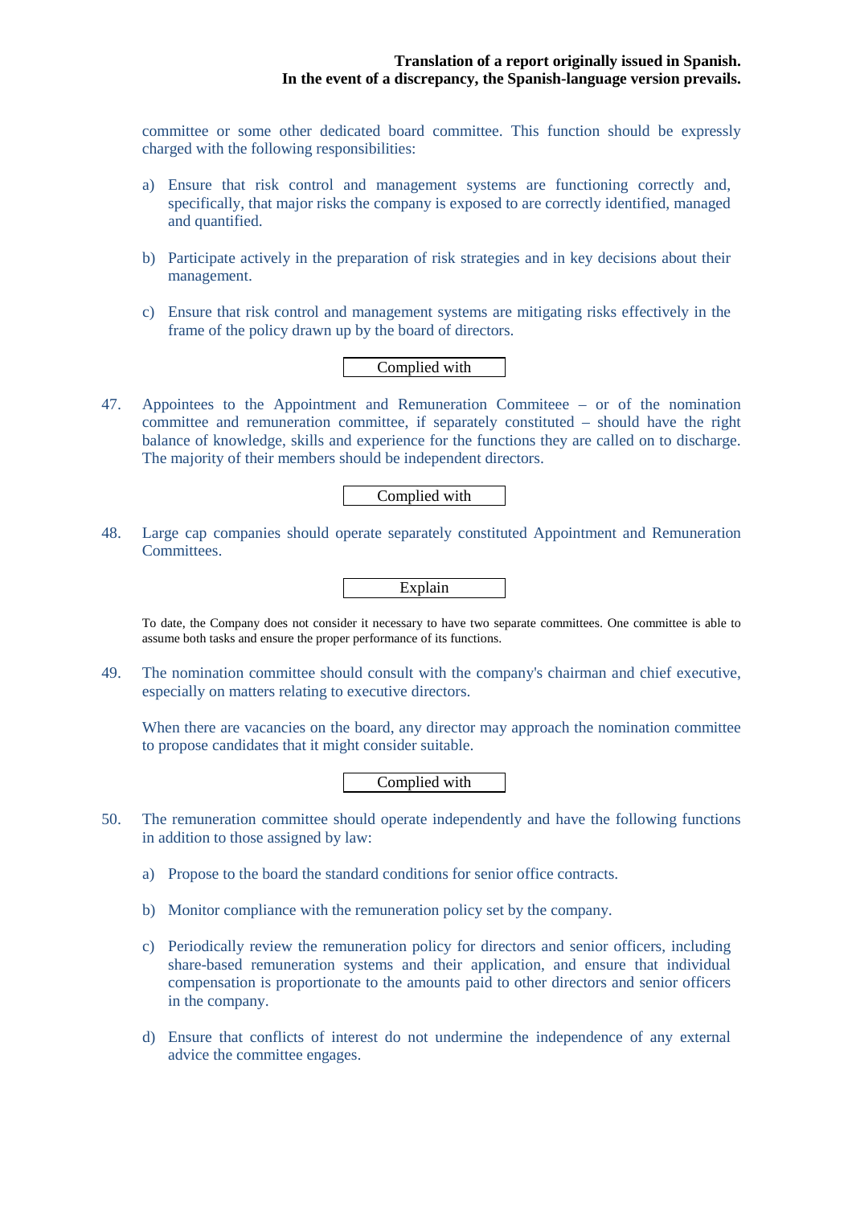committee or some other dedicated board committee. This function should be expressly charged with the following responsibilities:

a) Ensure that risk control and management systems are functioning correctly and, specifically, that major risks the company is exposed to are correctly identified, managed and quantified.

b) Participate actively in the preparation of risk strategies and in key decisions about their management.

c) Ensure that risk control and management systems are mitigating risks effectively in the frame of the policy drawn up by the board of directors.

Complied with

47. Appointees to the Appointment and Remuneration Commiteee – or of the nomination committee and remuneration committee, if separately constituted – should have the right balance of knowledge, skills and experience for the functions they are called on to discharge. The majority of their members should be independent directors.

Complied with

48. Large cap companies should operate separately constituted Appointment and Remuneration Committees.

Explain

To date, the Company does not consider it necessary to have two separate committees. One committee is able to assume both tasks and ensure the proper performance of its functions.

49. The nomination committee should consult with the company's chairman and chief executive, especially on matters relating to executive directors.

When there are vacancies on the board, any director may approach the nomination committee to propose candidates that it might consider suitable.

Complied with

50. The remuneration committee should operate independently and have the following functions in addition to those assigned by law:

a) Propose to the board the standard conditions for senior office contracts.

b) Monitor compliance with the remuneration policy set by the company.

c) Periodically review the remuneration policy for directors and senior officers, including share-based remuneration systems and their application, and ensure that individual compensation is proportionate to the amounts paid to other directors and senior officers in the company.

d) Ensure that conflicts of interest do not undermine the independence of any external advice the committee engages.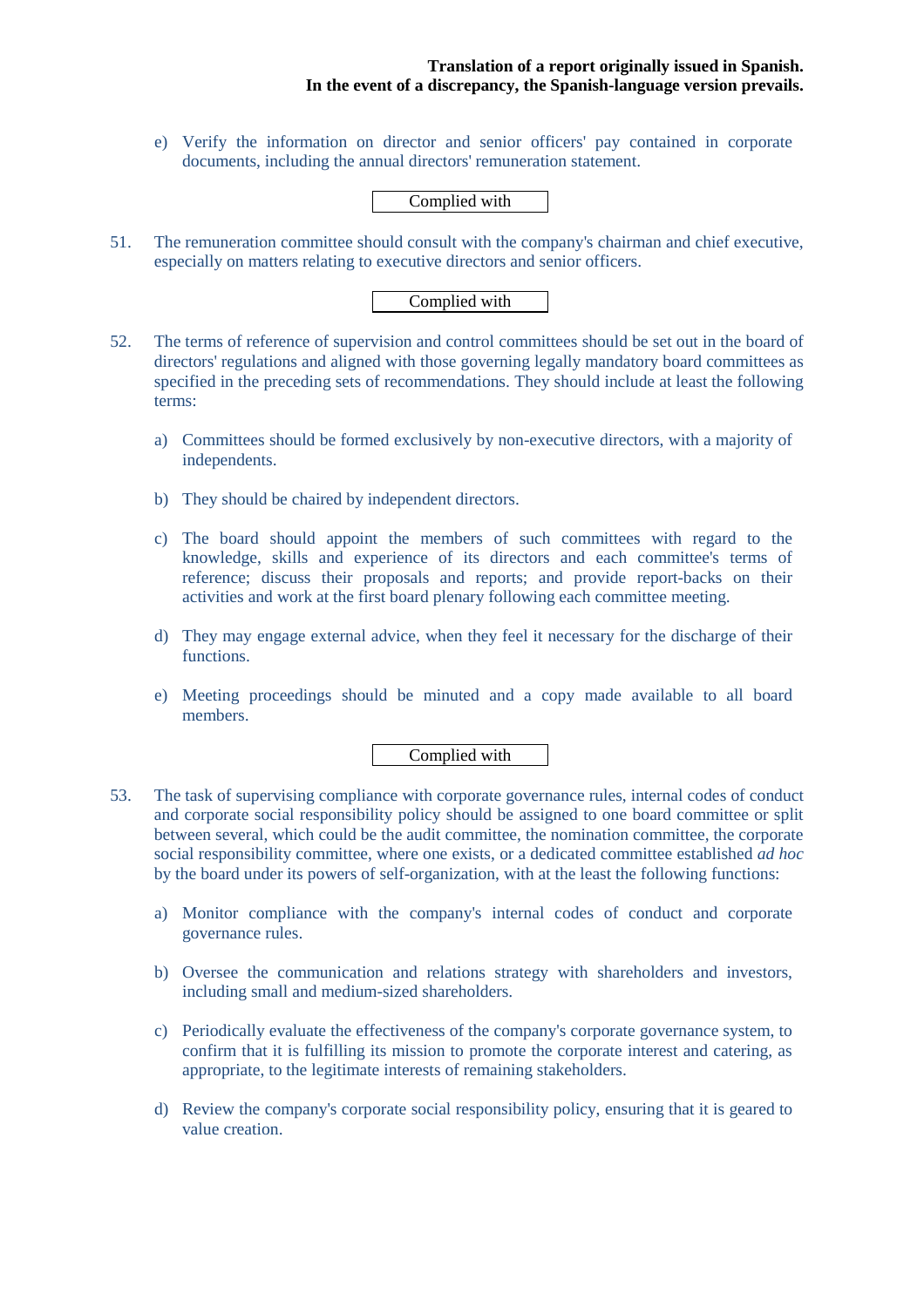e) Verify the information on director and senior officers' pay contained in corporate documents, including the annual directors' remuneration statement.

Complied with

51. The remuneration committee should consult with the company's chairman and chief executive, especially on matters relating to executive directors and senior officers.

Complied with

52. The terms of reference of supervision and control committees should be set out in the board of directors' regulations and aligned with those governing legally mandatory board committees as specified in the preceding sets of recommendations. They should include at least the following terms:

a) Committees should be formed exclusively by non-executive directors, with a majority of independents.

b) They should be chaired by independent directors.

c) The board should appoint the members of such committees with regard to the knowledge, skills and experience of its directors and each committee's terms of reference; discuss their proposals and reports; and provide report-backs on their activities and work at the first board plenary following each committee meeting.

d) They may engage external advice, when they feel it necessary for the discharge of their functions.

e) Meeting proceedings should be minuted and a copy made available to all board members.

Complied with

53. The task of supervising compliance with corporate governance rules, internal codes of conduct and corporate social responsibility policy should be assigned to one board committee or split between several, which could be the audit committee, the nomination committee, the corporate social responsibility committee, where one exists, or a dedicated committee established *ad hoc* by the board under its powers of self-organization, with at the least the following functions:

a) Monitor compliance with the company's internal codes of conduct and corporate governance rules.

b) Oversee the communication and relations strategy with shareholders and investors, including small and medium-sized shareholders.

c) Periodically evaluate the effectiveness of the company's corporate governance system, to confirm that it is fulfilling its mission to promote the corporate interest and catering, as appropriate, to the legitimate interests of remaining stakeholders.

d) Review the company's corporate social responsibility policy, ensuring that it is geared to value creation.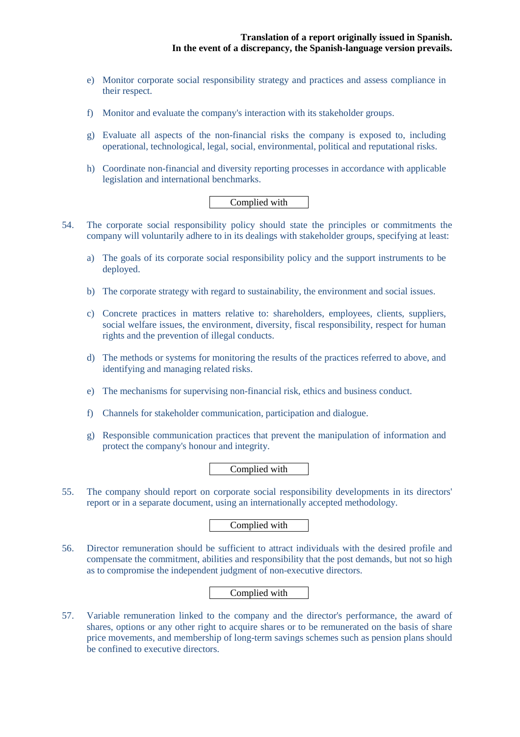e) Monitor corporate social responsibility strategy and practices and assess compliance in their respect.

f) Monitor and evaluate the company's interaction with its stakeholder groups.

g) Evaluate all aspects of the non-financial risks the company is exposed to, including operational, technological, legal, social, environmental, political and reputational risks.

h) Coordinate non-financial and diversity reporting processes in accordance with applicable legislation and international benchmarks.

Complied with

54. The corporate social responsibility policy should state the principles or commitments the company will voluntarily adhere to in its dealings with stakeholder groups, specifying at least:

a) The goals of its corporate social responsibility policy and the support instruments to be deployed.

b) The corporate strategy with regard to sustainability, the environment and social issues.

c) Concrete practices in matters relative to: shareholders, employees, clients, suppliers, social welfare issues, the environment, diversity, fiscal responsibility, respect for human rights and the prevention of illegal conducts.

d) The methods or systems for monitoring the results of the practices referred to above, and identifying and managing related risks.

e) The mechanisms for supervising non-financial risk, ethics and business conduct.

f) Channels for stakeholder communication, participation and dialogue.

g) Responsible communication practices that prevent the manipulation of information and protect the company's honour and integrity.

Complied with

55. The company should report on corporate social responsibility developments in its directors' report or in a separate document, using an internationally accepted methodology.

Complied with

56. Director remuneration should be sufficient to attract individuals with the desired profile and compensate the commitment, abilities and responsibility that the post demands, but not so high as to compromise the independent judgment of non-executive directors.

Complied with

57. Variable remuneration linked to the company and the director's performance, the award of shares, options or any other right to acquire shares or to be remunerated on the basis of share price movements, and membership of long-term savings schemes such as pension plans should be confined to executive directors.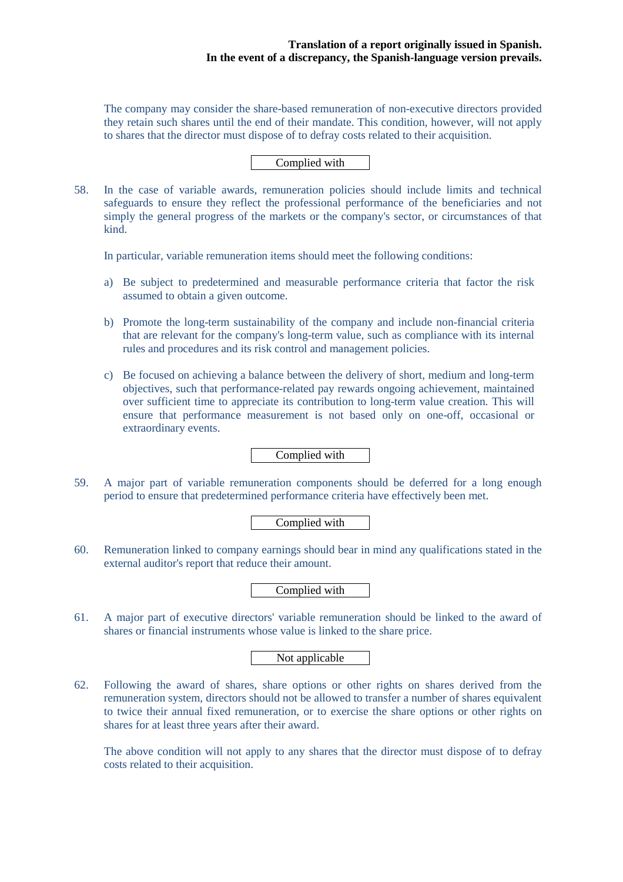The company may consider the share-based remuneration of non-executive directors provided they retain such shares until the end of their mandate. This condition, however, will not apply to shares that the director must dispose of to defray costs related to their acquisition.

Complied with

58. In the case of variable awards, remuneration policies should include limits and technical safeguards to ensure they reflect the professional performance of the beneficiaries and not simply the general progress of the markets or the company's sector, or circumstances of that kind.

    In particular, variable remuneration items should meet the following conditions:

    a) Be subject to predetermined and measurable performance criteria that factor the risk assumed to obtain a given outcome.

    b) Promote the long-term sustainability of the company and include non-financial criteria that are relevant for the company's long-term value, such as compliance with its internal rules and procedures and its risk control and management policies.

    c) Be focused on achieving a balance between the delivery of short, medium and long-term objectives, such that performance-related pay rewards ongoing achievement, maintained over sufficient time to appreciate its contribution to long-term value creation. This will ensure that performance measurement is not based only on one-off, occasional or extraordinary events.

Complied with

59. A major part of variable remuneration components should be deferred for a long enough period to ensure that predetermined performance criteria have effectively been met.

Complied with

60. Remuneration linked to company earnings should bear in mind any qualifications stated in the external auditor's report that reduce their amount.

Complied with

61. A major part of executive directors' variable remuneration should be linked to the award of shares or financial instruments whose value is linked to the share price.

Not applicable

62. Following the award of shares, share options or other rights on shares derived from the remuneration system, directors should not be allowed to transfer a number of shares equivalent to twice their annual fixed remuneration, or to exercise the share options or other rights on shares for at least three years after their award.

    The above condition will not apply to any shares that the director must dispose of to defray costs related to their acquisition.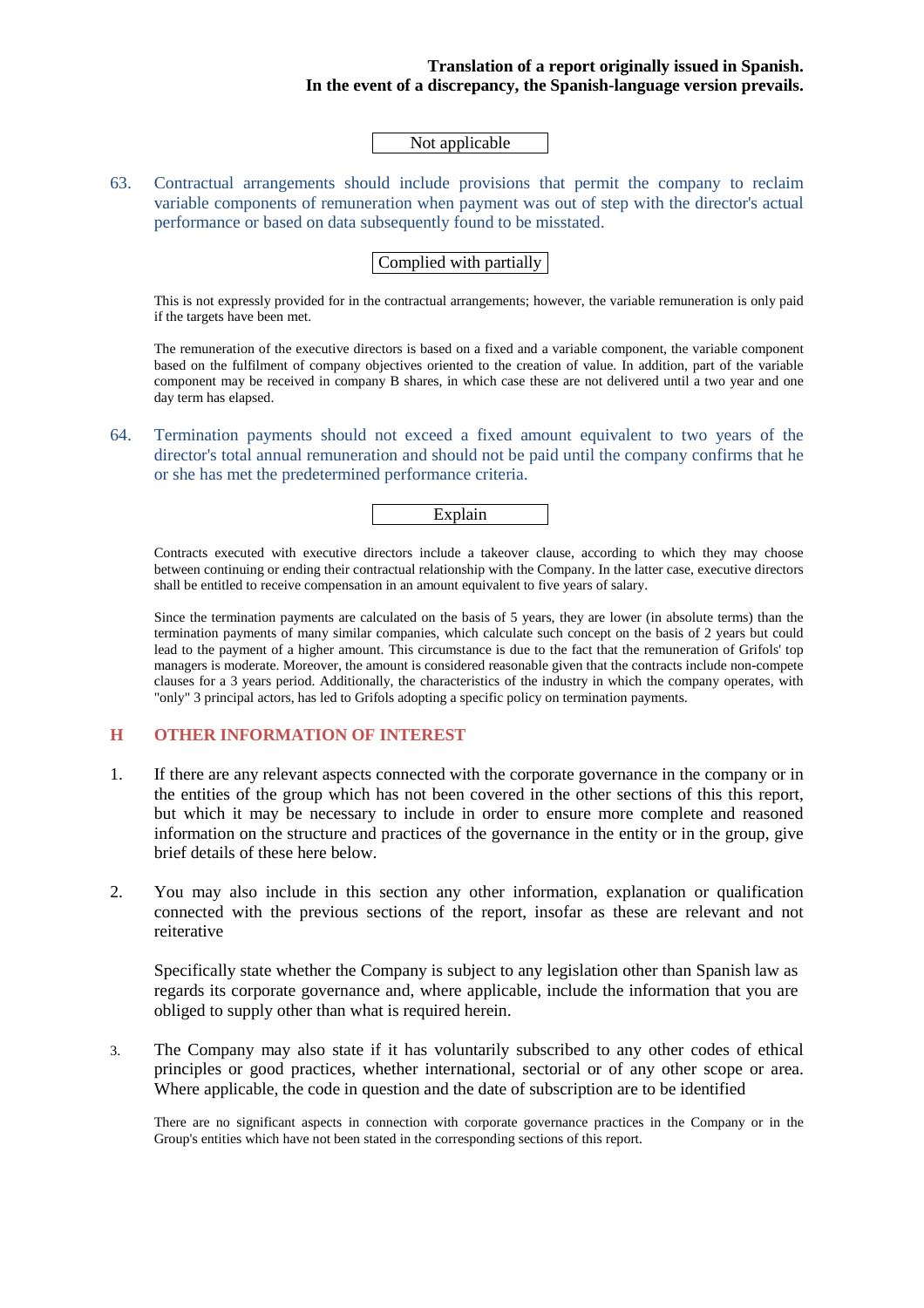Translation of a report originally issued in Spanish.
In the event of a discrepancy, the Spanish-language version prevails.

Not applicable

63. Contractual arrangements should include provisions that permit the company to reclaim variable components of remuneration when payment was out of step with the director's actual performance or based on data subsequently found to be misstated.

Complied with partially

This is not expressly provided for in the contractual arrangements; however, the variable remuneration is only paid if the targets have been met.

The remuneration of the executive directors is based on a fixed and a variable component, the variable component based on the fulfilment of company objectives oriented to the creation of value. In addition, part of the variable component may be received in company B shares, in which case these are not delivered until a two year and one day term has elapsed.

64. Termination payments should not exceed a fixed amount equivalent to two years of the director's total annual remuneration and should not be paid until the company confirms that he or she has met the predetermined performance criteria.

Explain

Contracts executed with executive directors include a takeover clause, according to which they may choose between continuing or ending their contractual relationship with the Company. In the latter case, executive directors shall be entitled to receive compensation in an amount equivalent to five years of salary.

Since the termination payments are calculated on the basis of 5 years, they are lower (in absolute terms) than the termination payments of many similar companies, which calculate such concept on the basis of 2 years but could lead to the payment of a higher amount. This circumstance is due to the fact that the remuneration of Grifols' top managers is moderate. Moreover, the amount is considered reasonable given that the contracts include non-compete clauses for a 3 years period. Additionally, the characteristics of the industry in which the company operates, with "only" 3 principal actors, has led to Grifols adopting a specific policy on termination payments.

## H OTHER INFORMATION OF INTEREST

1. If there are any relevant aspects connected with the corporate governance in the company or in the entities of the group which has not been covered in the other sections of this this report, but which it may be necessary to include in order to ensure more complete and reasoned information on the structure and practices of the governance in the entity or in the group, give brief details of these here below.

2. You may also include in this section any other information, explanation or qualification connected with the previous sections of the report, insofar as these are relevant and not reiterative

   Specifically state whether the Company is subject to any legislation other than Spanish law as regards its corporate governance and, where applicable, include the information that you are obliged to supply other than what is required herein.

3. The Company may also state if it has voluntarily subscribed to any other codes of ethical principles or good practices, whether international, sectorial or of any other scope or area. Where applicable, the code in question and the date of subscription are to be identified

There are no significant aspects in connection with corporate governance practices in the Company or in the Group's entities which have not been stated in the corresponding sections of this report.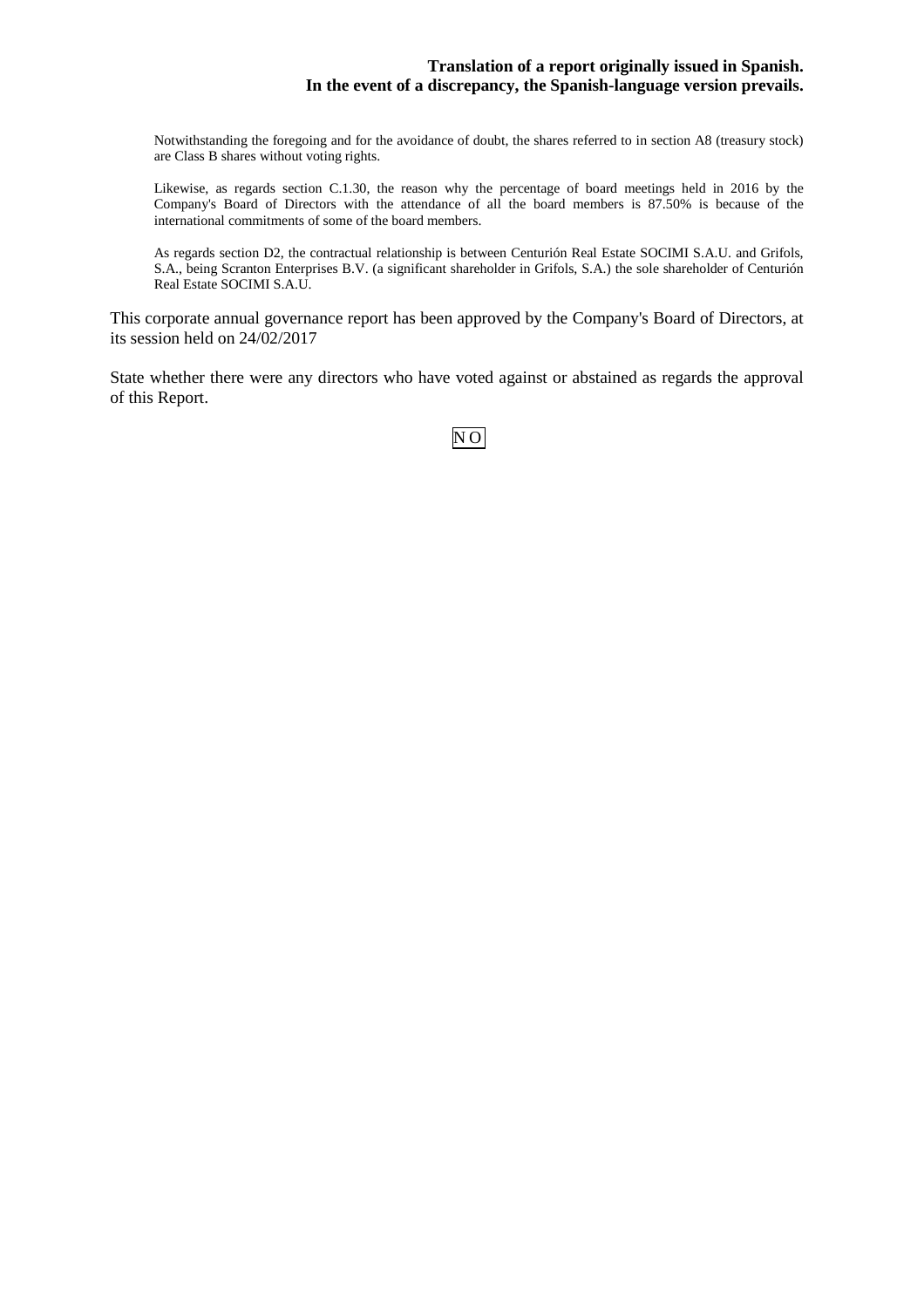Notwithstanding the foregoing and for the avoidance of doubt, the shares referred to in section A8 (treasury stock) are Class B shares without voting rights.

Likewise, as regards section C.1.30, the reason why the percentage of board meetings held in 2016 by the Company's Board of Directors with the attendance of all the board members is 87.50% is because of the international commitments of some of the board members.

As regards section D2, the contractual relationship is between Centurión Real Estate SOCIMI S.A.U. and Grifols, S.A., being Scranton Enterprises B.V. (a significant shareholder in Grifols, S.A.) the sole shareholder of Centurión Real Estate SOCIMI S.A.U.

This corporate annual governance report has been approved by the Company's Board of Directors, at its session held on 24/02/2017

State whether there were any directors who have voted against or abstained as regards the approval of this Report.

NO